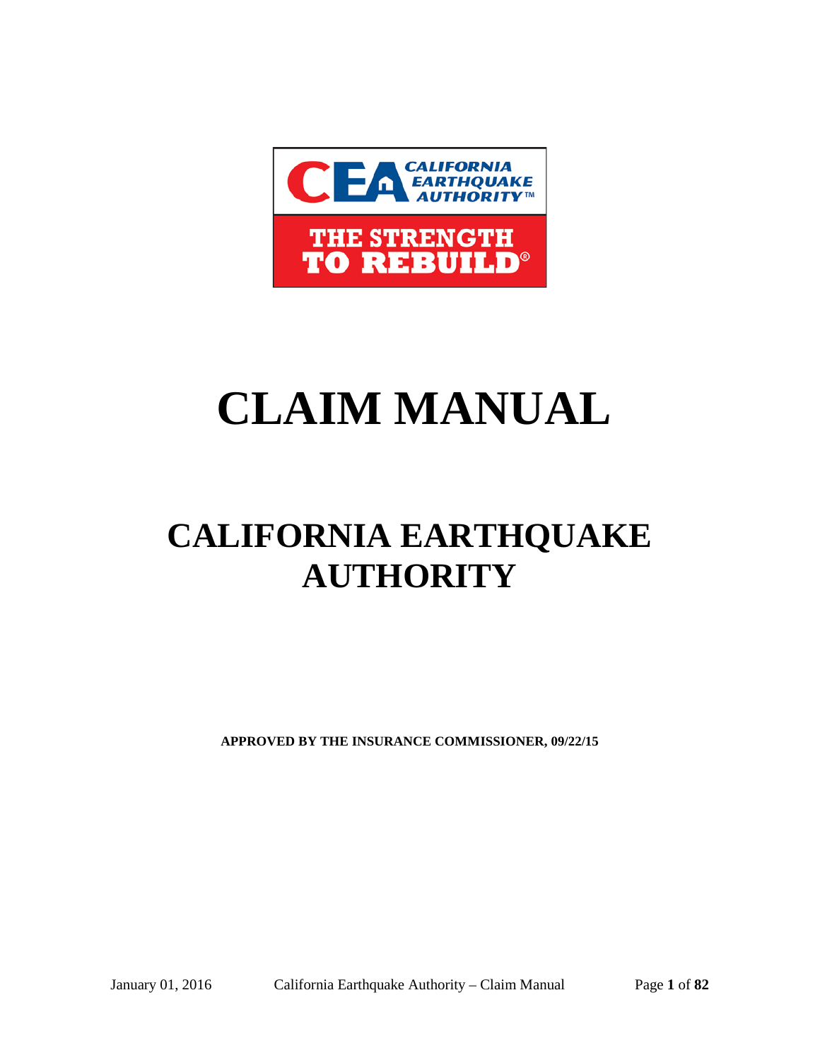CALIFORNIA EARTHQUAKE AUTHORITY™

THE STRENGTH TO REBUILD®

# CLAIM MANUAL

## CALIFORNIA EARTHQUAKE AUTHORITY

**APPROVED BY THE INSURANCE COMMISSIONER, 09/22/15**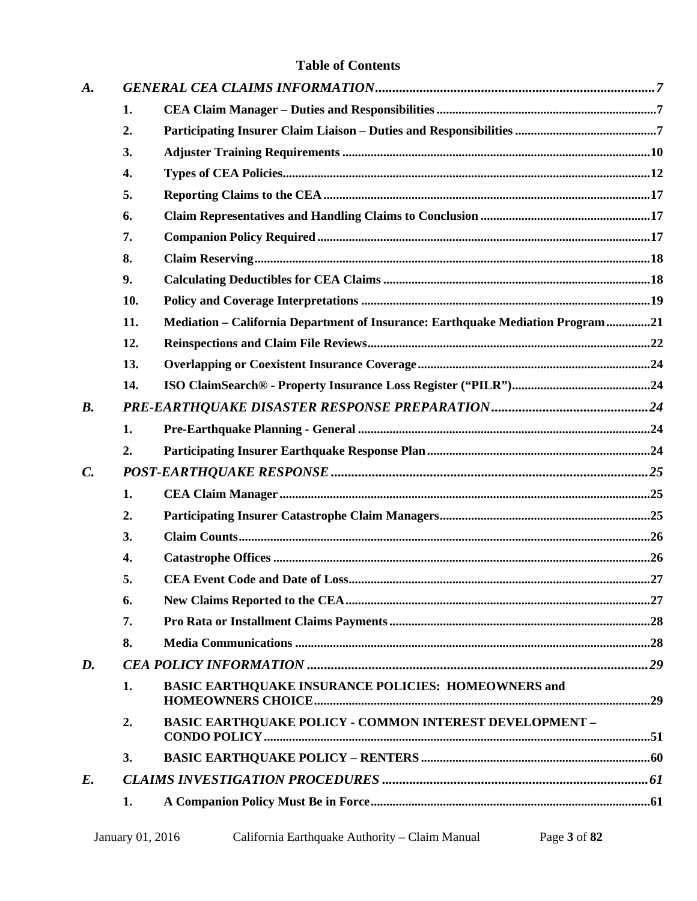# Table of Contents

| | | | |
|---|---|---|---|
| ***A.*** | ***GENERAL CEA CLAIMS INFORMATION*** | | ***7*** |
| | **1.** | **CEA Claim Manager – Duties and Responsibilities** | **7** |
| | **2.** | **Participating Insurer Claim Liaison – Duties and Responsibilities** | **7** |
| | **3.** | **Adjuster Training Requirements** | **10** |
| | **4.** | **Types of CEA Policies** | **12** |
| | **5.** | **Reporting Claims to the CEA** | **17** |
| | **6.** | **Claim Representatives and Handling Claims to Conclusion** | **17** |
| | **7.** | **Companion Policy Required** | **17** |
| | **8.** | **Claim Reserving** | **18** |
| | **9.** | **Calculating Deductibles for CEA Claims** | **18** |
| | **10.** | **Policy and Coverage Interpretations** | **19** |
| | **11.** | **Mediation – California Department of Insurance: Earthquake Mediation Program** | **21** |
| | **12.** | **Reinspections and Claim File Reviews** | **22** |
| | **13.** | **Overlapping or Coexistent Insurance Coverage** | **24** |
| | **14.** | **ISO ClaimSearch® - Property Insurance Loss Register ("PILR")** | **24** |
| ***B.*** | ***PRE-EARTHQUAKE DISASTER RESPONSE PREPARATION*** | | ***24*** |
| | **1.** | **Pre-Earthquake Planning - General** | **24** |
| | **2.** | **Participating Insurer Earthquake Response Plan** | **24** |
| ***C.*** | ***POST-EARTHQUAKE RESPONSE*** | | ***25*** |
| | **1.** | **CEA Claim Manager** | **25** |
| | **2.** | **Participating Insurer Catastrophe Claim Managers** | **25** |
| | **3.** | **Claim Counts** | **26** |
| | **4.** | **Catastrophe Offices** | **26** |
| | **5.** | **CEA Event Code and Date of Loss** | **27** |
| | **6.** | **New Claims Reported to the CEA** | **27** |
| | **7.** | **Pro Rata or Installment Claims Payments** | **28** |
| | **8.** | **Media Communications** | **28** |
| ***D.*** | ***CEA POLICY INFORMATION*** | | ***29*** |
| | **1.** | **BASIC EARTHQUAKE INSURANCE POLICIES: HOMEOWNERS and HOMEOWNERS CHOICE** | **29** |
| | **2.** | **BASIC EARTHQUAKE POLICY - COMMON INTEREST DEVELOPMENT – CONDO POLICY** | **51** |
| | **3.** | **BASIC EARTHQUAKE POLICY – RENTERS** | **60** |
| ***E.*** | ***CLAIMS INVESTIGATION PROCEDURES*** | | ***61*** |
| | **1.** | **A Companion Policy Must Be in Force** | **61** |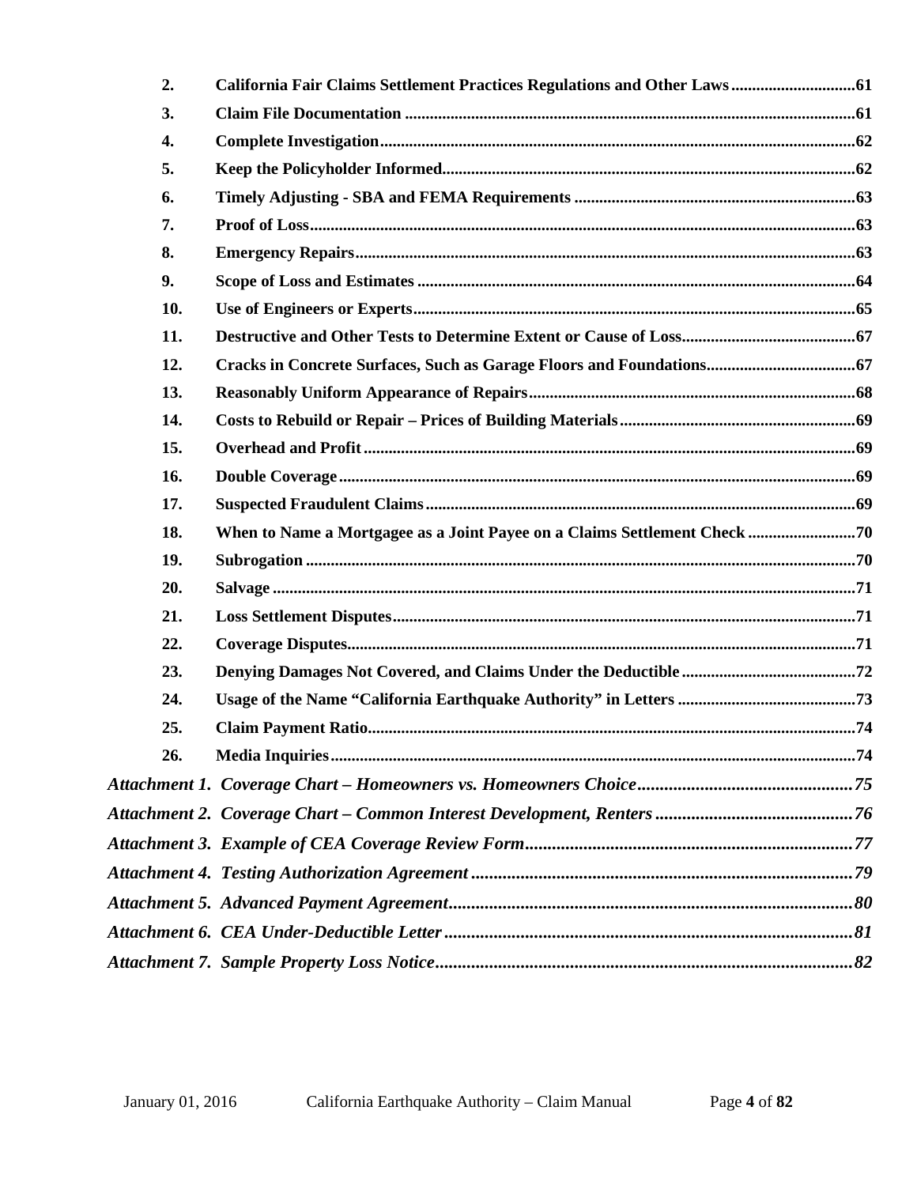2. **California Fair Claims Settlement Practices Regulations and Other Laws** .....61
3. **Claim File Documentation** .....61
4. **Complete Investigation** .....62
5. **Keep the Policyholder Informed** .....62
6. **Timely Adjusting - SBA and FEMA Requirements** .....63
7. **Proof of Loss** .....63
8. **Emergency Repairs** .....63
9. **Scope of Loss and Estimates** .....64
10. **Use of Engineers or Experts** .....65
11. **Destructive and Other Tests to Determine Extent or Cause of Loss** .....67
12. **Cracks in Concrete Surfaces, Such as Garage Floors and Foundations** .....67
13. **Reasonably Uniform Appearance of Repairs** .....68
14. **Costs to Rebuild or Repair – Prices of Building Materials** .....69
15. **Overhead and Profit** .....69
16. **Double Coverage** .....69
17. **Suspected Fraudulent Claims** .....69
18. **When to Name a Mortgagee as a Joint Payee on a Claims Settlement Check** .....70
19. **Subrogation** .....70
20. **Salvage** .....71
21. **Loss Settlement Disputes** .....71
22. **Coverage Disputes** .....71
23. **Denying Damages Not Covered, and Claims Under the Deductible** .....72
24. **Usage of the Name "California Earthquake Authority" in Letters** .....73
25. **Claim Payment Ratio** .....74
26. **Media Inquiries** .....74

***Attachment 1. Coverage Chart – Homeowners vs. Homeowners Choice*** .....75

***Attachment 2. Coverage Chart – Common Interest Development, Renters*** .....76

***Attachment 3. Example of CEA Coverage Review Form*** .....77

***Attachment 4. Testing Authorization Agreement*** .....79

***Attachment 5. Advanced Payment Agreement*** .....80

***Attachment 6. CEA Under-Deductible Letter*** .....81

***Attachment 7. Sample Property Loss Notice*** .....82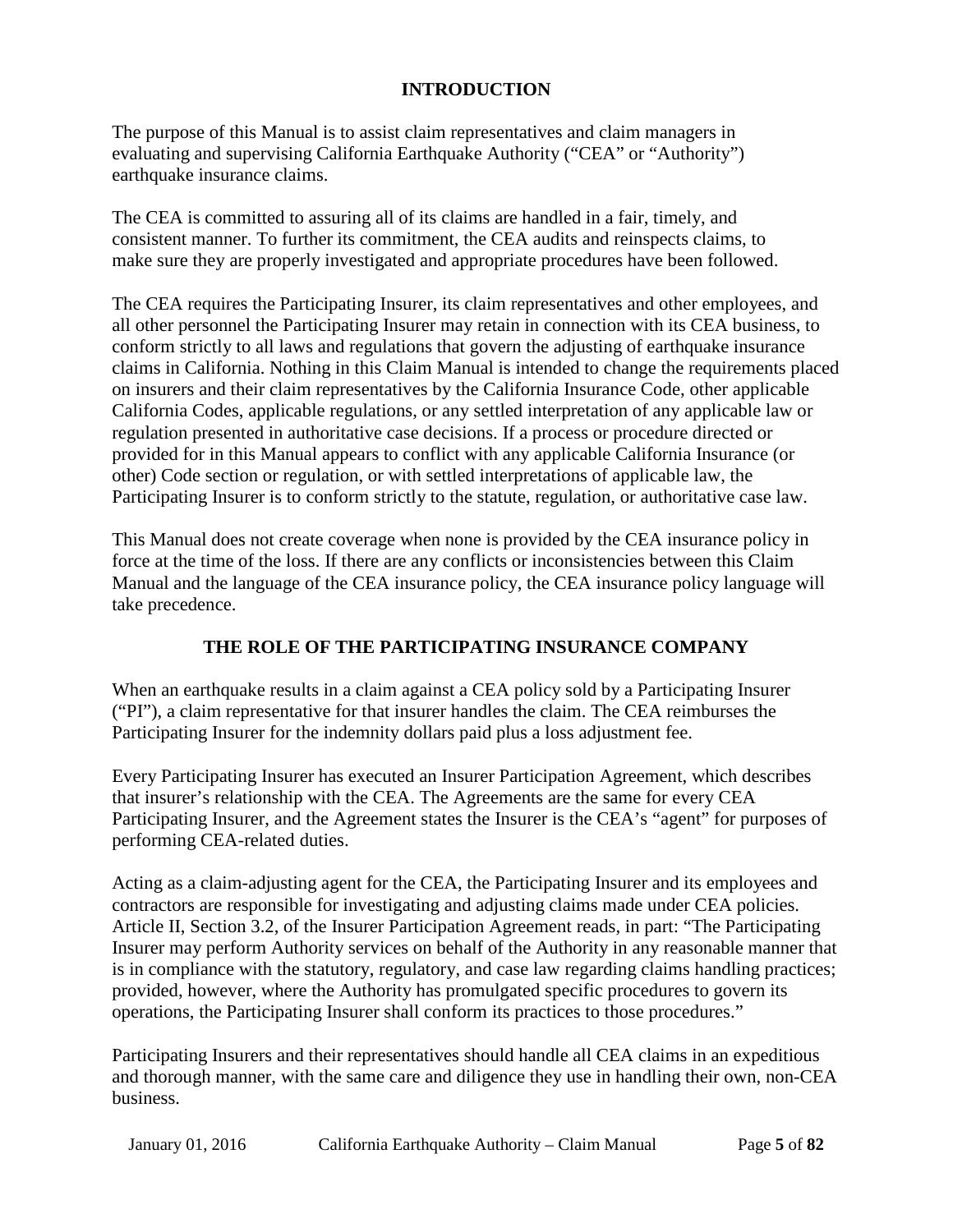## INTRODUCTION

The purpose of this Manual is to assist claim representatives and claim managers in evaluating and supervising California Earthquake Authority ("CEA" or "Authority") earthquake insurance claims.

The CEA is committed to assuring all of its claims are handled in a fair, timely, and consistent manner. To further its commitment, the CEA audits and reinspects claims, to make sure they are properly investigated and appropriate procedures have been followed.

The CEA requires the Participating Insurer, its claim representatives and other employees, and all other personnel the Participating Insurer may retain in connection with its CEA business, to conform strictly to all laws and regulations that govern the adjusting of earthquake insurance claims in California. Nothing in this Claim Manual is intended to change the requirements placed on insurers and their claim representatives by the California Insurance Code, other applicable California Codes, applicable regulations, or any settled interpretation of any applicable law or regulation presented in authoritative case decisions. If a process or procedure directed or provided for in this Manual appears to conflict with any applicable California Insurance (or other) Code section or regulation, or with settled interpretations of applicable law, the Participating Insurer is to conform strictly to the statute, regulation, or authoritative case law.

This Manual does not create coverage when none is provided by the CEA insurance policy in force at the time of the loss. If there are any conflicts or inconsistencies between this Claim Manual and the language of the CEA insurance policy, the CEA insurance policy language will take precedence.

## THE ROLE OF THE PARTICIPATING INSURANCE COMPANY

When an earthquake results in a claim against a CEA policy sold by a Participating Insurer ("PI"), a claim representative for that insurer handles the claim. The CEA reimburses the Participating Insurer for the indemnity dollars paid plus a loss adjustment fee.

Every Participating Insurer has executed an Insurer Participation Agreement, which describes that insurer's relationship with the CEA. The Agreements are the same for every CEA Participating Insurer, and the Agreement states the Insurer is the CEA's "agent" for purposes of performing CEA-related duties.

Acting as a claim-adjusting agent for the CEA, the Participating Insurer and its employees and contractors are responsible for investigating and adjusting claims made under CEA policies. Article II, Section 3.2, of the Insurer Participation Agreement reads, in part: "The Participating Insurer may perform Authority services on behalf of the Authority in any reasonable manner that is in compliance with the statutory, regulatory, and case law regarding claims handling practices; provided, however, where the Authority has promulgated specific procedures to govern its operations, the Participating Insurer shall conform its practices to those procedures."

Participating Insurers and their representatives should handle all CEA claims in an expeditious and thorough manner, with the same care and diligence they use in handling their own, non-CEA business.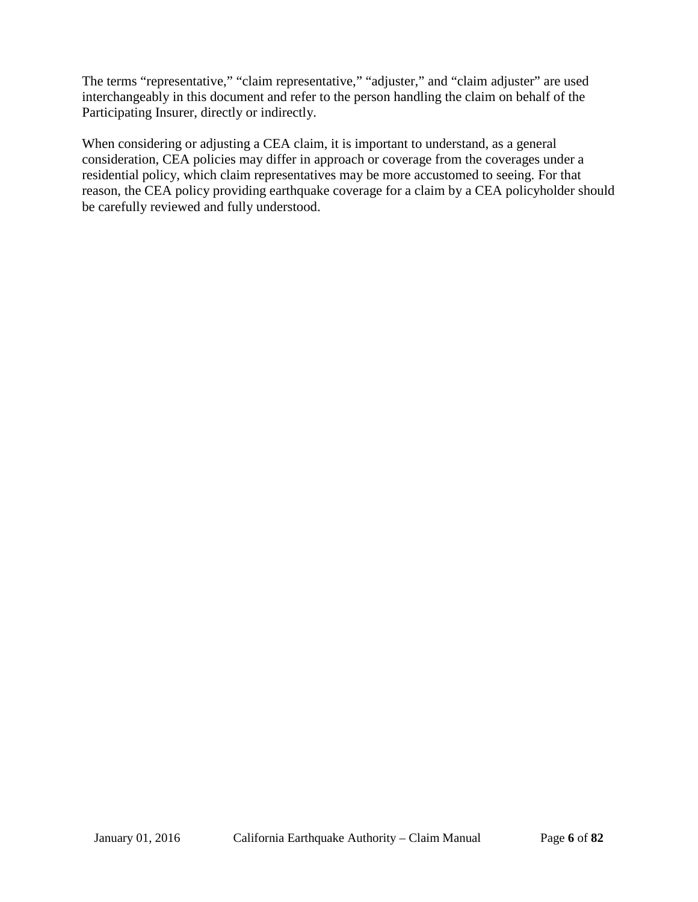The terms “representative,” “claim representative,” “adjuster,” and “claim adjuster” are used interchangeably in this document and refer to the person handling the claim on behalf of the Participating Insurer, directly or indirectly.

When considering or adjusting a CEA claim, it is important to understand, as a general consideration, CEA policies may differ in approach or coverage from the coverages under a residential policy, which claim representatives may be more accustomed to seeing. For that reason, the CEA policy providing earthquake coverage for a claim by a CEA policyholder should be carefully reviewed and fully understood.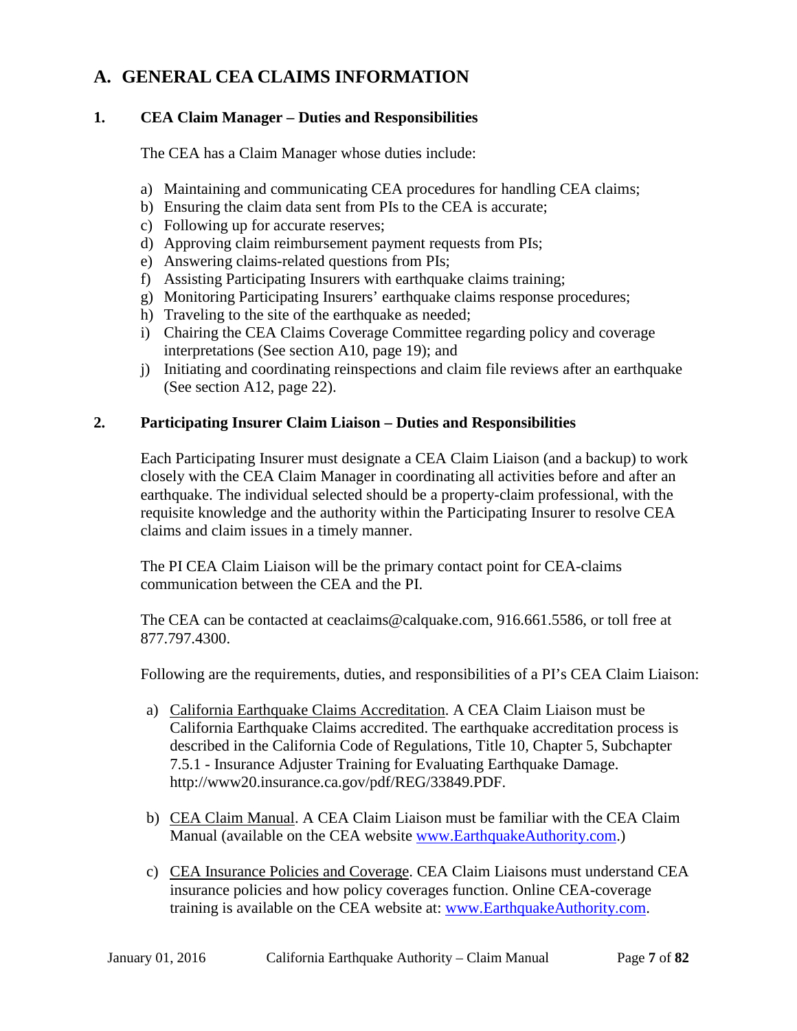# A. GENERAL CEA CLAIMS INFORMATION

### 1. CEA Claim Manager – Duties and Responsibilities

The CEA has a Claim Manager whose duties include:

a) Maintaining and communicating CEA procedures for handling CEA claims;
b) Ensuring the claim data sent from PIs to the CEA is accurate;
c) Following up for accurate reserves;
d) Approving claim reimbursement payment requests from PIs;
e) Answering claims-related questions from PIs;
f) Assisting Participating Insurers with earthquake claims training;
g) Monitoring Participating Insurers' earthquake claims response procedures;
h) Traveling to the site of the earthquake as needed;
i) Chairing the CEA Claims Coverage Committee regarding policy and coverage interpretations (See section A10, page 19); and
j) Initiating and coordinating reinspections and claim file reviews after an earthquake (See section A12, page 22).

### 2. Participating Insurer Claim Liaison – Duties and Responsibilities

Each Participating Insurer must designate a CEA Claim Liaison (and a backup) to work closely with the CEA Claim Manager in coordinating all activities before and after an earthquake. The individual selected should be a property-claim professional, with the requisite knowledge and the authority within the Participating Insurer to resolve CEA claims and claim issues in a timely manner.

The PI CEA Claim Liaison will be the primary contact point for CEA-claims communication between the CEA and the PI.

The CEA can be contacted at ceaclaims@calquake.com, 916.661.5586, or toll free at 877.797.4300.

Following are the requirements, duties, and responsibilities of a PI's CEA Claim Liaison:

a) <u>California Earthquake Claims Accreditation</u>. A CEA Claim Liaison must be California Earthquake Claims accredited. The earthquake accreditation process is described in the California Code of Regulations, Title 10, Chapter 5, Subchapter 7.5.1 - Insurance Adjuster Training for Evaluating Earthquake Damage. http://www20.insurance.ca.gov/pdf/REG/33849.PDF.

b) <u>CEA Claim Manual</u>. A CEA Claim Liaison must be familiar with the CEA Claim Manual (available on the CEA website [www.EarthquakeAuthority.com](http://www.EarthquakeAuthority.com).)

c) <u>CEA Insurance Policies and Coverage</u>. CEA Claim Liaisons must understand CEA insurance policies and how policy coverages function. Online CEA-coverage training is available on the CEA website at: [www.EarthquakeAuthority.com](http://www.EarthquakeAuthority.com).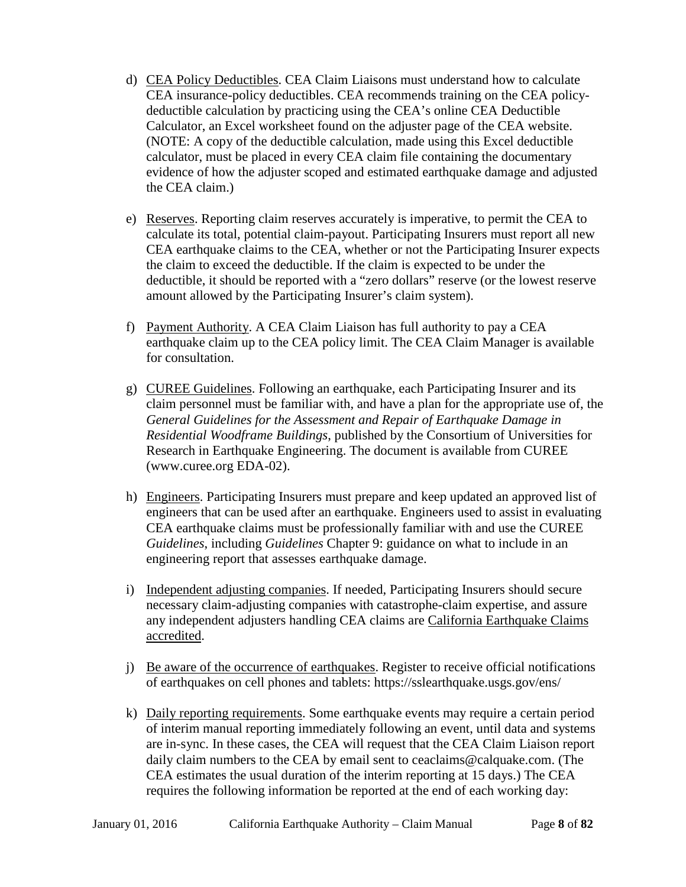d) <u>CEA Policy Deductibles</u>. CEA Claim Liaisons must understand how to calculate CEA insurance-policy deductibles. CEA recommends training on the CEA policy-deductible calculation by practicing using the CEA's online CEA Deductible Calculator, an Excel worksheet found on the adjuster page of the CEA website. (NOTE: A copy of the deductible calculation, made using this Excel deductible calculator, must be placed in every CEA claim file containing the documentary evidence of how the adjuster scoped and estimated earthquake damage and adjusted the CEA claim.)

e) <u>Reserves</u>. Reporting claim reserves accurately is imperative, to permit the CEA to calculate its total, potential claim-payout. Participating Insurers must report all new CEA earthquake claims to the CEA, whether or not the Participating Insurer expects the claim to exceed the deductible. If the claim is expected to be under the deductible, it should be reported with a "zero dollars" reserve (or the lowest reserve amount allowed by the Participating Insurer's claim system).

f) <u>Payment Authority</u>. A CEA Claim Liaison has full authority to pay a CEA earthquake claim up to the CEA policy limit. The CEA Claim Manager is available for consultation.

g) <u>CUREE Guidelines</u>. Following an earthquake, each Participating Insurer and its claim personnel must be familiar with, and have a plan for the appropriate use of, the *General Guidelines for the Assessment and Repair of Earthquake Damage in Residential Woodframe Buildings*, published by the Consortium of Universities for Research in Earthquake Engineering. The document is available from CUREE (www.curee.org EDA-02).

h) <u>Engineers</u>. Participating Insurers must prepare and keep updated an approved list of engineers that can be used after an earthquake. Engineers used to assist in evaluating CEA earthquake claims must be professionally familiar with and use the CUREE *Guidelines*, including *Guidelines* Chapter 9: guidance on what to include in an engineering report that assesses earthquake damage.

i) <u>Independent adjusting companies</u>. If needed, Participating Insurers should secure necessary claim-adjusting companies with catastrophe-claim expertise, and assure any independent adjusters handling CEA claims are <u>California Earthquake Claims accredited</u>.

j) <u>Be aware of the occurrence of earthquakes</u>. Register to receive official notifications of earthquakes on cell phones and tablets: https://sslearthquake.usgs.gov/ens/

k) <u>Daily reporting requirements</u>. Some earthquake events may require a certain period of interim manual reporting immediately following an event, until data and systems are in-sync. In these cases, the CEA will request that the CEA Claim Liaison report daily claim numbers to the CEA by email sent to ceaclaims@calquake.com. (The CEA estimates the usual duration of the interim reporting at 15 days.) The CEA requires the following information be reported at the end of each working day: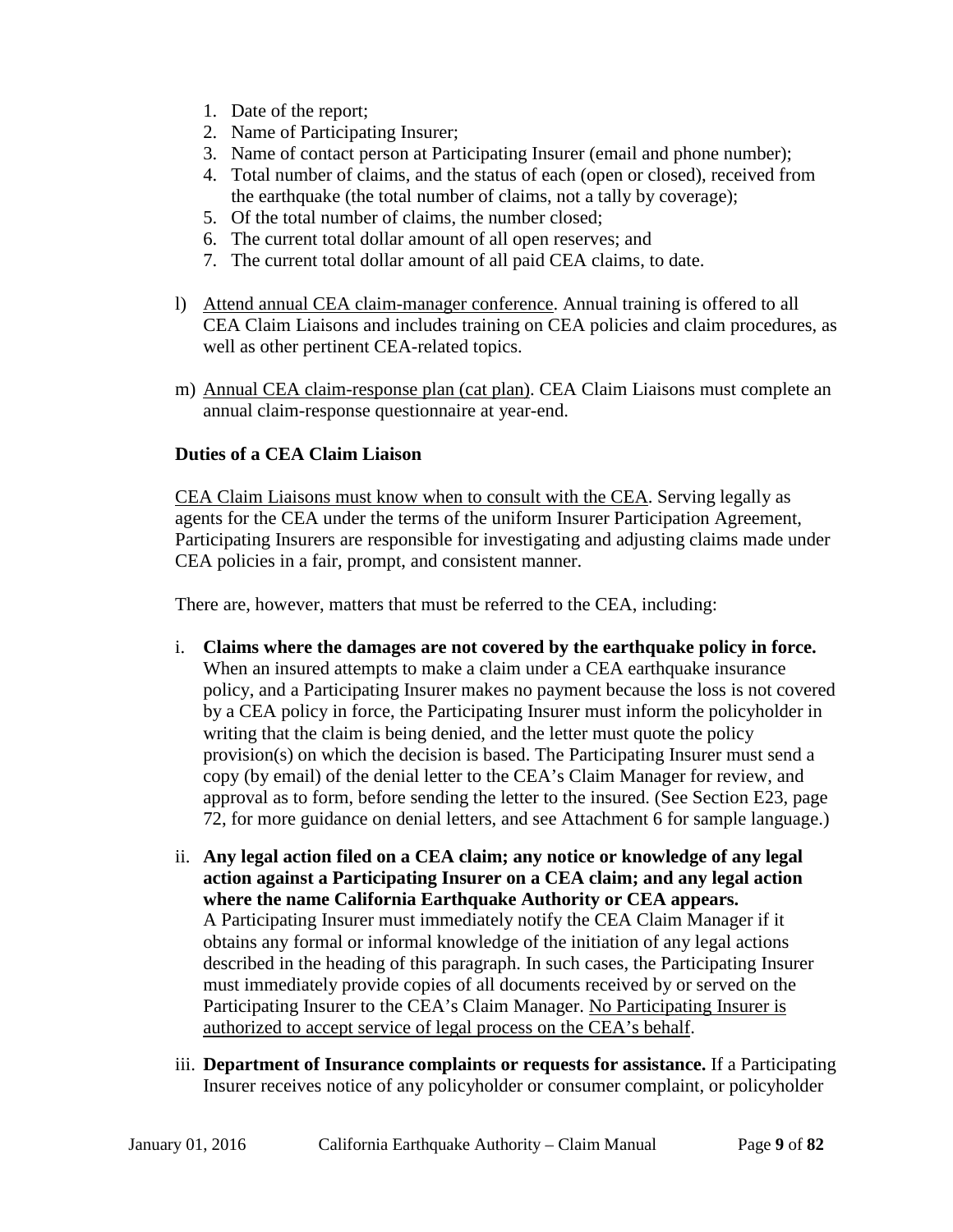1. Date of the report;
2. Name of Participating Insurer;
3. Name of contact person at Participating Insurer (email and phone number);
4. Total number of claims, and the status of each (open or closed), received from the earthquake (the total number of claims, not a tally by coverage);
5. Of the total number of claims, the number closed;
6. The current total dollar amount of all open reserves; and
7. The current total dollar amount of all paid CEA claims, to date.

l) Attend annual CEA claim-manager conference. Annual training is offered to all CEA Claim Liaisons and includes training on CEA policies and claim procedures, as well as other pertinent CEA-related topics.

m) Annual CEA claim-response plan (cat plan). CEA Claim Liaisons must complete an annual claim-response questionnaire at year-end.

**Duties of a CEA Claim Liaison**

CEA Claim Liaisons must know when to consult with the CEA. Serving legally as agents for the CEA under the terms of the uniform Insurer Participation Agreement, Participating Insurers are responsible for investigating and adjusting claims made under CEA policies in a fair, prompt, and consistent manner.

There are, however, matters that must be referred to the CEA, including:

i. **Claims where the damages are not covered by the earthquake policy in force.** When an insured attempts to make a claim under a CEA earthquake insurance policy, and a Participating Insurer makes no payment because the loss is not covered by a CEA policy in force, the Participating Insurer must inform the policyholder in writing that the claim is being denied, and the letter must quote the policy provision(s) on which the decision is based. The Participating Insurer must send a copy (by email) of the denial letter to the CEA's Claim Manager for review, and approval as to form, before sending the letter to the insured. (See Section E23, page 72, for more guidance on denial letters, and see Attachment 6 for sample language.)

ii. **Any legal action filed on a CEA claim; any notice or knowledge of any legal action against a Participating Insurer on a CEA claim; and any legal action where the name California Earthquake Authority or CEA appears.** A Participating Insurer must immediately notify the CEA Claim Manager if it obtains any formal or informal knowledge of the initiation of any legal actions described in the heading of this paragraph. In such cases, the Participating Insurer must immediately provide copies of all documents received by or served on the Participating Insurer to the CEA's Claim Manager. No Participating Insurer is authorized to accept service of legal process on the CEA's behalf.

iii. **Department of Insurance complaints or requests for assistance.** If a Participating Insurer receives notice of any policyholder or consumer complaint, or policyholder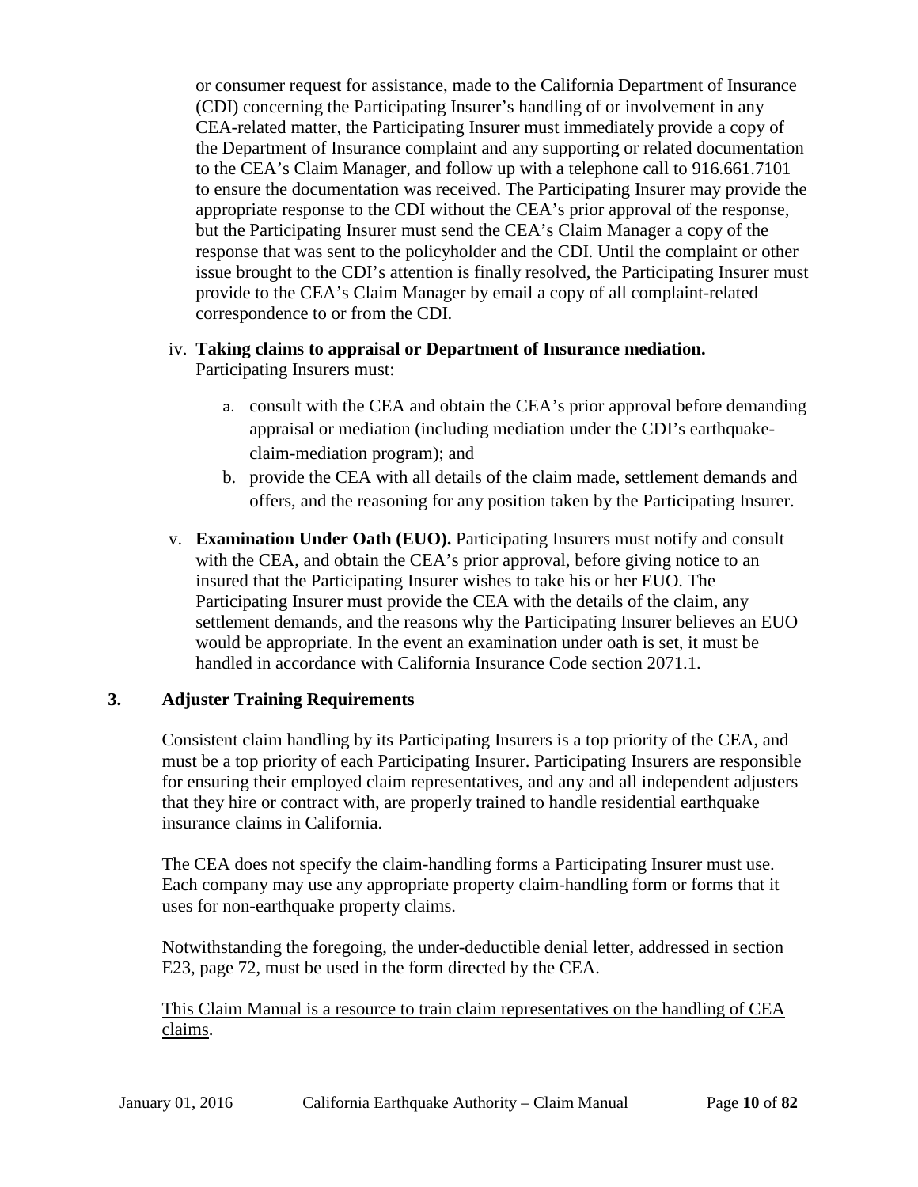or consumer request for assistance, made to the California Department of Insurance (CDI) concerning the Participating Insurer's handling of or involvement in any CEA-related matter, the Participating Insurer must immediately provide a copy of the Department of Insurance complaint and any supporting or related documentation to the CEA's Claim Manager, and follow up with a telephone call to 916.661.7101 to ensure the documentation was received. The Participating Insurer may provide the appropriate response to the CDI without the CEA's prior approval of the response, but the Participating Insurer must send the CEA's Claim Manager a copy of the response that was sent to the policyholder and the CDI. Until the complaint or other issue brought to the CDI's attention is finally resolved, the Participating Insurer must provide to the CEA's Claim Manager by email a copy of all complaint-related correspondence to or from the CDI.

iv. **Taking claims to appraisal or Department of Insurance mediation.** Participating Insurers must:

a. consult with the CEA and obtain the CEA's prior approval before demanding appraisal or mediation (including mediation under the CDI's earthquake-claim-mediation program); and

b. provide the CEA with all details of the claim made, settlement demands and offers, and the reasoning for any position taken by the Participating Insurer.

v. **Examination Under Oath (EUO).** Participating Insurers must notify and consult with the CEA, and obtain the CEA's prior approval, before giving notice to an insured that the Participating Insurer wishes to take his or her EUO. The Participating Insurer must provide the CEA with the details of the claim, any settlement demands, and the reasons why the Participating Insurer believes an EUO would be appropriate. In the event an examination under oath is set, it must be handled in accordance with California Insurance Code section 2071.1.

## 3. Adjuster Training Requirements

Consistent claim handling by its Participating Insurers is a top priority of the CEA, and must be a top priority of each Participating Insurer. Participating Insurers are responsible for ensuring their employed claim representatives, and any and all independent adjusters that they hire or contract with, are properly trained to handle residential earthquake insurance claims in California.

The CEA does not specify the claim-handling forms a Participating Insurer must use. Each company may use any appropriate property claim-handling form or forms that it uses for non-earthquake property claims.

Notwithstanding the foregoing, the under-deductible denial letter, addressed in section E23, page 72, must be used in the form directed by the CEA.

<u>This Claim Manual is a resource to train claim representatives on the handling of CEA claims</u>.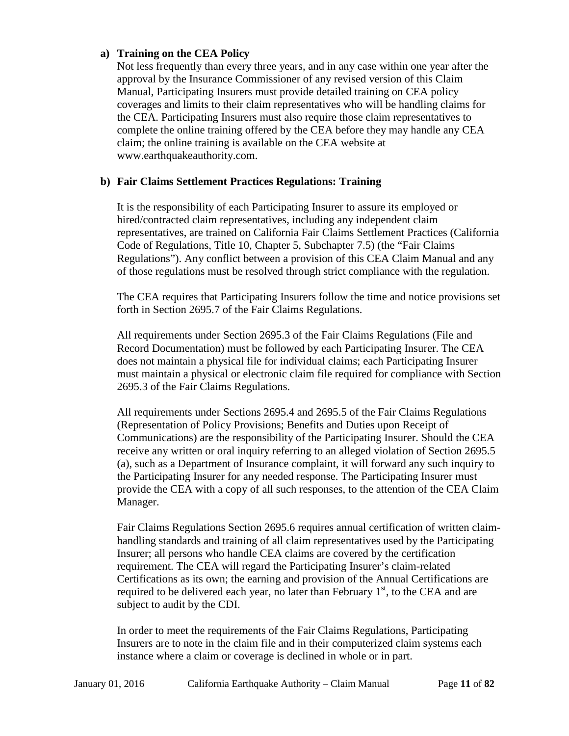**a) Training on the CEA Policy**

Not less frequently than every three years, and in any case within one year after the approval by the Insurance Commissioner of any revised version of this Claim Manual, Participating Insurers must provide detailed training on CEA policy coverages and limits to their claim representatives who will be handling claims for the CEA. Participating Insurers must also require those claim representatives to complete the online training offered by the CEA before they may handle any CEA claim; the online training is available on the CEA website at www.earthquakeauthority.com.

**b) Fair Claims Settlement Practices Regulations: Training**

It is the responsibility of each Participating Insurer to assure its employed or hired/contracted claim representatives, including any independent claim representatives, are trained on California Fair Claims Settlement Practices (California Code of Regulations, Title 10, Chapter 5, Subchapter 7.5) (the "Fair Claims Regulations"). Any conflict between a provision of this CEA Claim Manual and any of those regulations must be resolved through strict compliance with the regulation.

The CEA requires that Participating Insurers follow the time and notice provisions set forth in Section 2695.7 of the Fair Claims Regulations.

All requirements under Section 2695.3 of the Fair Claims Regulations (File and Record Documentation) must be followed by each Participating Insurer. The CEA does not maintain a physical file for individual claims; each Participating Insurer must maintain a physical or electronic claim file required for compliance with Section 2695.3 of the Fair Claims Regulations.

All requirements under Sections 2695.4 and 2695.5 of the Fair Claims Regulations (Representation of Policy Provisions; Benefits and Duties upon Receipt of Communications) are the responsibility of the Participating Insurer. Should the CEA receive any written or oral inquiry referring to an alleged violation of Section 2695.5 (a), such as a Department of Insurance complaint, it will forward any such inquiry to the Participating Insurer for any needed response. The Participating Insurer must provide the CEA with a copy of all such responses, to the attention of the CEA Claim Manager.

Fair Claims Regulations Section 2695.6 requires annual certification of written claim-handling standards and training of all claim representatives used by the Participating Insurer; all persons who handle CEA claims are covered by the certification requirement. The CEA will regard the Participating Insurer's claim-related Certifications as its own; the earning and provision of the Annual Certifications are required to be delivered each year, no later than February 1st, to the CEA and are subject to audit by the CDI.

In order to meet the requirements of the Fair Claims Regulations, Participating Insurers are to note in the claim file and in their computerized claim systems each instance where a claim or coverage is declined in whole or in part.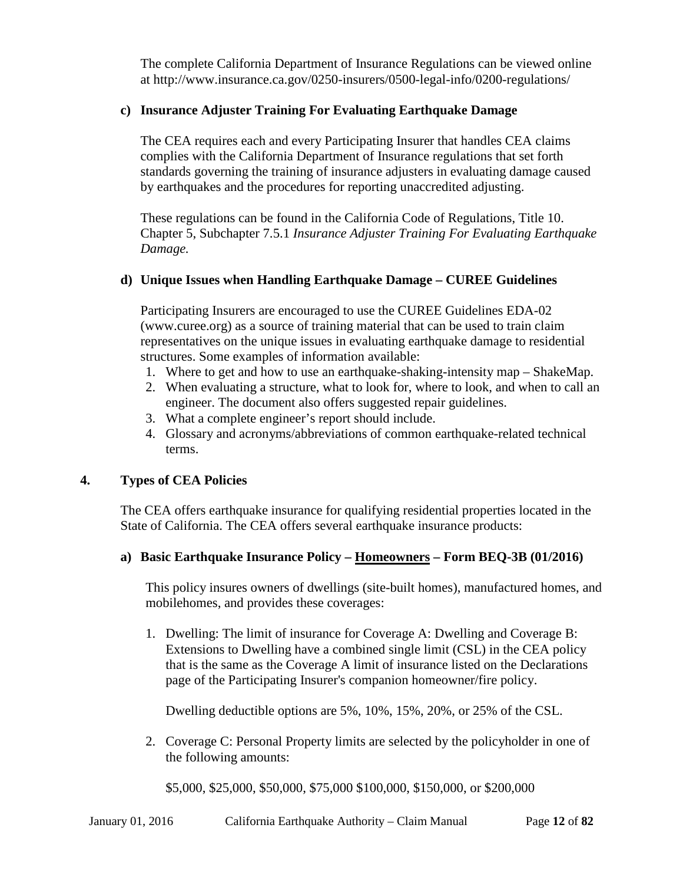The complete California Department of Insurance Regulations can be viewed online at http://www.insurance.ca.gov/0250-insurers/0500-legal-info/0200-regulations/

### c) Insurance Adjuster Training For Evaluating Earthquake Damage

The CEA requires each and every Participating Insurer that handles CEA claims complies with the California Department of Insurance regulations that set forth standards governing the training of insurance adjusters in evaluating damage caused by earthquakes and the procedures for reporting unaccredited adjusting.

These regulations can be found in the California Code of Regulations, Title 10. Chapter 5, Subchapter 7.5.1 *Insurance Adjuster Training For Evaluating Earthquake Damage.*

### d) Unique Issues when Handling Earthquake Damage – CUREE Guidelines

Participating Insurers are encouraged to use the CUREE Guidelines EDA-02 (www.curee.org) as a source of training material that can be used to train claim representatives on the unique issues in evaluating earthquake damage to residential structures. Some examples of information available:

1. Where to get and how to use an earthquake-shaking-intensity map – ShakeMap.
2. When evaluating a structure, what to look for, where to look, and when to call an engineer. The document also offers suggested repair guidelines.
3. What a complete engineer's report should include.
4. Glossary and acronyms/abbreviations of common earthquake-related technical terms.

## 4. Types of CEA Policies

The CEA offers earthquake insurance for qualifying residential properties located in the State of California. The CEA offers several earthquake insurance products:

### a) Basic Earthquake Insurance Policy – <u>Homeowners</u> – Form BEQ-3B (01/2016)

This policy insures owners of dwellings (site-built homes), manufactured homes, and mobilehomes, and provides these coverages:

1. Dwelling: The limit of insurance for Coverage A: Dwelling and Coverage B: Extensions to Dwelling have a combined single limit (CSL) in the CEA policy that is the same as the Coverage A limit of insurance listed on the Declarations page of the Participating Insurer's companion homeowner/fire policy.

   Dwelling deductible options are 5%, 10%, 15%, 20%, or 25% of the CSL.

2. Coverage C: Personal Property limits are selected by the policyholder in one of the following amounts:

   $5,000, $25,000, $50,000, $75,000 $100,000, $150,000, or $200,000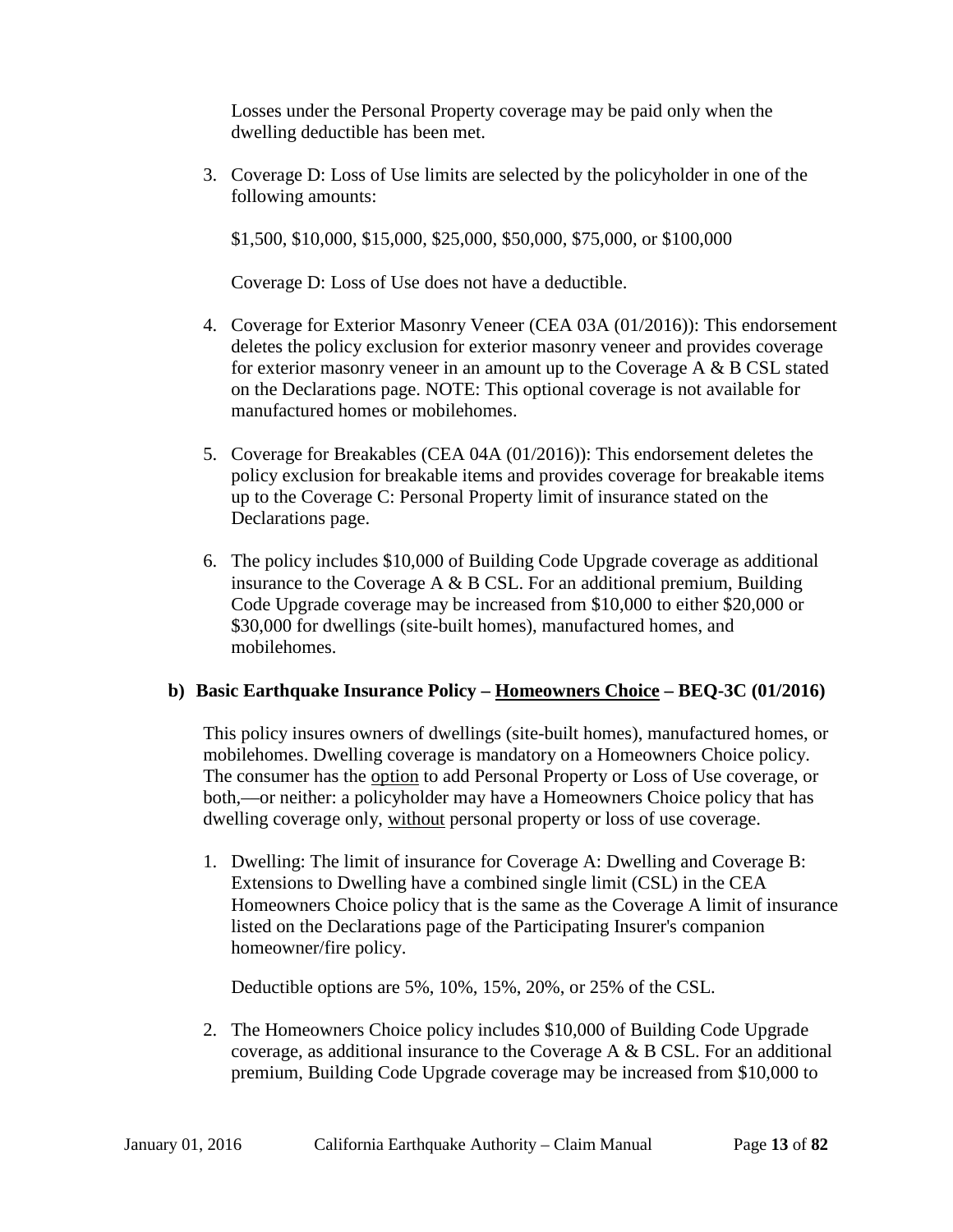Losses under the Personal Property coverage may be paid only when the dwelling deductible has been met.

3. Coverage D: Loss of Use limits are selected by the policyholder in one of the following amounts:

   $1,500, $10,000, $15,000, $25,000, $50,000, $75,000, or $100,000

   Coverage D: Loss of Use does not have a deductible.

4. Coverage for Exterior Masonry Veneer (CEA 03A (01/2016)): This endorsement deletes the policy exclusion for exterior masonry veneer and provides coverage for exterior masonry veneer in an amount up to the Coverage A & B CSL stated on the Declarations page. NOTE: This optional coverage is not available for manufactured homes or mobilehomes.

5. Coverage for Breakables (CEA 04A (01/2016)): This endorsement deletes the policy exclusion for breakable items and provides coverage for breakable items up to the Coverage C: Personal Property limit of insurance stated on the Declarations page.

6. The policy includes $10,000 of Building Code Upgrade coverage as additional insurance to the Coverage A & B CSL. For an additional premium, Building Code Upgrade coverage may be increased from $10,000 to either $20,000 or $30,000 for dwellings (site-built homes), manufactured homes, and mobilehomes.

### b) Basic Earthquake Insurance Policy – <u>Homeowners Choice</u> – BEQ-3C (01/2016)

This policy insures owners of dwellings (site-built homes), manufactured homes, or mobilehomes. Dwelling coverage is mandatory on a Homeowners Choice policy. The consumer has the <u>option</u> to add Personal Property or Loss of Use coverage, or both,—or neither: a policyholder may have a Homeowners Choice policy that has dwelling coverage only, <u>without</u> personal property or loss of use coverage.

1. Dwelling: The limit of insurance for Coverage A: Dwelling and Coverage B: Extensions to Dwelling have a combined single limit (CSL) in the CEA Homeowners Choice policy that is the same as the Coverage A limit of insurance listed on the Declarations page of the Participating Insurer's companion homeowner/fire policy.

   Deductible options are 5%, 10%, 15%, 20%, or 25% of the CSL.

2. The Homeowners Choice policy includes $10,000 of Building Code Upgrade coverage, as additional insurance to the Coverage A & B CSL. For an additional premium, Building Code Upgrade coverage may be increased from $10,000 to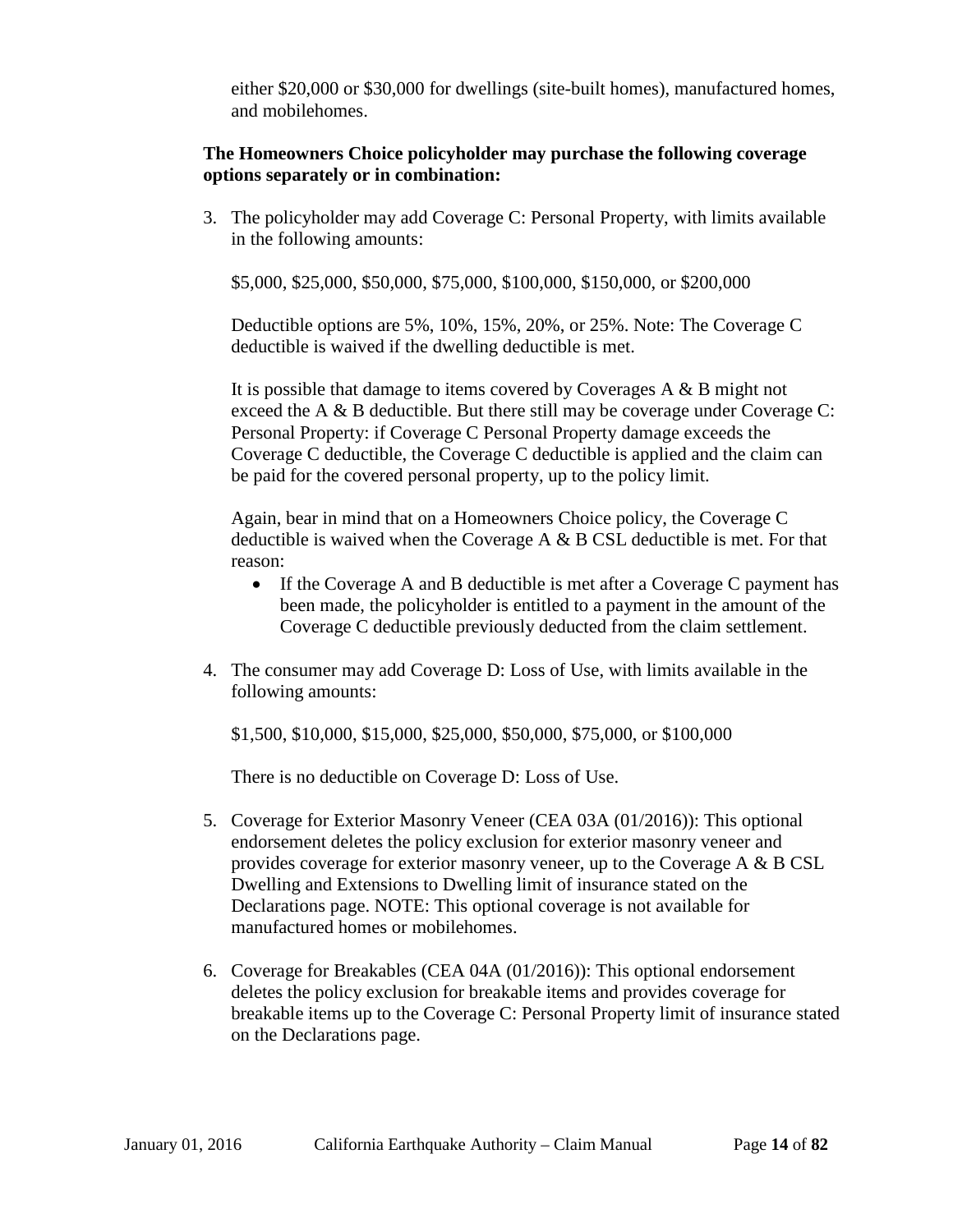either $20,000 or $30,000 for dwellings (site-built homes), manufactured homes, and mobilehomes.

**The Homeowners Choice policyholder may purchase the following coverage options separately or in combination:**

3. The policyholder may add Coverage C: Personal Property, with limits available in the following amounts:

   $5,000, $25,000, $50,000, $75,000, $100,000, $150,000, or $200,000

   Deductible options are 5%, 10%, 15%, 20%, or 25%. Note: The Coverage C deductible is waived if the dwelling deductible is met.

   It is possible that damage to items covered by Coverages A & B might not exceed the A & B deductible. But there still may be coverage under Coverage C: Personal Property: if Coverage C Personal Property damage exceeds the Coverage C deductible, the Coverage C deductible is applied and the claim can be paid for the covered personal property, up to the policy limit.

   Again, bear in mind that on a Homeowners Choice policy, the Coverage C deductible is waived when the Coverage A & B CSL deductible is met. For that reason:

   - If the Coverage A and B deductible is met after a Coverage C payment has been made, the policyholder is entitled to a payment in the amount of the Coverage C deductible previously deducted from the claim settlement.

4. The consumer may add Coverage D: Loss of Use, with limits available in the following amounts:

   $1,500, $10,000, $15,000, $25,000, $50,000, $75,000, or $100,000

   There is no deductible on Coverage D: Loss of Use.

5. Coverage for Exterior Masonry Veneer (CEA 03A (01/2016)): This optional endorsement deletes the policy exclusion for exterior masonry veneer and provides coverage for exterior masonry veneer, up to the Coverage A & B CSL Dwelling and Extensions to Dwelling limit of insurance stated on the Declarations page. NOTE: This optional coverage is not available for manufactured homes or mobilehomes.

6. Coverage for Breakables (CEA 04A (01/2016)): This optional endorsement deletes the policy exclusion for breakable items and provides coverage for breakable items up to the Coverage C: Personal Property limit of insurance stated on the Declarations page.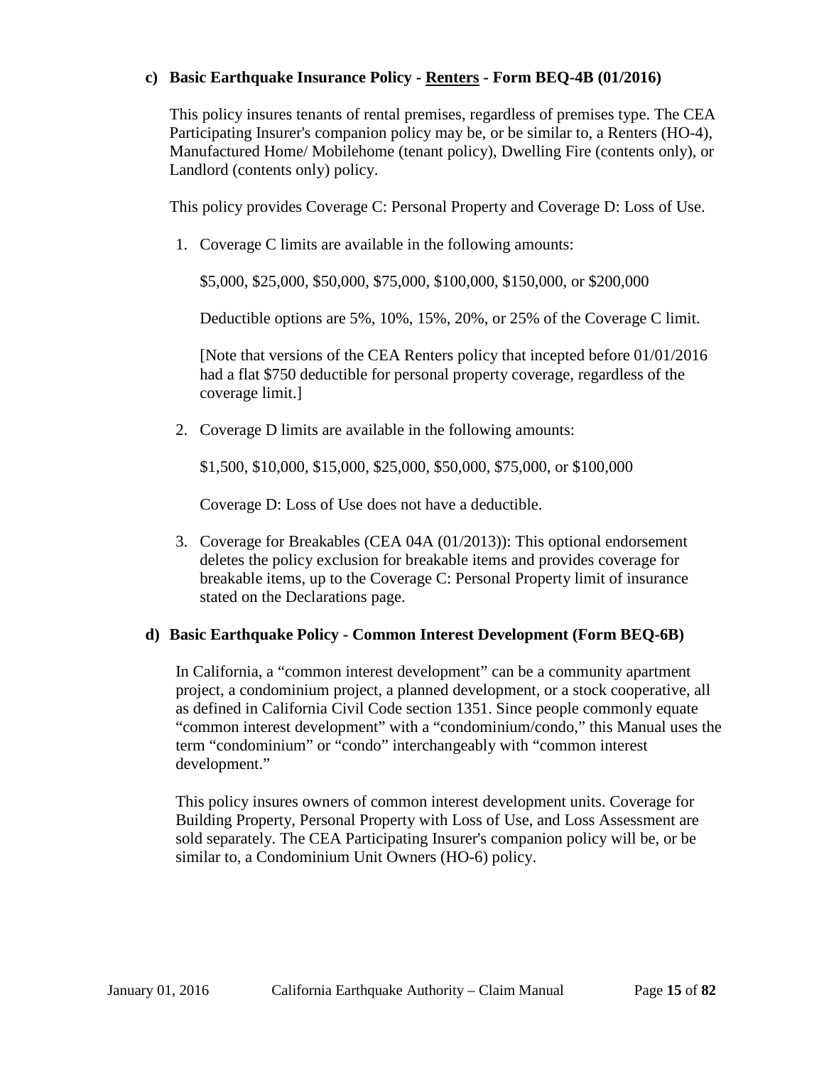#### c) Basic Earthquake Insurance Policy - <u>Renters</u> - Form BEQ-4B (01/2016)

This policy insures tenants of rental premises, regardless of premises type. The CEA Participating Insurer's companion policy may be, or be similar to, a Renters (HO-4), Manufactured Home/ Mobilehome (tenant policy), Dwelling Fire (contents only), or Landlord (contents only) policy.

This policy provides Coverage C: Personal Property and Coverage D: Loss of Use.

1. Coverage C limits are available in the following amounts:

   $5,000, $25,000, $50,000, $75,000, $100,000, $150,000, or $200,000

   Deductible options are 5%, 10%, 15%, 20%, or 25% of the Coverage C limit.

   [Note that versions of the CEA Renters policy that incepted before 01/01/2016 had a flat $750 deductible for personal property coverage, regardless of the coverage limit.]

2. Coverage D limits are available in the following amounts:

   $1,500, $10,000, $15,000, $25,000, $50,000, $75,000, or $100,000

   Coverage D: Loss of Use does not have a deductible.

3. Coverage for Breakables (CEA 04A (01/2013)): This optional endorsement deletes the policy exclusion for breakable items and provides coverage for breakable items, up to the Coverage C: Personal Property limit of insurance stated on the Declarations page.

#### d) Basic Earthquake Policy - Common Interest Development (Form BEQ-6B)

In California, a "common interest development" can be a community apartment project, a condominium project, a planned development, or a stock cooperative, all as defined in California Civil Code section 1351. Since people commonly equate "common interest development" with a "condominium/condo," this Manual uses the term "condominium" or "condo" interchangeably with "common interest development."

This policy insures owners of common interest development units. Coverage for Building Property, Personal Property with Loss of Use, and Loss Assessment are sold separately. The CEA Participating Insurer's companion policy will be, or be similar to, a Condominium Unit Owners (HO-6) policy.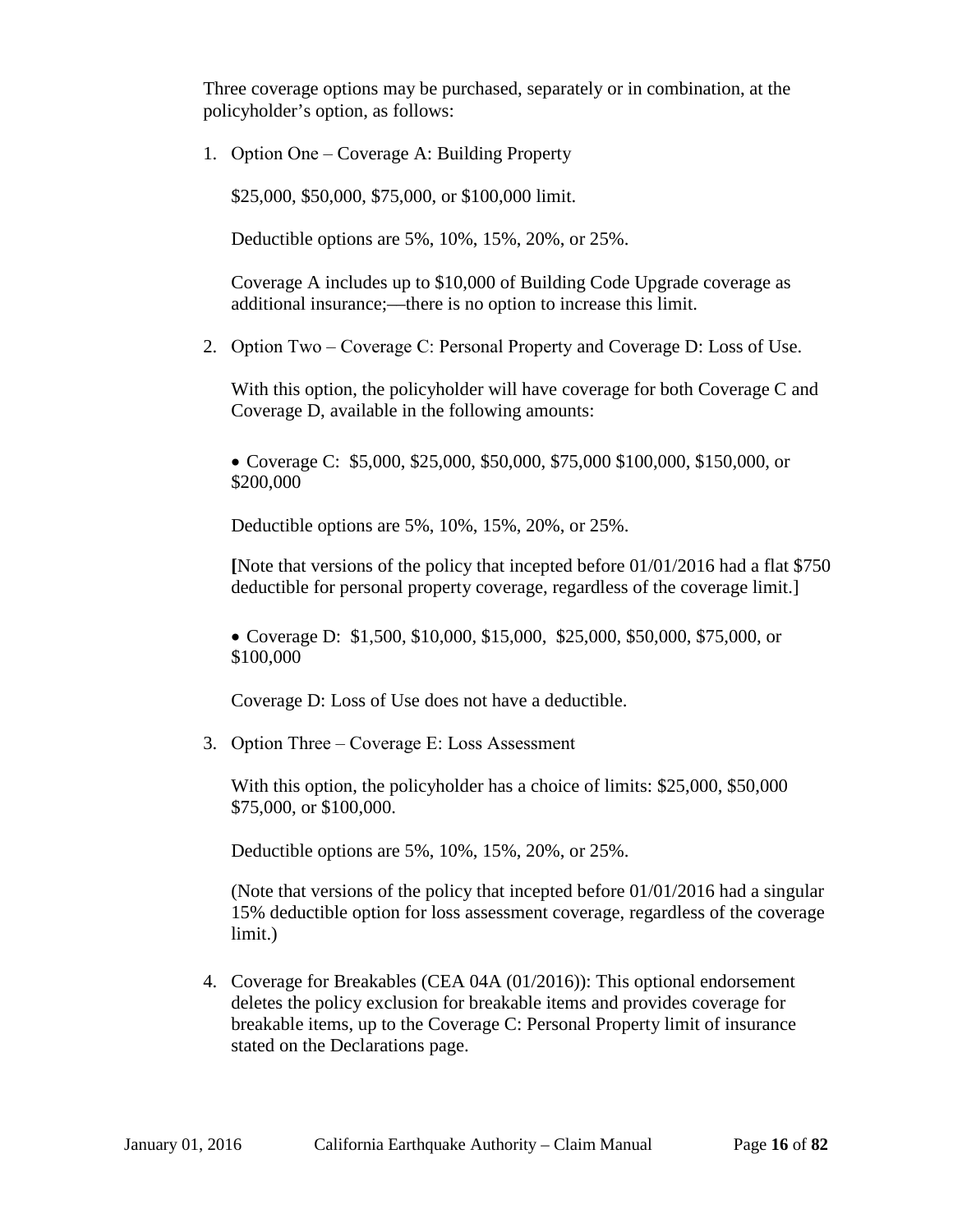Three coverage options may be purchased, separately or in combination, at the policyholder's option, as follows:

1. Option One – Coverage A: Building Property

   $25,000, $50,000, $75,000, or $100,000 limit.

   Deductible options are 5%, 10%, 15%, 20%, or 25%.

   Coverage A includes up to $10,000 of Building Code Upgrade coverage as additional insurance;—there is no option to increase this limit.

2. Option Two – Coverage C: Personal Property and Coverage D: Loss of Use.

   With this option, the policyholder will have coverage for both Coverage C and Coverage D, available in the following amounts:

   - Coverage C: $5,000, $25,000, $50,000, $75,000 $100,000, $150,000, or $200,000

   Deductible options are 5%, 10%, 15%, 20%, or 25%.

   **[**Note that versions of the policy that incepted before 01/01/2016 had a flat $750 deductible for personal property coverage, regardless of the coverage limit.]

   - Coverage D: $1,500, $10,000, $15,000, $25,000, $50,000, $75,000, or $100,000

   Coverage D: Loss of Use does not have a deductible.

3. Option Three – Coverage E: Loss Assessment

   With this option, the policyholder has a choice of limits: $25,000, $50,000 $75,000, or $100,000.

   Deductible options are 5%, 10%, 15%, 20%, or 25%.

   (Note that versions of the policy that incepted before 01/01/2016 had a singular 15% deductible option for loss assessment coverage, regardless of the coverage limit.)

4. Coverage for Breakables (CEA 04A (01/2016)): This optional endorsement deletes the policy exclusion for breakable items and provides coverage for breakable items, up to the Coverage C: Personal Property limit of insurance stated on the Declarations page.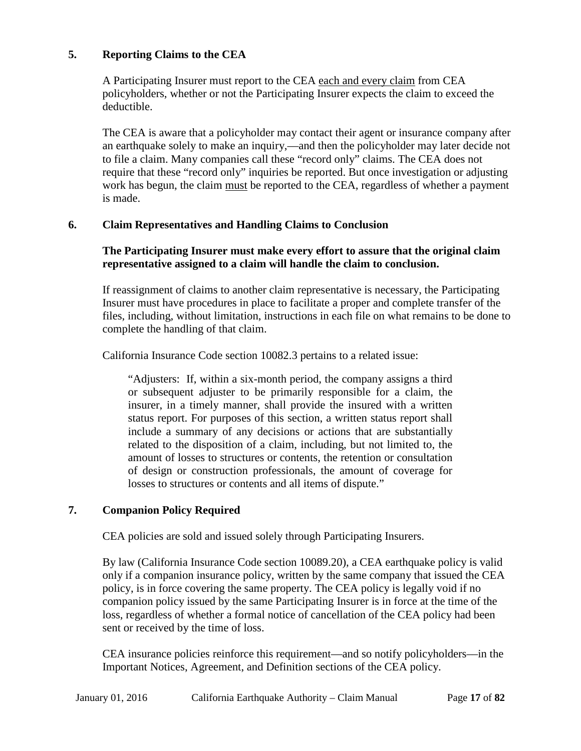## 5. Reporting Claims to the CEA

A Participating Insurer must report to the CEA each and every claim from CEA policyholders, whether or not the Participating Insurer expects the claim to exceed the deductible.

The CEA is aware that a policyholder may contact their agent or insurance company after an earthquake solely to make an inquiry,—and then the policyholder may later decide not to file a claim. Many companies call these "record only" claims. The CEA does not require that these "record only" inquiries be reported. But once investigation or adjusting work has begun, the claim must be reported to the CEA, regardless of whether a payment is made.

## 6. Claim Representatives and Handling Claims to Conclusion

**The Participating Insurer must make every effort to assure that the original claim representative assigned to a claim will handle the claim to conclusion.**

If reassignment of claims to another claim representative is necessary, the Participating Insurer must have procedures in place to facilitate a proper and complete transfer of the files, including, without limitation, instructions in each file on what remains to be done to complete the handling of that claim.

California Insurance Code section 10082.3 pertains to a related issue:

> "Adjusters: If, within a six-month period, the company assigns a third or subsequent adjuster to be primarily responsible for a claim, the insurer, in a timely manner, shall provide the insured with a written status report. For purposes of this section, a written status report shall include a summary of any decisions or actions that are substantially related to the disposition of a claim, including, but not limited to, the amount of losses to structures or contents, the retention or consultation of design or construction professionals, the amount of coverage for losses to structures or contents and all items of dispute."

## 7. Companion Policy Required

CEA policies are sold and issued solely through Participating Insurers.

By law (California Insurance Code section 10089.20), a CEA earthquake policy is valid only if a companion insurance policy, written by the same company that issued the CEA policy, is in force covering the same property. The CEA policy is legally void if no companion policy issued by the same Participating Insurer is in force at the time of the loss, regardless of whether a formal notice of cancellation of the CEA policy had been sent or received by the time of loss.

CEA insurance policies reinforce this requirement—and so notify policyholders—in the Important Notices, Agreement, and Definition sections of the CEA policy.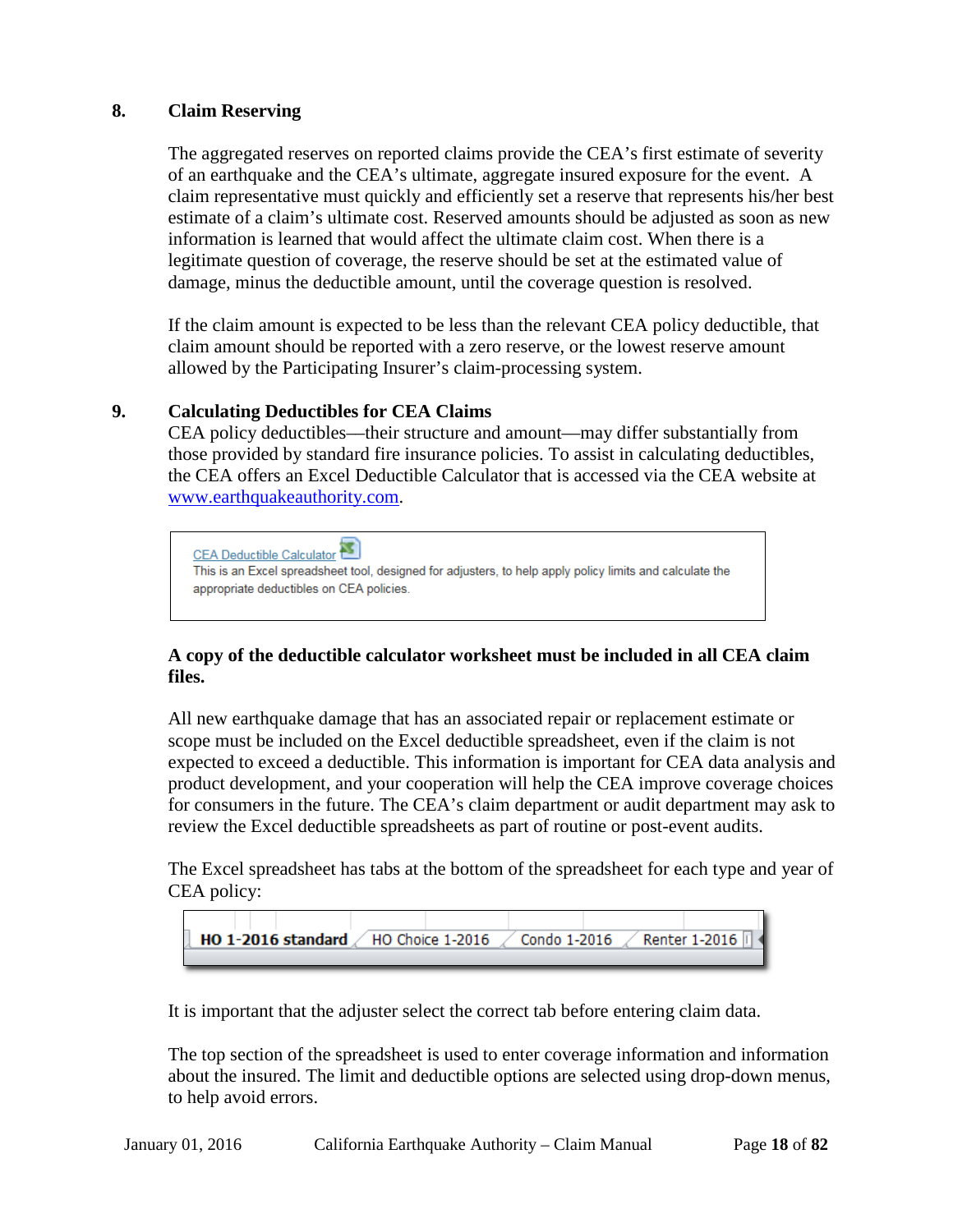## 8. Claim Reserving

The aggregated reserves on reported claims provide the CEA's first estimate of severity of an earthquake and the CEA's ultimate, aggregate insured exposure for the event. A claim representative must quickly and efficiently set a reserve that represents his/her best estimate of a claim's ultimate cost. Reserved amounts should be adjusted as soon as new information is learned that would affect the ultimate claim cost. When there is a legitimate question of coverage, the reserve should be set at the estimated value of damage, minus the deductible amount, until the coverage question is resolved.

If the claim amount is expected to be less than the relevant CEA policy deductible, that claim amount should be reported with a zero reserve, or the lowest reserve amount allowed by the Participating Insurer's claim-processing system.

## 9. Calculating Deductibles for CEA Claims

CEA policy deductibles—their structure and amount—may differ substantially from those provided by standard fire insurance policies. To assist in calculating deductibles, the CEA offers an Excel Deductible Calculator that is accessed via the CEA website at www.earthquakeauthority.com.

> CEA Deductible Calculator
> This is an Excel spreadsheet tool, designed for adjusters, to help apply policy limits and calculate the appropriate deductibles on CEA policies.

**A copy of the deductible calculator worksheet must be included in all CEA claim files.**

All new earthquake damage that has an associated repair or replacement estimate or scope must be included on the Excel deductible spreadsheet, even if the claim is not expected to exceed a deductible. This information is important for CEA data analysis and product development, and your cooperation will help the CEA improve coverage choices for consumers in the future. The CEA's claim department or audit department may ask to review the Excel deductible spreadsheets as part of routine or post-event audits.

The Excel spreadsheet has tabs at the bottom of the spreadsheet for each type and year of CEA policy:

**HO 1-2016 standard** | HO Choice 1-2016 | Condo 1-2016 | Renter 1-2016

It is important that the adjuster select the correct tab before entering claim data.

The top section of the spreadsheet is used to enter coverage information and information about the insured. The limit and deductible options are selected using drop-down menus, to help avoid errors.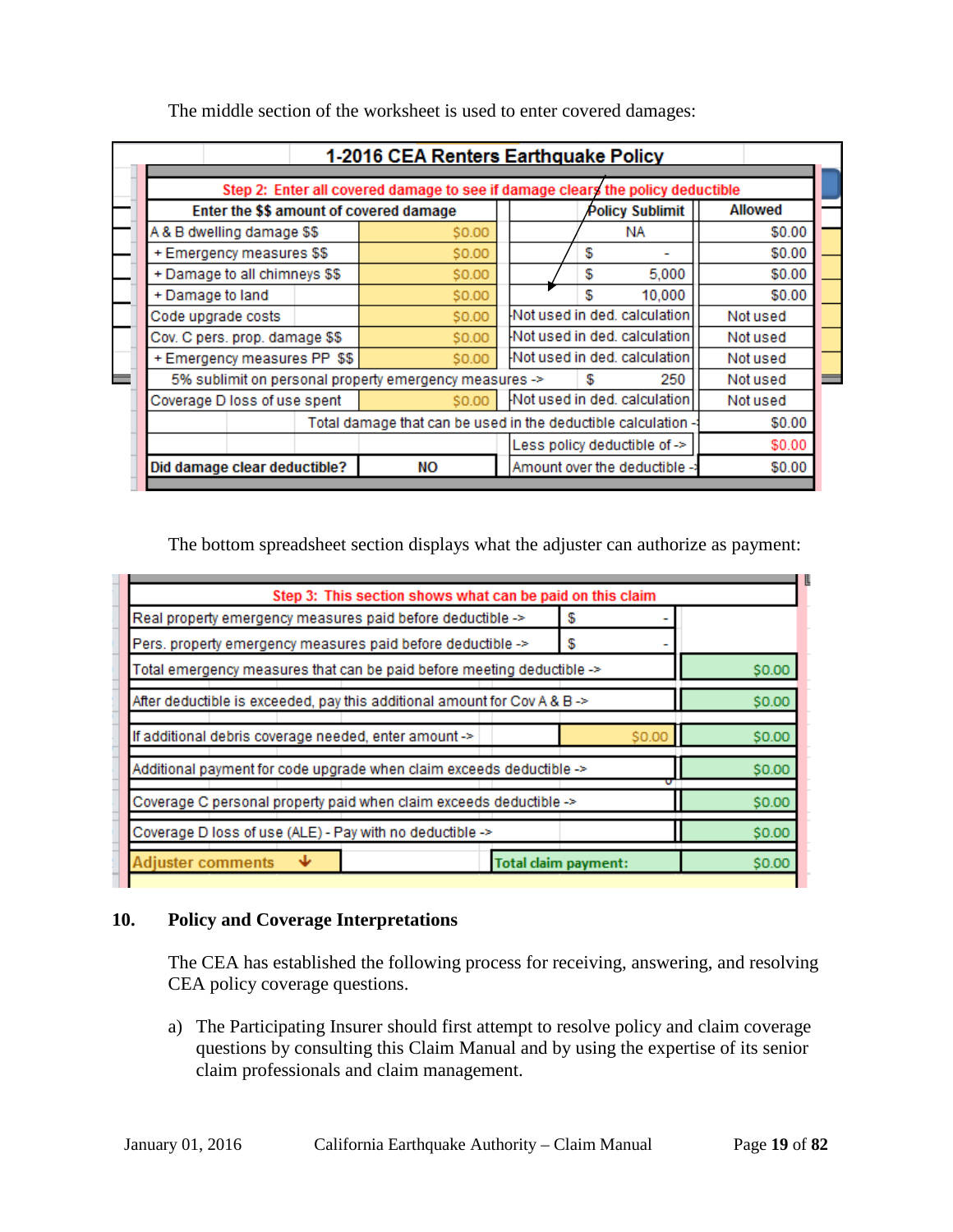The middle section of the worksheet is used to enter covered damages:

| 1-2016 CEA Renters Earthquake Policy | | | |
|---|---|---|---|
| Step 2: Enter all covered damage to see if damage clears the policy deductible | | | |
| Enter the $$ amount of covered damage | | Policy Sublimit | Allowed |
| A & B dwelling damage $$ | $0.00 | NA | $0.00 |
| + Emergency measures $$ | $0.00 | $ - | $0.00 |
| + Damage to all chimneys $$ | $0.00 | $ 5,000 | $0.00 |
| + Damage to land | $0.00 | $ 10,000 | $0.00 |
| Code upgrade costs | $0.00 | Not used in ded. calculation | Not used |
| Cov. C pers. prop. damage $$ | $0.00 | Not used in ded. calculation | Not used |
| + Emergency measures PP $$ | $0.00 | Not used in ded. calculation | Not used |
| 5% sublimit on personal property emergency measures -> | | $ 250 | Not used |
| Coverage D loss of use spent | $0.00 | Not used in ded. calculation | Not used |
| Total damage that can be used in the deductible calculation -> | | | $0.00 |
| | | Less policy deductible of -> | $0.00 |
| Did damage clear deductible? | NO | Amount over the deductible -> | $0.00 |

The bottom spreadsheet section displays what the adjuster can authorize as payment:

| Step 3: This section shows what can be paid on this claim | | |
|---|---|---|
| Real property emergency measures paid before deductible -> | $ - | |
| Pers. property emergency measures paid before deductible -> | $ - | |
| Total emergency measures that can be paid before meeting deductible -> | | $0.00 |
| After deductible is exceeded, pay this additional amount for Cov A & B -> | | $0.00 |
| If additional debris coverage needed, enter amount -> | $0.00 | $0.00 |
| Additional payment for code upgrade when claim exceeds deductible -> | | $0.00 |
| Coverage C personal property paid when claim exceeds deductible -> | | $0.00 |
| Coverage D loss of use (ALE) - Pay with no deductible -> | | $0.00 |
| Adjuster comments ↓ | Total claim payment: | $0.00 |

## 10. Policy and Coverage Interpretations

The CEA has established the following process for receiving, answering, and resolving CEA policy coverage questions.

a) The Participating Insurer should first attempt to resolve policy and claim coverage questions by consulting this Claim Manual and by using the expertise of its senior claim professionals and claim management.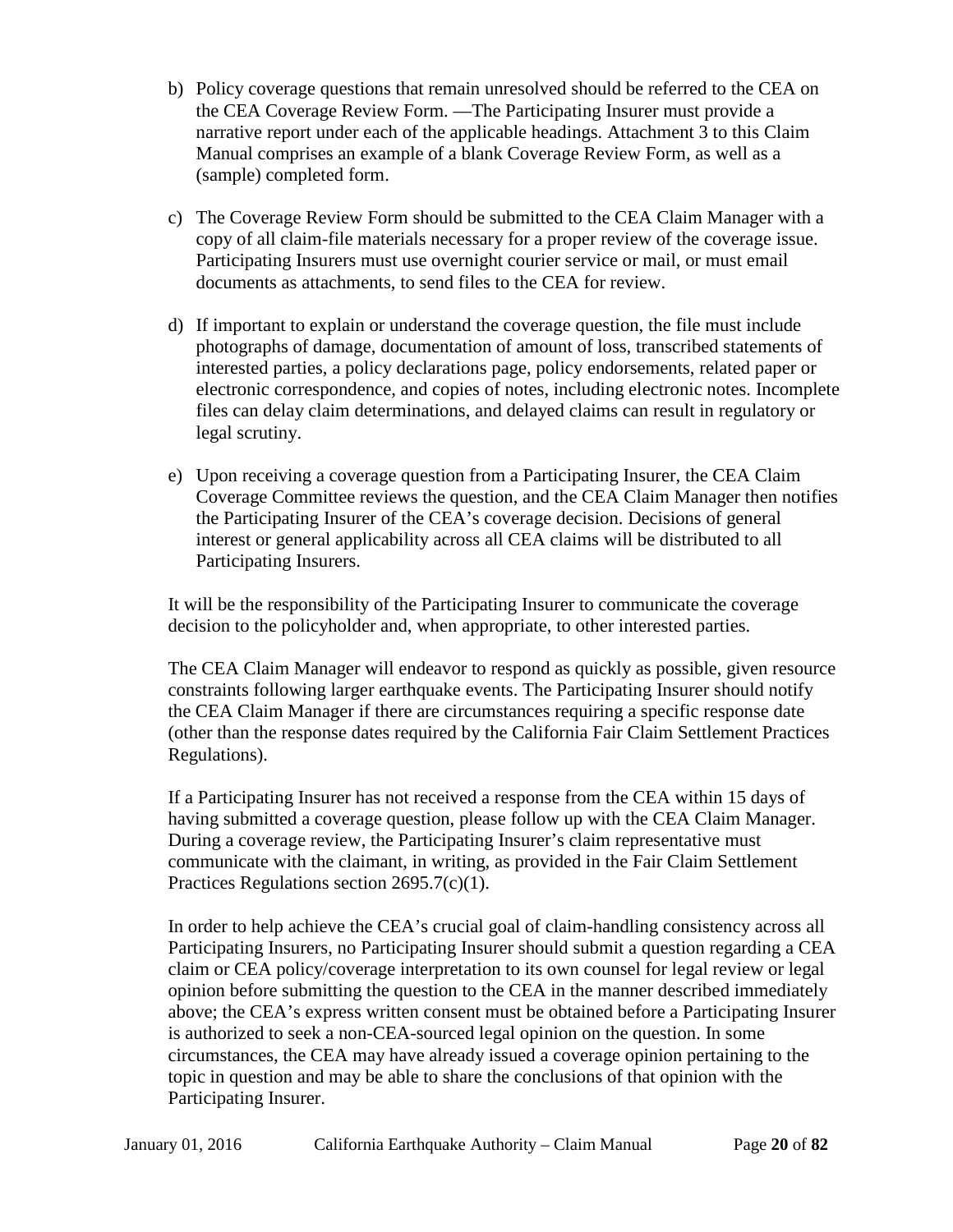b) Policy coverage questions that remain unresolved should be referred to the CEA on the CEA Coverage Review Form. —The Participating Insurer must provide a narrative report under each of the applicable headings. Attachment 3 to this Claim Manual comprises an example of a blank Coverage Review Form, as well as a (sample) completed form.

c) The Coverage Review Form should be submitted to the CEA Claim Manager with a copy of all claim-file materials necessary for a proper review of the coverage issue. Participating Insurers must use overnight courier service or mail, or must email documents as attachments, to send files to the CEA for review.

d) If important to explain or understand the coverage question, the file must include photographs of damage, documentation of amount of loss, transcribed statements of interested parties, a policy declarations page, policy endorsements, related paper or electronic correspondence, and copies of notes, including electronic notes. Incomplete files can delay claim determinations, and delayed claims can result in regulatory or legal scrutiny.

e) Upon receiving a coverage question from a Participating Insurer, the CEA Claim Coverage Committee reviews the question, and the CEA Claim Manager then notifies the Participating Insurer of the CEA's coverage decision. Decisions of general interest or general applicability across all CEA claims will be distributed to all Participating Insurers.

It will be the responsibility of the Participating Insurer to communicate the coverage decision to the policyholder and, when appropriate, to other interested parties.

The CEA Claim Manager will endeavor to respond as quickly as possible, given resource constraints following larger earthquake events. The Participating Insurer should notify the CEA Claim Manager if there are circumstances requiring a specific response date (other than the response dates required by the California Fair Claim Settlement Practices Regulations).

If a Participating Insurer has not received a response from the CEA within 15 days of having submitted a coverage question, please follow up with the CEA Claim Manager. During a coverage review, the Participating Insurer's claim representative must communicate with the claimant, in writing, as provided in the Fair Claim Settlement Practices Regulations section 2695.7(c)(1).

In order to help achieve the CEA's crucial goal of claim-handling consistency across all Participating Insurers, no Participating Insurer should submit a question regarding a CEA claim or CEA policy/coverage interpretation to its own counsel for legal review or legal opinion before submitting the question to the CEA in the manner described immediately above; the CEA's express written consent must be obtained before a Participating Insurer is authorized to seek a non-CEA-sourced legal opinion on the question. In some circumstances, the CEA may have already issued a coverage opinion pertaining to the topic in question and may be able to share the conclusions of that opinion with the Participating Insurer.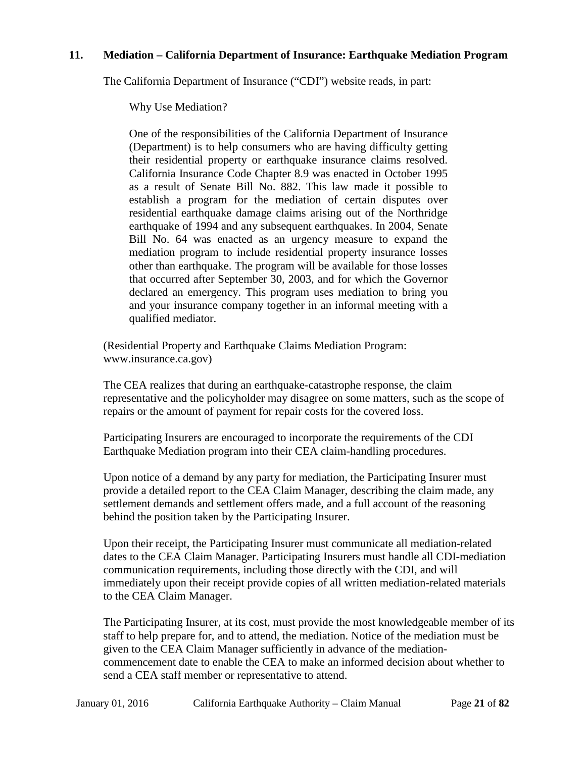### 11. Mediation – California Department of Insurance: Earthquake Mediation Program

The California Department of Insurance ("CDI") website reads, in part:

> Why Use Mediation?
>
> One of the responsibilities of the California Department of Insurance (Department) is to help consumers who are having difficulty getting their residential property or earthquake insurance claims resolved. California Insurance Code Chapter 8.9 was enacted in October 1995 as a result of Senate Bill No. 882. This law made it possible to establish a program for the mediation of certain disputes over residential earthquake damage claims arising out of the Northridge earthquake of 1994 and any subsequent earthquakes. In 2004, Senate Bill No. 64 was enacted as an urgency measure to expand the mediation program to include residential property insurance losses other than earthquake. The program will be available for those losses that occurred after September 30, 2003, and for which the Governor declared an emergency. This program uses mediation to bring you and your insurance company together in an informal meeting with a qualified mediator.

(Residential Property and Earthquake Claims Mediation Program: www.insurance.ca.gov)

The CEA realizes that during an earthquake-catastrophe response, the claim representative and the policyholder may disagree on some matters, such as the scope of repairs or the amount of payment for repair costs for the covered loss.

Participating Insurers are encouraged to incorporate the requirements of the CDI Earthquake Mediation program into their CEA claim-handling procedures.

Upon notice of a demand by any party for mediation, the Participating Insurer must provide a detailed report to the CEA Claim Manager, describing the claim made, any settlement demands and settlement offers made, and a full account of the reasoning behind the position taken by the Participating Insurer.

Upon their receipt, the Participating Insurer must communicate all mediation-related dates to the CEA Claim Manager. Participating Insurers must handle all CDI-mediation communication requirements, including those directly with the CDI, and will immediately upon their receipt provide copies of all written mediation-related materials to the CEA Claim Manager.

The Participating Insurer, at its cost, must provide the most knowledgeable member of its staff to help prepare for, and to attend, the mediation. Notice of the mediation must be given to the CEA Claim Manager sufficiently in advance of the mediation-commencement date to enable the CEA to make an informed decision about whether to send a CEA staff member or representative to attend.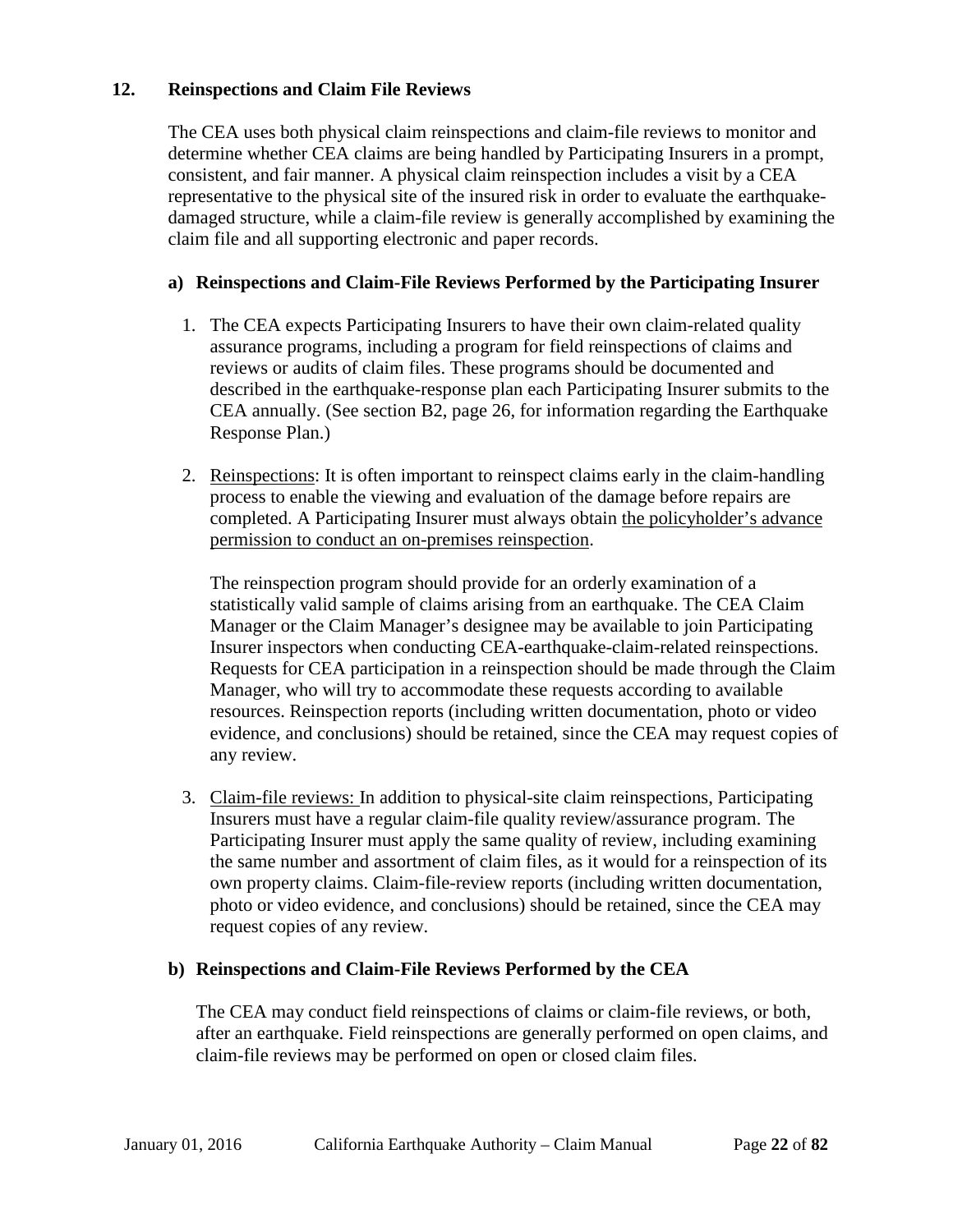## 12. Reinspections and Claim File Reviews

The CEA uses both physical claim reinspections and claim-file reviews to monitor and determine whether CEA claims are being handled by Participating Insurers in a prompt, consistent, and fair manner. A physical claim reinspection includes a visit by a CEA representative to the physical site of the insured risk in order to evaluate the earthquake-damaged structure, while a claim-file review is generally accomplished by examining the claim file and all supporting electronic and paper records.

### a) Reinspections and Claim-File Reviews Performed by the Participating Insurer

1. The CEA expects Participating Insurers to have their own claim-related quality assurance programs, including a program for field reinspections of claims and reviews or audits of claim files. These programs should be documented and described in the earthquake-response plan each Participating Insurer submits to the CEA annually. (See section B2, page 26, for information regarding the Earthquake Response Plan.)

2. <u>Reinspections</u>: It is often important to reinspect claims early in the claim-handling process to enable the viewing and evaluation of the damage before repairs are completed. A Participating Insurer must always obtain <u>the policyholder's advance permission to conduct an on-premises reinspection</u>.

   The reinspection program should provide for an orderly examination of a statistically valid sample of claims arising from an earthquake. The CEA Claim Manager or the Claim Manager's designee may be available to join Participating Insurer inspectors when conducting CEA-earthquake-claim-related reinspections. Requests for CEA participation in a reinspection should be made through the Claim Manager, who will try to accommodate these requests according to available resources. Reinspection reports (including written documentation, photo or video evidence, and conclusions) should be retained, since the CEA may request copies of any review.

3. <u>Claim-file reviews:</u> In addition to physical-site claim reinspections, Participating Insurers must have a regular claim-file quality review/assurance program. The Participating Insurer must apply the same quality of review, including examining the same number and assortment of claim files, as it would for a reinspection of its own property claims. Claim-file-review reports (including written documentation, photo or video evidence, and conclusions) should be retained, since the CEA may request copies of any review.

### b) Reinspections and Claim-File Reviews Performed by the CEA

The CEA may conduct field reinspections of claims or claim-file reviews, or both, after an earthquake. Field reinspections are generally performed on open claims, and claim-file reviews may be performed on open or closed claim files.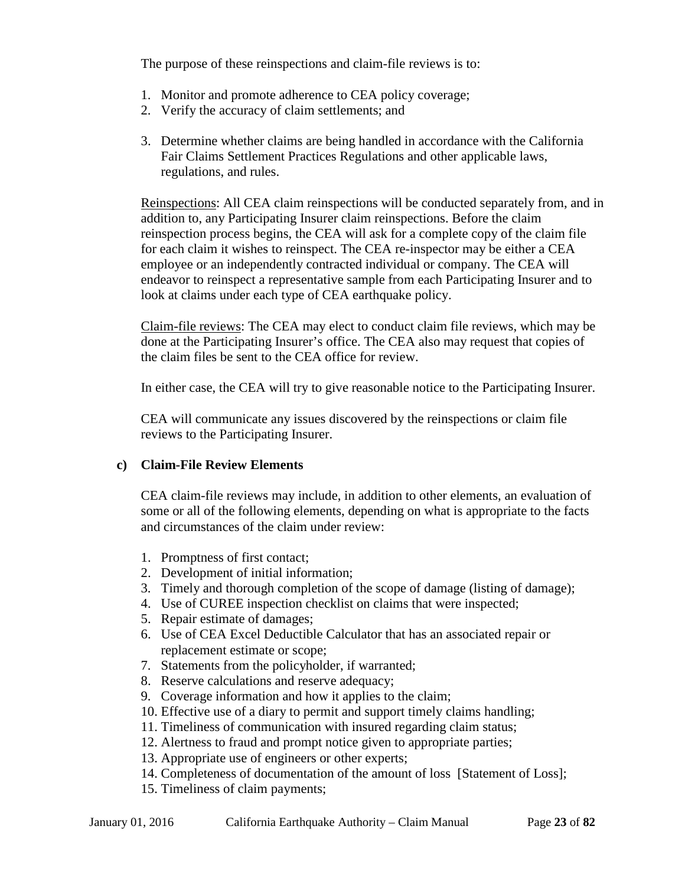The purpose of these reinspections and claim-file reviews is to:

1. Monitor and promote adherence to CEA policy coverage;
2. Verify the accuracy of claim settlements; and
3. Determine whether claims are being handled in accordance with the California Fair Claims Settlement Practices Regulations and other applicable laws, regulations, and rules.

<u>Reinspections</u>: All CEA claim reinspections will be conducted separately from, and in addition to, any Participating Insurer claim reinspections. Before the claim reinspection process begins, the CEA will ask for a complete copy of the claim file for each claim it wishes to reinspect. The CEA re-inspector may be either a CEA employee or an independently contracted individual or company. The CEA will endeavor to reinspect a representative sample from each Participating Insurer and to look at claims under each type of CEA earthquake policy.

<u>Claim-file reviews</u>: The CEA may elect to conduct claim file reviews, which may be done at the Participating Insurer's office. The CEA also may request that copies of the claim files be sent to the CEA office for review.

In either case, the CEA will try to give reasonable notice to the Participating Insurer.

CEA will communicate any issues discovered by the reinspections or claim file reviews to the Participating Insurer.

### c) Claim-File Review Elements

CEA claim-file reviews may include, in addition to other elements, an evaluation of some or all of the following elements, depending on what is appropriate to the facts and circumstances of the claim under review:

1. Promptness of first contact;
2. Development of initial information;
3. Timely and thorough completion of the scope of damage (listing of damage);
4. Use of CUREE inspection checklist on claims that were inspected;
5. Repair estimate of damages;
6. Use of CEA Excel Deductible Calculator that has an associated repair or replacement estimate or scope;
7. Statements from the policyholder, if warranted;
8. Reserve calculations and reserve adequacy;
9. Coverage information and how it applies to the claim;
10. Effective use of a diary to permit and support timely claims handling;
11. Timeliness of communication with insured regarding claim status;
12. Alertness to fraud and prompt notice given to appropriate parties;
13. Appropriate use of engineers or other experts;
14. Completeness of documentation of the amount of loss [Statement of Loss];
15. Timeliness of claim payments;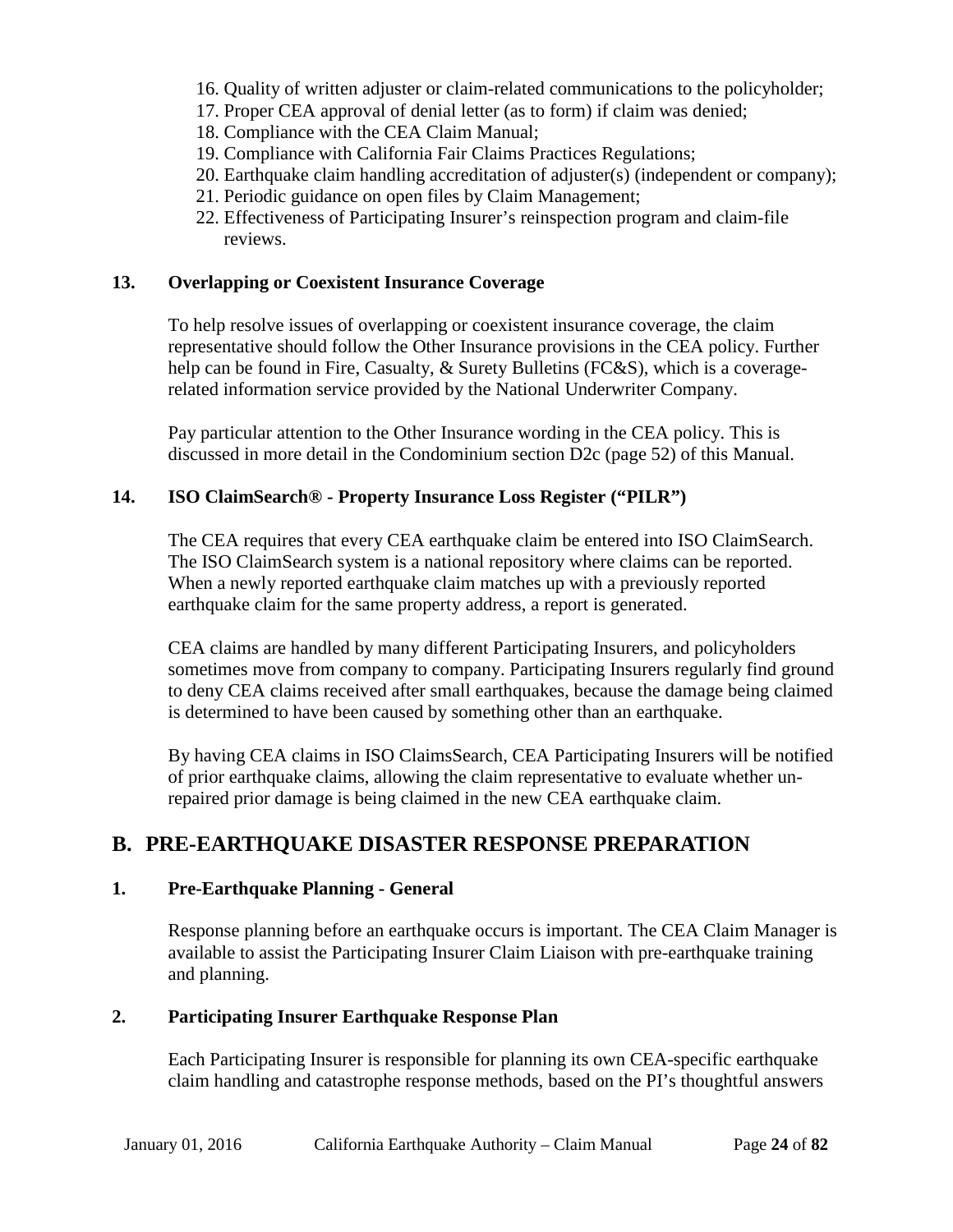16. Quality of written adjuster or claim-related communications to the policyholder;
17. Proper CEA approval of denial letter (as to form) if claim was denied;
18. Compliance with the CEA Claim Manual;
19. Compliance with California Fair Claims Practices Regulations;
20. Earthquake claim handling accreditation of adjuster(s) (independent or company);
21. Periodic guidance on open files by Claim Management;
22. Effectiveness of Participating Insurer's reinspection program and claim-file reviews.

### 13. Overlapping or Coexistent Insurance Coverage

To help resolve issues of overlapping or coexistent insurance coverage, the claim representative should follow the Other Insurance provisions in the CEA policy. Further help can be found in Fire, Casualty, & Surety Bulletins (FC&S), which is a coverage-related information service provided by the National Underwriter Company.

Pay particular attention to the Other Insurance wording in the CEA policy. This is discussed in more detail in the Condominium section D2c (page 52) of this Manual.

### 14. ISO ClaimSearch® - Property Insurance Loss Register ("PILR")

The CEA requires that every CEA earthquake claim be entered into ISO ClaimSearch. The ISO ClaimSearch system is a national repository where claims can be reported. When a newly reported earthquake claim matches up with a previously reported earthquake claim for the same property address, a report is generated.

CEA claims are handled by many different Participating Insurers, and policyholders sometimes move from company to company. Participating Insurers regularly find ground to deny CEA claims received after small earthquakes, because the damage being claimed is determined to have been caused by something other than an earthquake.

By having CEA claims in ISO ClaimsSearch, CEA Participating Insurers will be notified of prior earthquake claims, allowing the claim representative to evaluate whether un-repaired prior damage is being claimed in the new CEA earthquake claim.

## B. PRE-EARTHQUAKE DISASTER RESPONSE PREPARATION

### 1. Pre-Earthquake Planning - General

Response planning before an earthquake occurs is important. The CEA Claim Manager is available to assist the Participating Insurer Claim Liaison with pre-earthquake training and planning.

### 2. Participating Insurer Earthquake Response Plan

Each Participating Insurer is responsible for planning its own CEA-specific earthquake claim handling and catastrophe response methods, based on the PI's thoughtful answers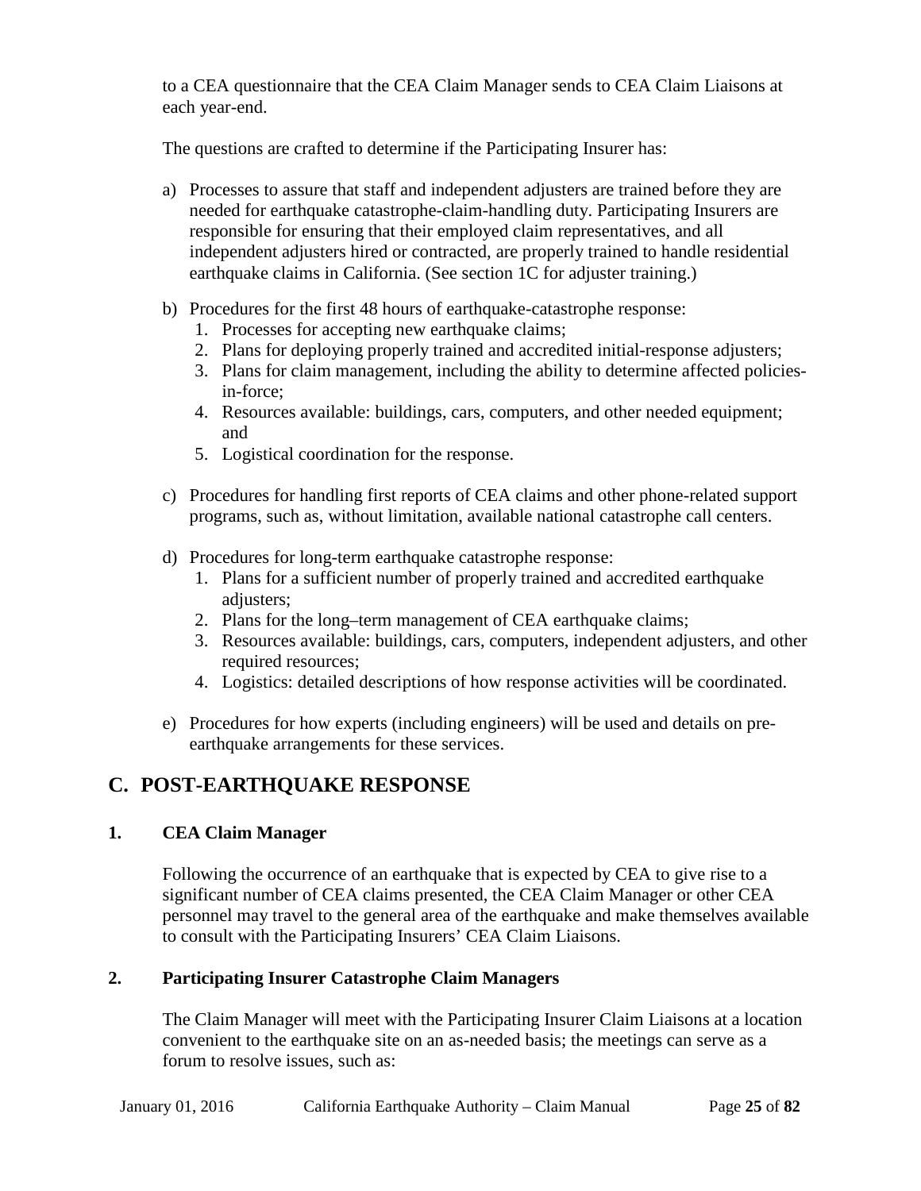to a CEA questionnaire that the CEA Claim Manager sends to CEA Claim Liaisons at each year-end.

The questions are crafted to determine if the Participating Insurer has:

a) Processes to assure that staff and independent adjusters are trained before they are needed for earthquake catastrophe-claim-handling duty. Participating Insurers are responsible for ensuring that their employed claim representatives, and all independent adjusters hired or contracted, are properly trained to handle residential earthquake claims in California. (See section 1C for adjuster training.)

b) Procedures for the first 48 hours of earthquake-catastrophe response:
   1. Processes for accepting new earthquake claims;
   2. Plans for deploying properly trained and accredited initial-response adjusters;
   3. Plans for claim management, including the ability to determine affected policies-in-force;
   4. Resources available: buildings, cars, computers, and other needed equipment; and
   5. Logistical coordination for the response.

c) Procedures for handling first reports of CEA claims and other phone-related support programs, such as, without limitation, available national catastrophe call centers.

d) Procedures for long-term earthquake catastrophe response:
   1. Plans for a sufficient number of properly trained and accredited earthquake adjusters;
   2. Plans for the long–term management of CEA earthquake claims;
   3. Resources available: buildings, cars, computers, independent adjusters, and other required resources;
   4. Logistics: detailed descriptions of how response activities will be coordinated.

e) Procedures for how experts (including engineers) will be used and details on pre-earthquake arrangements for these services.

## C. POST-EARTHQUAKE RESPONSE

### 1. CEA Claim Manager

Following the occurrence of an earthquake that is expected by CEA to give rise to a significant number of CEA claims presented, the CEA Claim Manager or other CEA personnel may travel to the general area of the earthquake and make themselves available to consult with the Participating Insurers' CEA Claim Liaisons.

### 2. Participating Insurer Catastrophe Claim Managers

The Claim Manager will meet with the Participating Insurer Claim Liaisons at a location convenient to the earthquake site on an as-needed basis; the meetings can serve as a forum to resolve issues, such as: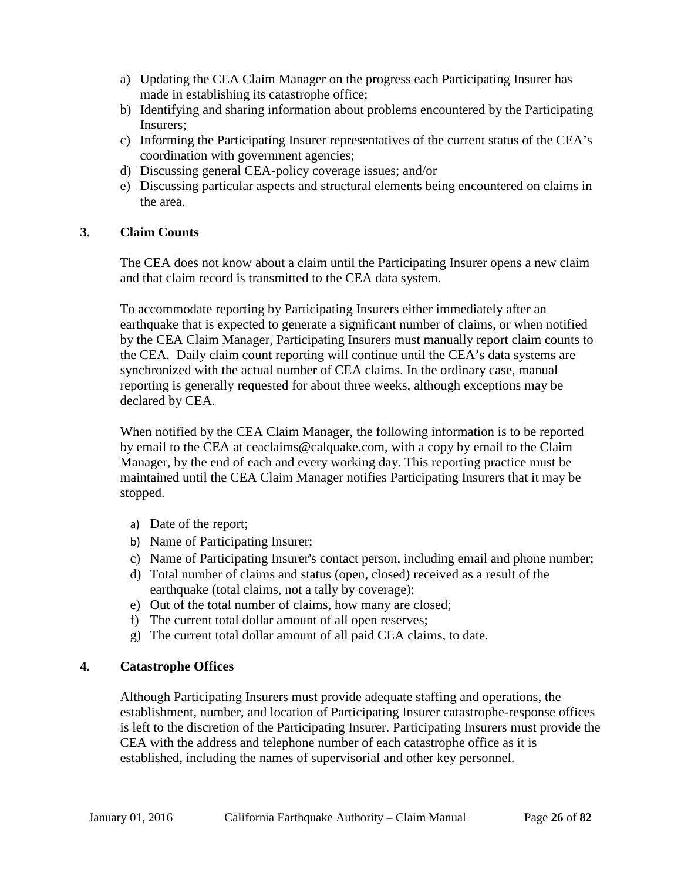a) Updating the CEA Claim Manager on the progress each Participating Insurer has made in establishing its catastrophe office;
b) Identifying and sharing information about problems encountered by the Participating Insurers;
c) Informing the Participating Insurer representatives of the current status of the CEA's coordination with government agencies;
d) Discussing general CEA-policy coverage issues; and/or
e) Discussing particular aspects and structural elements being encountered on claims in the area.

### 3. Claim Counts

The CEA does not know about a claim until the Participating Insurer opens a new claim and that claim record is transmitted to the CEA data system.

To accommodate reporting by Participating Insurers either immediately after an earthquake that is expected to generate a significant number of claims, or when notified by the CEA Claim Manager, Participating Insurers must manually report claim counts to the CEA. Daily claim count reporting will continue until the CEA's data systems are synchronized with the actual number of CEA claims. In the ordinary case, manual reporting is generally requested for about three weeks, although exceptions may be declared by CEA.

When notified by the CEA Claim Manager, the following information is to be reported by email to the CEA at ceaclaims@calquake.com, with a copy by email to the Claim Manager, by the end of each and every working day. This reporting practice must be maintained until the CEA Claim Manager notifies Participating Insurers that it may be stopped.

a) Date of the report;
b) Name of Participating Insurer;
c) Name of Participating Insurer's contact person, including email and phone number;
d) Total number of claims and status (open, closed) received as a result of the earthquake (total claims, not a tally by coverage);
e) Out of the total number of claims, how many are closed;
f) The current total dollar amount of all open reserves;
g) The current total dollar amount of all paid CEA claims, to date.

### 4. Catastrophe Offices

Although Participating Insurers must provide adequate staffing and operations, the establishment, number, and location of Participating Insurer catastrophe-response offices is left to the discretion of the Participating Insurer. Participating Insurers must provide the CEA with the address and telephone number of each catastrophe office as it is established, including the names of supervisorial and other key personnel.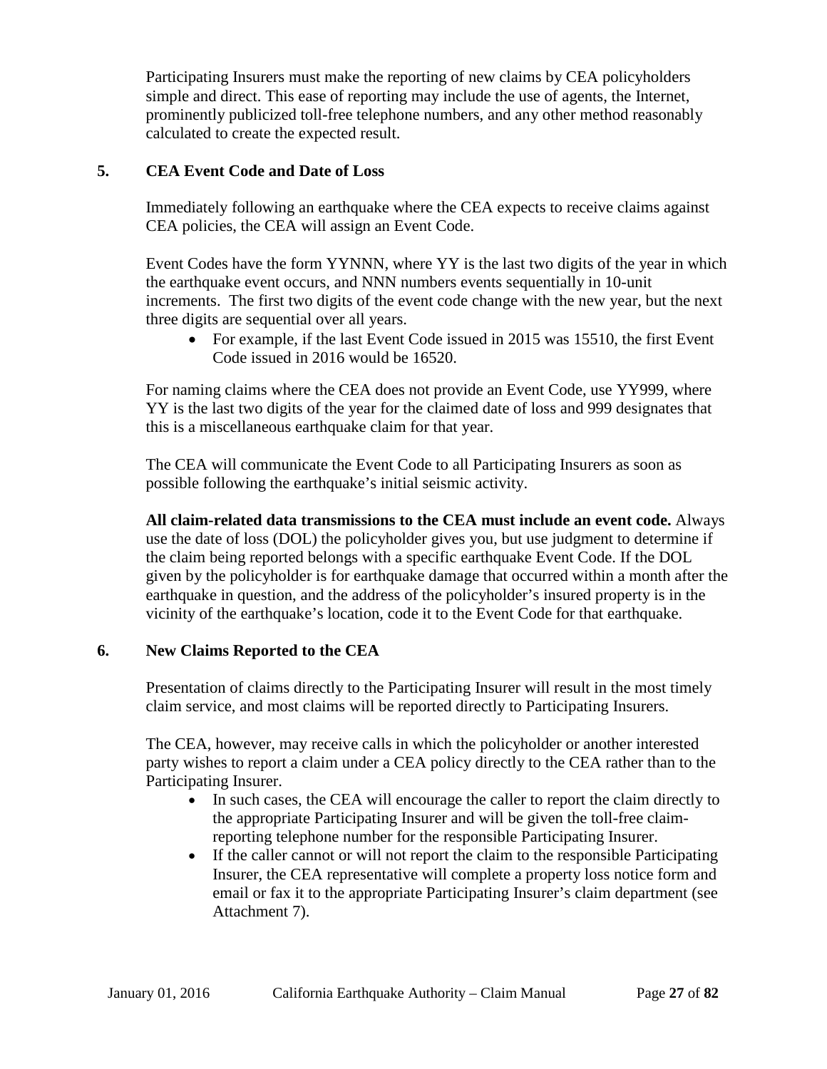Participating Insurers must make the reporting of new claims by CEA policyholders simple and direct. This ease of reporting may include the use of agents, the Internet, prominently publicized toll-free telephone numbers, and any other method reasonably calculated to create the expected result.

## 5. CEA Event Code and Date of Loss

Immediately following an earthquake where the CEA expects to receive claims against CEA policies, the CEA will assign an Event Code.

Event Codes have the form YYNNN, where YY is the last two digits of the year in which the earthquake event occurs, and NNN numbers events sequentially in 10-unit increments. The first two digits of the event code change with the new year, but the next three digits are sequential over all years.

- For example, if the last Event Code issued in 2015 was 15510, the first Event Code issued in 2016 would be 16520.

For naming claims where the CEA does not provide an Event Code, use YY999, where YY is the last two digits of the year for the claimed date of loss and 999 designates that this is a miscellaneous earthquake claim for that year.

The CEA will communicate the Event Code to all Participating Insurers as soon as possible following the earthquake's initial seismic activity.

**All claim-related data transmissions to the CEA must include an event code.** Always use the date of loss (DOL) the policyholder gives you, but use judgment to determine if the claim being reported belongs with a specific earthquake Event Code. If the DOL given by the policyholder is for earthquake damage that occurred within a month after the earthquake in question, and the address of the policyholder's insured property is in the vicinity of the earthquake's location, code it to the Event Code for that earthquake.

## 6. New Claims Reported to the CEA

Presentation of claims directly to the Participating Insurer will result in the most timely claim service, and most claims will be reported directly to Participating Insurers.

The CEA, however, may receive calls in which the policyholder or another interested party wishes to report a claim under a CEA policy directly to the CEA rather than to the Participating Insurer.

- In such cases, the CEA will encourage the caller to report the claim directly to the appropriate Participating Insurer and will be given the toll-free claim-reporting telephone number for the responsible Participating Insurer.
- If the caller cannot or will not report the claim to the responsible Participating Insurer, the CEA representative will complete a property loss notice form and email or fax it to the appropriate Participating Insurer's claim department (see Attachment 7).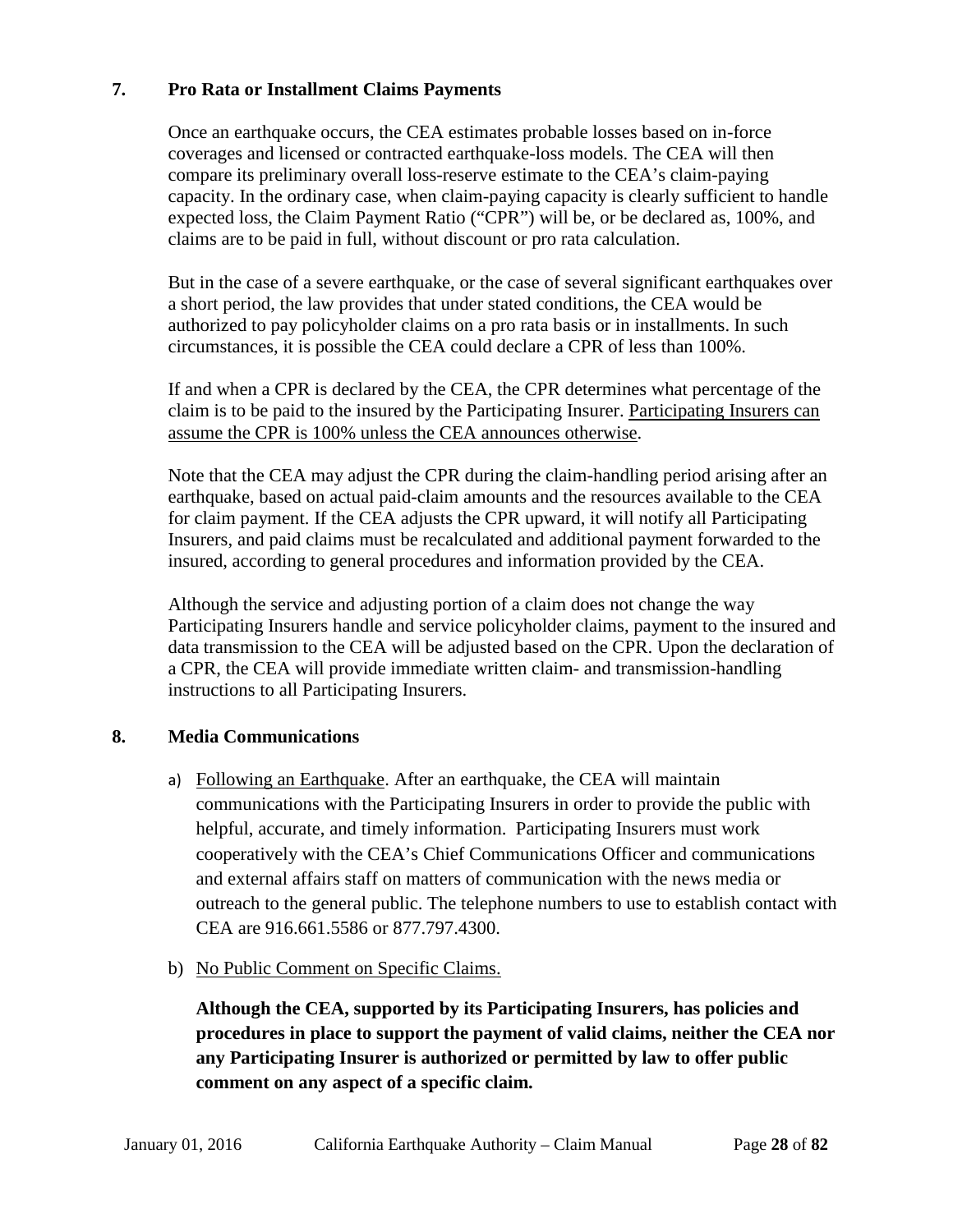## 7. Pro Rata or Installment Claims Payments

Once an earthquake occurs, the CEA estimates probable losses based on in-force coverages and licensed or contracted earthquake-loss models. The CEA will then compare its preliminary overall loss-reserve estimate to the CEA's claim-paying capacity. In the ordinary case, when claim-paying capacity is clearly sufficient to handle expected loss, the Claim Payment Ratio ("CPR") will be, or be declared as, 100%, and claims are to be paid in full, without discount or pro rata calculation.

But in the case of a severe earthquake, or the case of several significant earthquakes over a short period, the law provides that under stated conditions, the CEA would be authorized to pay policyholder claims on a pro rata basis or in installments. In such circumstances, it is possible the CEA could declare a CPR of less than 100%.

If and when a CPR is declared by the CEA, the CPR determines what percentage of the claim is to be paid to the insured by the Participating Insurer. <u>Participating Insurers can assume the CPR is 100% unless the CEA announces otherwise</u>.

Note that the CEA may adjust the CPR during the claim-handling period arising after an earthquake, based on actual paid-claim amounts and the resources available to the CEA for claim payment. If the CEA adjusts the CPR upward, it will notify all Participating Insurers, and paid claims must be recalculated and additional payment forwarded to the insured, according to general procedures and information provided by the CEA.

Although the service and adjusting portion of a claim does not change the way Participating Insurers handle and service policyholder claims, payment to the insured and data transmission to the CEA will be adjusted based on the CPR. Upon the declaration of a CPR, the CEA will provide immediate written claim- and transmission-handling instructions to all Participating Insurers.

## 8. Media Communications

a) <u>Following an Earthquake</u>. After an earthquake, the CEA will maintain communications with the Participating Insurers in order to provide the public with helpful, accurate, and timely information. Participating Insurers must work cooperatively with the CEA's Chief Communications Officer and communications and external affairs staff on matters of communication with the news media or outreach to the general public. The telephone numbers to use to establish contact with CEA are 916.661.5586 or 877.797.4300.

b) <u>No Public Comment on Specific Claims.</u>

**Although the CEA, supported by its Participating Insurers, has policies and procedures in place to support the payment of valid claims, neither the CEA nor any Participating Insurer is authorized or permitted by law to offer public comment on any aspect of a specific claim.**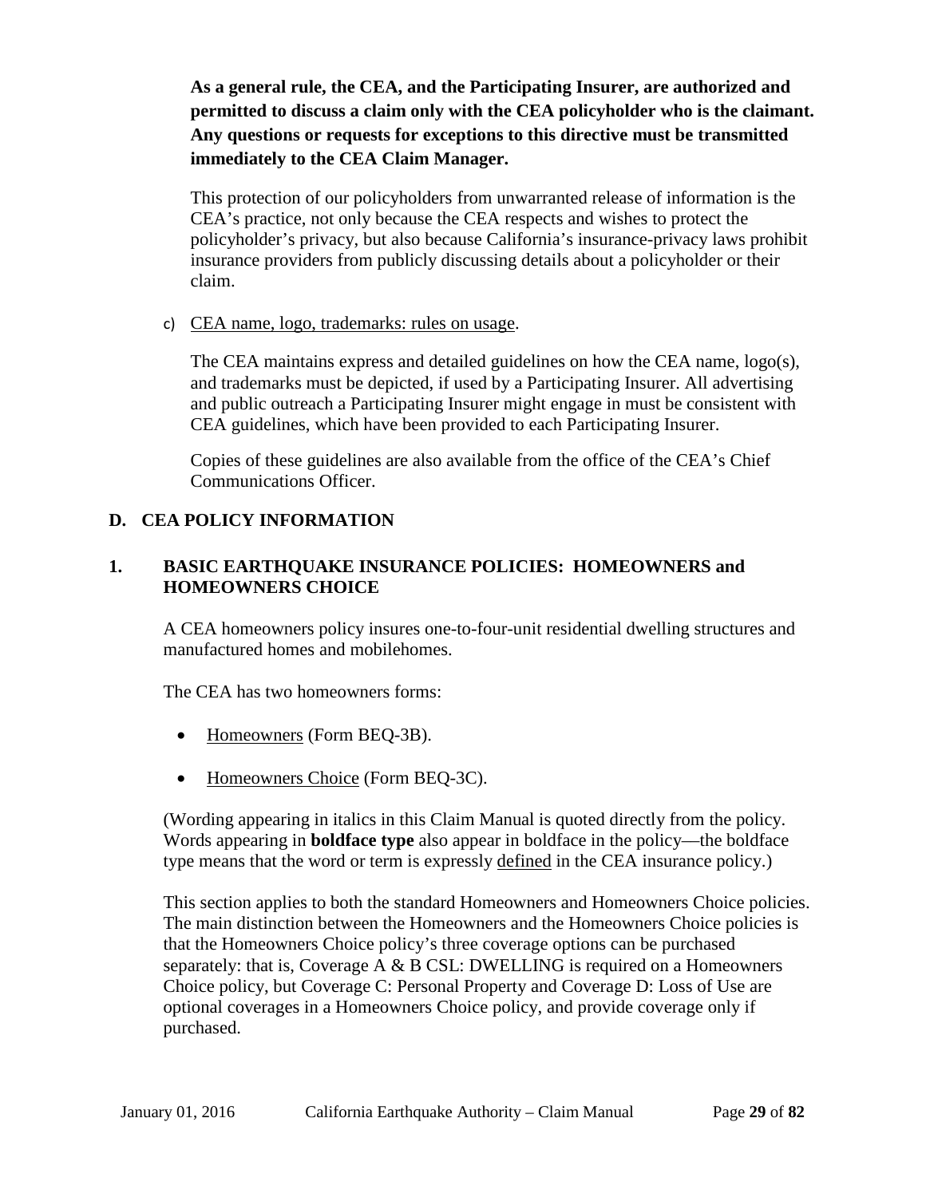**As a general rule, the CEA, and the Participating Insurer, are authorized and permitted to discuss a claim only with the CEA policyholder who is the claimant. Any questions or requests for exceptions to this directive must be transmitted immediately to the CEA Claim Manager.**

This protection of our policyholders from unwarranted release of information is the CEA's practice, not only because the CEA respects and wishes to protect the policyholder's privacy, but also because California's insurance-privacy laws prohibit insurance providers from publicly discussing details about a policyholder or their claim.

c) <u>CEA name, logo, trademarks: rules on usage</u>.

The CEA maintains express and detailed guidelines on how the CEA name, logo(s), and trademarks must be depicted, if used by a Participating Insurer. All advertising and public outreach a Participating Insurer might engage in must be consistent with CEA guidelines, which have been provided to each Participating Insurer.

Copies of these guidelines are also available from the office of the CEA's Chief Communications Officer.

## D. CEA POLICY INFORMATION

### 1. BASIC EARTHQUAKE INSURANCE POLICIES: HOMEOWNERS and HOMEOWNERS CHOICE

A CEA homeowners policy insures one-to-four-unit residential dwelling structures and manufactured homes and mobilehomes.

The CEA has two homeowners forms:

- <u>Homeowners</u> (Form BEQ-3B).
- <u>Homeowners Choice</u> (Form BEQ-3C).

(Wording appearing in italics in this Claim Manual is quoted directly from the policy. Words appearing in **boldface type** also appear in boldface in the policy—the boldface type means that the word or term is expressly <u>defined</u> in the CEA insurance policy.)

This section applies to both the standard Homeowners and Homeowners Choice policies. The main distinction between the Homeowners and the Homeowners Choice policies is that the Homeowners Choice policy's three coverage options can be purchased separately: that is, Coverage A & B CSL: DWELLING is required on a Homeowners Choice policy, but Coverage C: Personal Property and Coverage D: Loss of Use are optional coverages in a Homeowners Choice policy, and provide coverage only if purchased.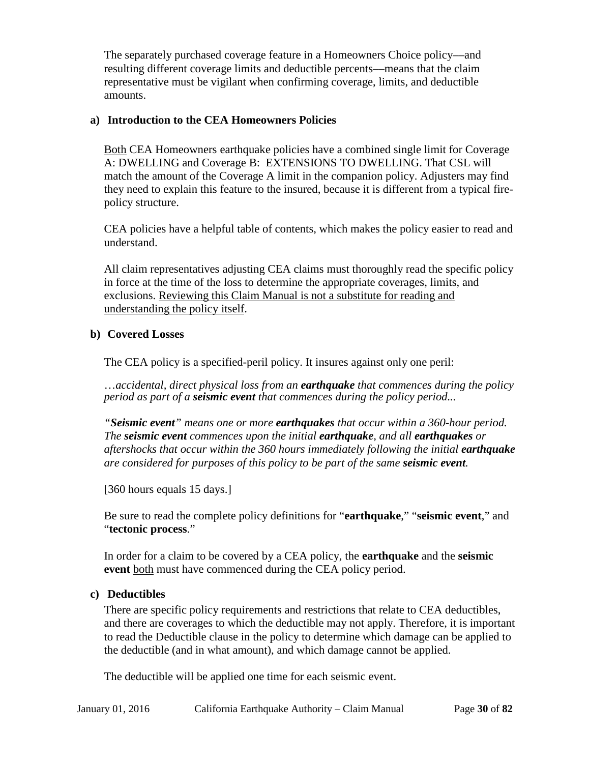The separately purchased coverage feature in a Homeowners Choice policy—and resulting different coverage limits and deductible percents—means that the claim representative must be vigilant when confirming coverage, limits, and deductible amounts.

### a) Introduction to the CEA Homeowners Policies

<u>Both</u> CEA Homeowners earthquake policies have a combined single limit for Coverage A: DWELLING and Coverage B: EXTENSIONS TO DWELLING. That CSL will match the amount of the Coverage A limit in the companion policy. Adjusters may find they need to explain this feature to the insured, because it is different from a typical fire-policy structure.

CEA policies have a helpful table of contents, which makes the policy easier to read and understand.

All claim representatives adjusting CEA claims must thoroughly read the specific policy in force at the time of the loss to determine the appropriate coverages, limits, and exclusions. <u>Reviewing this Claim Manual is not a substitute for reading and understanding the policy itself</u>.

### b) Covered Losses

The CEA policy is a specified-peril policy. It insures against only one peril:

*…accidental, direct physical loss from an **earthquake** that commences during the policy period as part of a **seismic event** that commences during the policy period...*

*"**Seismic event**" means one or more **earthquakes** that occur within a 360-hour period. The **seismic event** commences upon the initial **earthquake**, and all **earthquakes** or aftershocks that occur within the 360 hours immediately following the initial **earthquake** are considered for purposes of this policy to be part of the same **seismic event**.*

[360 hours equals 15 days.]

Be sure to read the complete policy definitions for "**earthquake**," "**seismic event**," and "**tectonic process**."

In order for a claim to be covered by a CEA policy, the **earthquake** and the **seismic event** <u>both</u> must have commenced during the CEA policy period.

### c) Deductibles

There are specific policy requirements and restrictions that relate to CEA deductibles, and there are coverages to which the deductible may not apply. Therefore, it is important to read the Deductible clause in the policy to determine which damage can be applied to the deductible (and in what amount), and which damage cannot be applied.

The deductible will be applied one time for each seismic event.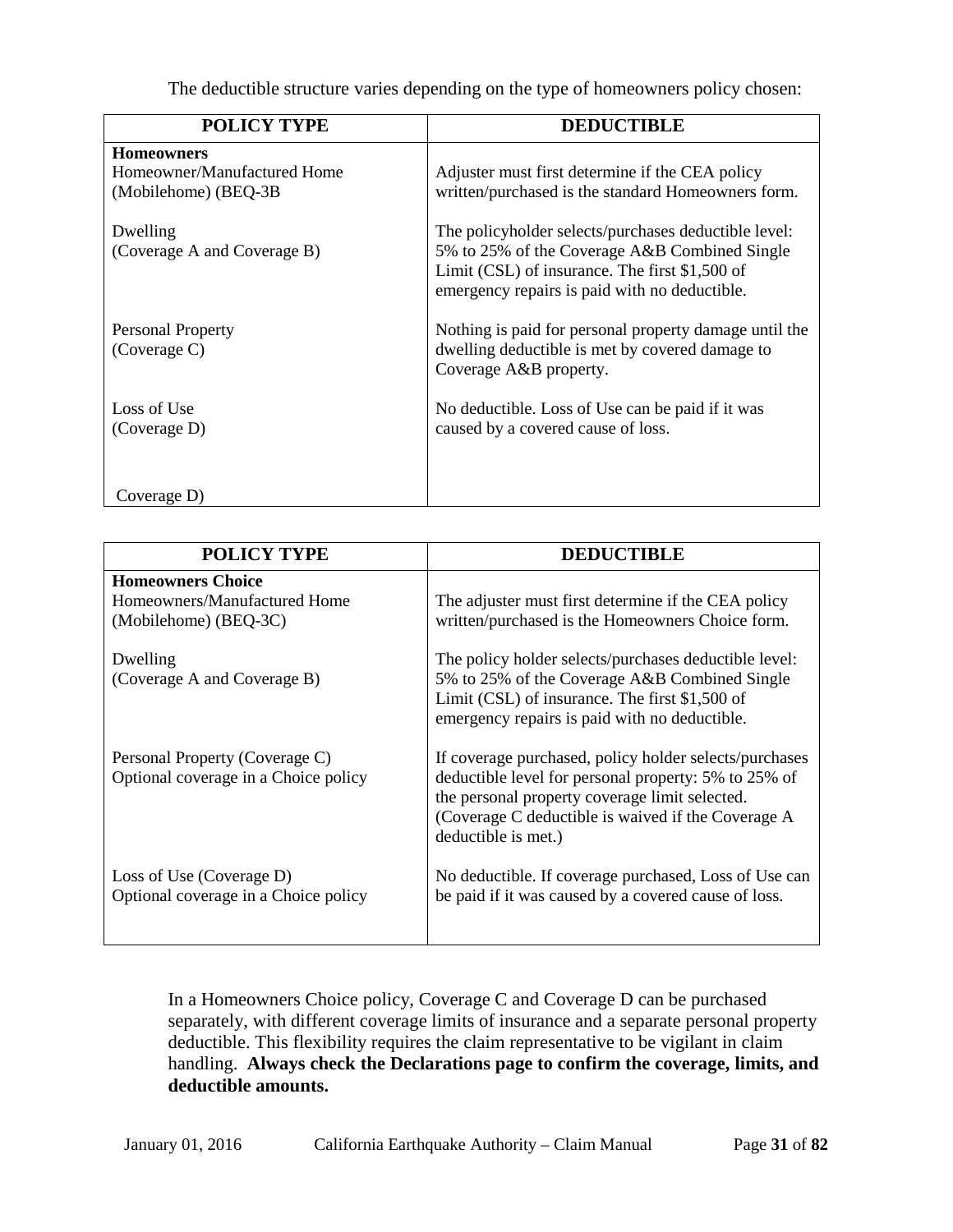The deductible structure varies depending on the type of homeowners policy chosen:

| POLICY TYPE | DEDUCTIBLE |
|---|---|
| **Homeowners**<br>Homeowner/Manufactured Home (Mobilehome) (BEQ-3B | Adjuster must first determine if the CEA policy written/purchased is the standard Homeowners form. |
| Dwelling<br>(Coverage A and Coverage B) | The policyholder selects/purchases deductible level: 5% to 25% of the Coverage A&B Combined Single Limit (CSL) of insurance. The first $1,500 of emergency repairs is paid with no deductible. |
| Personal Property<br>(Coverage C) | Nothing is paid for personal property damage until the dwelling deductible is met by covered damage to Coverage A&B property. |
| Loss of Use<br>(Coverage D)<br><br>Coverage D) | No deductible. Loss of Use can be paid if it was caused by a covered cause of loss. |

| POLICY TYPE | DEDUCTIBLE |
|---|---|
| **Homeowners Choice**<br>Homeowners/Manufactured Home (Mobilehome) (BEQ-3C) | The adjuster must first determine if the CEA policy written/purchased is the Homeowners Choice form. |
| Dwelling<br>(Coverage A and Coverage B) | The policy holder selects/purchases deductible level: 5% to 25% of the Coverage A&B Combined Single Limit (CSL) of insurance. The first $1,500 of emergency repairs is paid with no deductible. |
| Personal Property (Coverage C)<br>Optional coverage in a Choice policy | If coverage purchased, policy holder selects/purchases deductible level for personal property: 5% to 25% of the personal property coverage limit selected. (Coverage C deductible is waived if the Coverage A deductible is met.) |
| Loss of Use (Coverage D)<br>Optional coverage in a Choice policy | No deductible. If coverage purchased, Loss of Use can be paid if it was caused by a covered cause of loss. |

In a Homeowners Choice policy, Coverage C and Coverage D can be purchased separately, with different coverage limits of insurance and a separate personal property deductible. This flexibility requires the claim representative to be vigilant in claim handling. **Always check the Declarations page to confirm the coverage, limits, and deductible amounts.**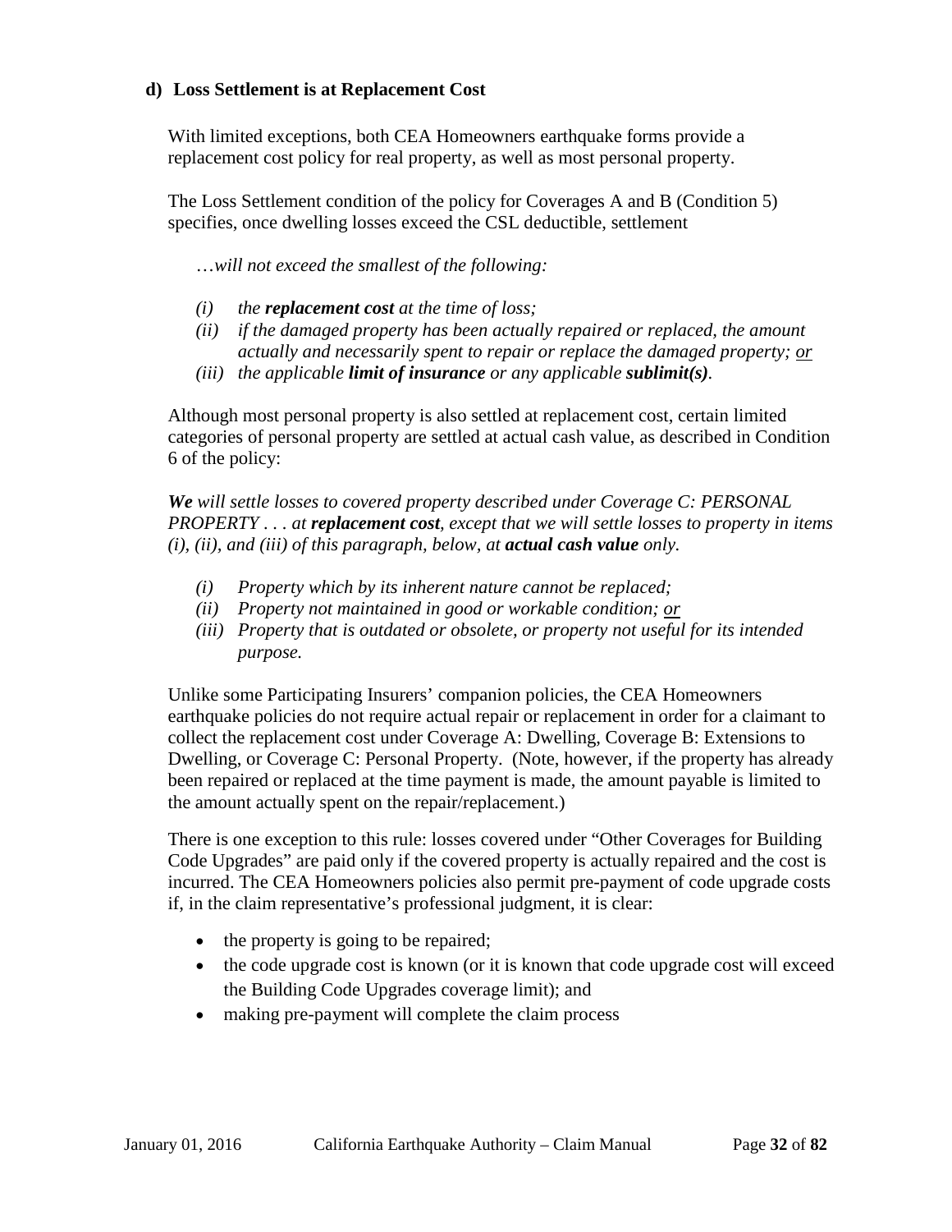### d) Loss Settlement is at Replacement Cost

With limited exceptions, both CEA Homeowners earthquake forms provide a replacement cost policy for real property, as well as most personal property.

The Loss Settlement condition of the policy for Coverages A and B (Condition 5) specifies, once dwelling losses exceed the CSL deductible, settlement

> *…will not exceed the smallest of the following:*
>
> *(i) the **replacement cost** at the time of loss;*
> *(ii) if the damaged property has been actually repaired or replaced, the amount actually and necessarily spent to repair or replace the damaged property; <u>or</u>*
> *(iii) the applicable **limit of insurance** or any applicable **sublimit(s)**.*

Although most personal property is also settled at replacement cost, certain limited categories of personal property are settled at actual cash value, as described in Condition 6 of the policy:

***We** will settle losses to covered property described under Coverage C: PERSONAL PROPERTY . . . at **replacement cost**, except that we will settle losses to property in items (i), (ii), and (iii) of this paragraph, below, at **actual cash value** only.*

> *(i) Property which by its inherent nature cannot be replaced;*
> *(ii) Property not maintained in good or workable condition; <u>or</u>*
> *(iii) Property that is outdated or obsolete, or property not useful for its intended purpose.*

Unlike some Participating Insurers' companion policies, the CEA Homeowners earthquake policies do not require actual repair or replacement in order for a claimant to collect the replacement cost under Coverage A: Dwelling, Coverage B: Extensions to Dwelling, or Coverage C: Personal Property. (Note, however, if the property has already been repaired or replaced at the time payment is made, the amount payable is limited to the amount actually spent on the repair/replacement.)

There is one exception to this rule: losses covered under "Other Coverages for Building Code Upgrades" are paid only if the covered property is actually repaired and the cost is incurred. The CEA Homeowners policies also permit pre-payment of code upgrade costs if, in the claim representative's professional judgment, it is clear:

- the property is going to be repaired;
- the code upgrade cost is known (or it is known that code upgrade cost will exceed the Building Code Upgrades coverage limit); and
- making pre-payment will complete the claim process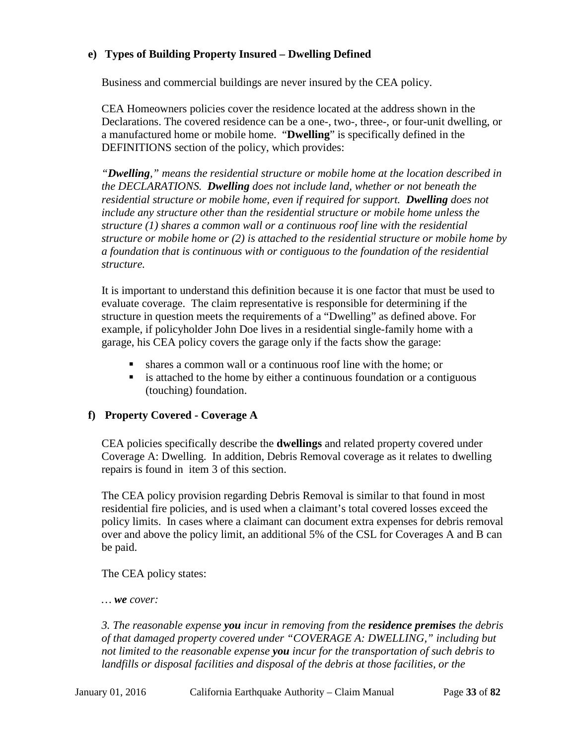### e) Types of Building Property Insured – Dwelling Defined

Business and commercial buildings are never insured by the CEA policy.

CEA Homeowners policies cover the residence located at the address shown in the Declarations. The covered residence can be a one-, two-, three-, or four-unit dwelling, or a manufactured home or mobile home. "**Dwelling**" is specifically defined in the DEFINITIONS section of the policy, which provides:

*"**Dwelling**," means the residential structure or mobile home at the location described in the DECLARATIONS. **Dwelling** does not include land, whether or not beneath the residential structure or mobile home, even if required for support. **Dwelling** does not include any structure other than the residential structure or mobile home unless the structure (1) shares a common wall or a continuous roof line with the residential structure or mobile home or (2) is attached to the residential structure or mobile home by a foundation that is continuous with or contiguous to the foundation of the residential structure.*

It is important to understand this definition because it is one factor that must be used to evaluate coverage. The claim representative is responsible for determining if the structure in question meets the requirements of a "Dwelling" as defined above. For example, if policyholder John Doe lives in a residential single-family home with a garage, his CEA policy covers the garage only if the facts show the garage:

- shares a common wall or a continuous roof line with the home; or
- is attached to the home by either a continuous foundation or a contiguous (touching) foundation.

### f) Property Covered - Coverage A

CEA policies specifically describe the **dwellings** and related property covered under Coverage A: Dwelling. In addition, Debris Removal coverage as it relates to dwelling repairs is found in item 3 of this section.

The CEA policy provision regarding Debris Removal is similar to that found in most residential fire policies, and is used when a claimant's total covered losses exceed the policy limits. In cases where a claimant can document extra expenses for debris removal over and above the policy limit, an additional 5% of the CSL for Coverages A and B can be paid.

The CEA policy states:

*… **we** cover:*

*3. The reasonable expense **you** incur in removing from the **residence premises** the debris of that damaged property covered under "COVERAGE A: DWELLING," including but not limited to the reasonable expense **you** incur for the transportation of such debris to landfills or disposal facilities and disposal of the debris at those facilities, or the*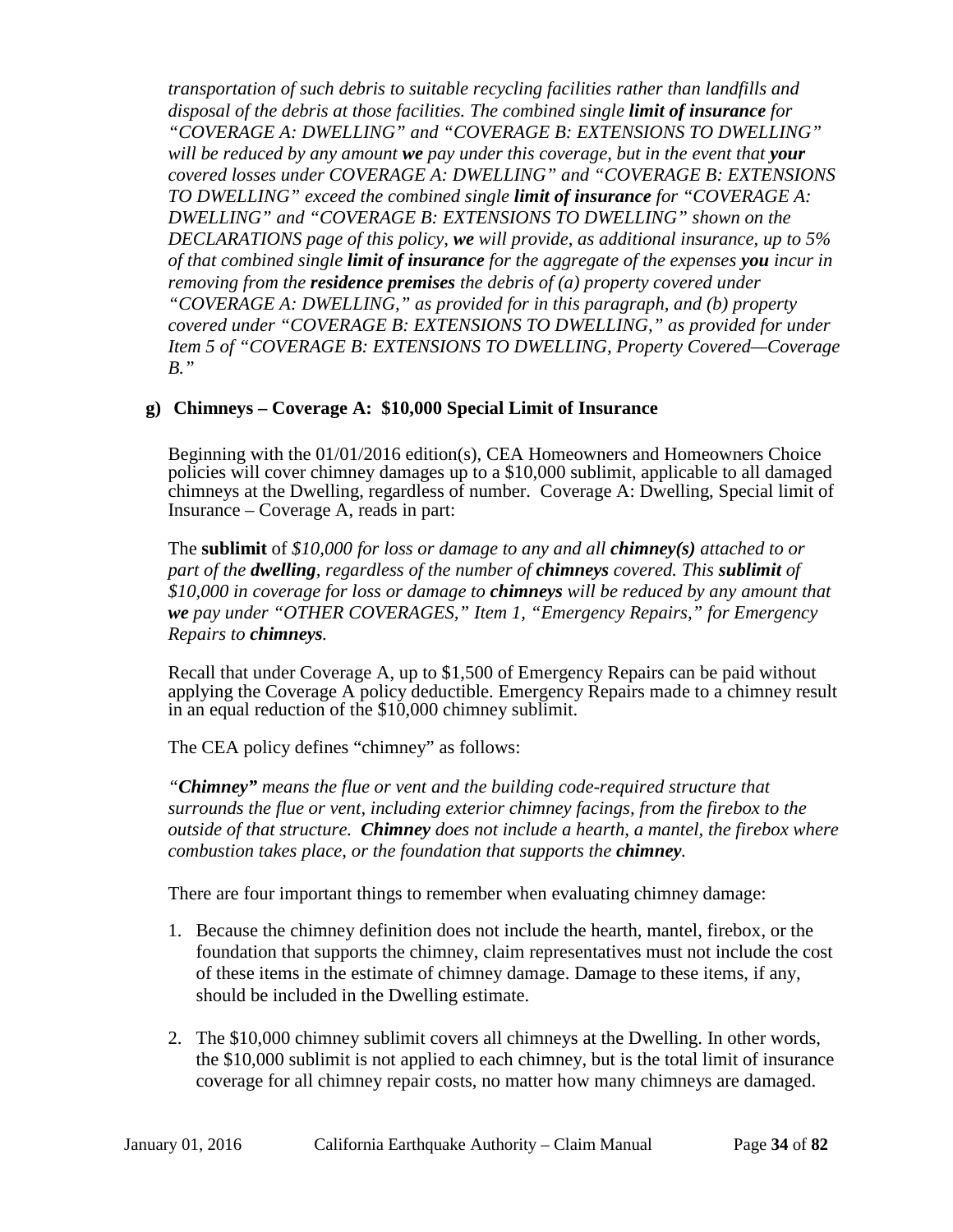*transportation of such debris to suitable recycling facilities rather than landfills and disposal of the debris at those facilities. The combined single **limit of insurance** for "COVERAGE A: DWELLING" and "COVERAGE B: EXTENSIONS TO DWELLING" will be reduced by any amount **we** pay under this coverage, but in the event that **your** covered losses under COVERAGE A: DWELLING" and "COVERAGE B: EXTENSIONS TO DWELLING" exceed the combined single **limit of insurance** for "COVERAGE A: DWELLING" and "COVERAGE B: EXTENSIONS TO DWELLING" shown on the DECLARATIONS page of this policy, **we** will provide, as additional insurance, up to 5% of that combined single **limit of insurance** for the aggregate of the expenses **you** incur in removing from the **residence premises** the debris of (a) property covered under "COVERAGE A: DWELLING," as provided for in this paragraph, and (b) property covered under "COVERAGE B: EXTENSIONS TO DWELLING," as provided for under Item 5 of "COVERAGE B: EXTENSIONS TO DWELLING, Property Covered—Coverage B."*

**g) Chimneys – Coverage A: $10,000 Special Limit of Insurance**

Beginning with the 01/01/2016 edition(s), CEA Homeowners and Homeowners Choice policies will cover chimney damages up to a $10,000 sublimit, applicable to all damaged chimneys at the Dwelling, regardless of number. Coverage A: Dwelling, Special limit of Insurance – Coverage A, reads in part:

The **sublimit** of *$10,000 for loss or damage to any and all **chimney(s)** attached to or part of the **dwelling**, regardless of the number of **chimneys** covered. This **sublimit** of $10,000 in coverage for loss or damage to **chimneys** will be reduced by any amount that **we** pay under "OTHER COVERAGES," Item 1, "Emergency Repairs," for Emergency Repairs to **chimneys**.*

Recall that under Coverage A, up to $1,500 of Emergency Repairs can be paid without applying the Coverage A policy deductible. Emergency Repairs made to a chimney result in an equal reduction of the $10,000 chimney sublimit.

The CEA policy defines "chimney" as follows:

*"**Chimney**" means the flue or vent and the building code-required structure that surrounds the flue or vent, including exterior chimney facings, from the firebox to the outside of that structure. **Chimney** does not include a hearth, a mantel, the firebox where combustion takes place, or the foundation that supports the **chimney**.*

There are four important things to remember when evaluating chimney damage:

1. Because the chimney definition does not include the hearth, mantel, firebox, or the foundation that supports the chimney, claim representatives must not include the cost of these items in the estimate of chimney damage. Damage to these items, if any, should be included in the Dwelling estimate.

2. The $10,000 chimney sublimit covers all chimneys at the Dwelling. In other words, the $10,000 sublimit is not applied to each chimney, but is the total limit of insurance coverage for all chimney repair costs, no matter how many chimneys are damaged.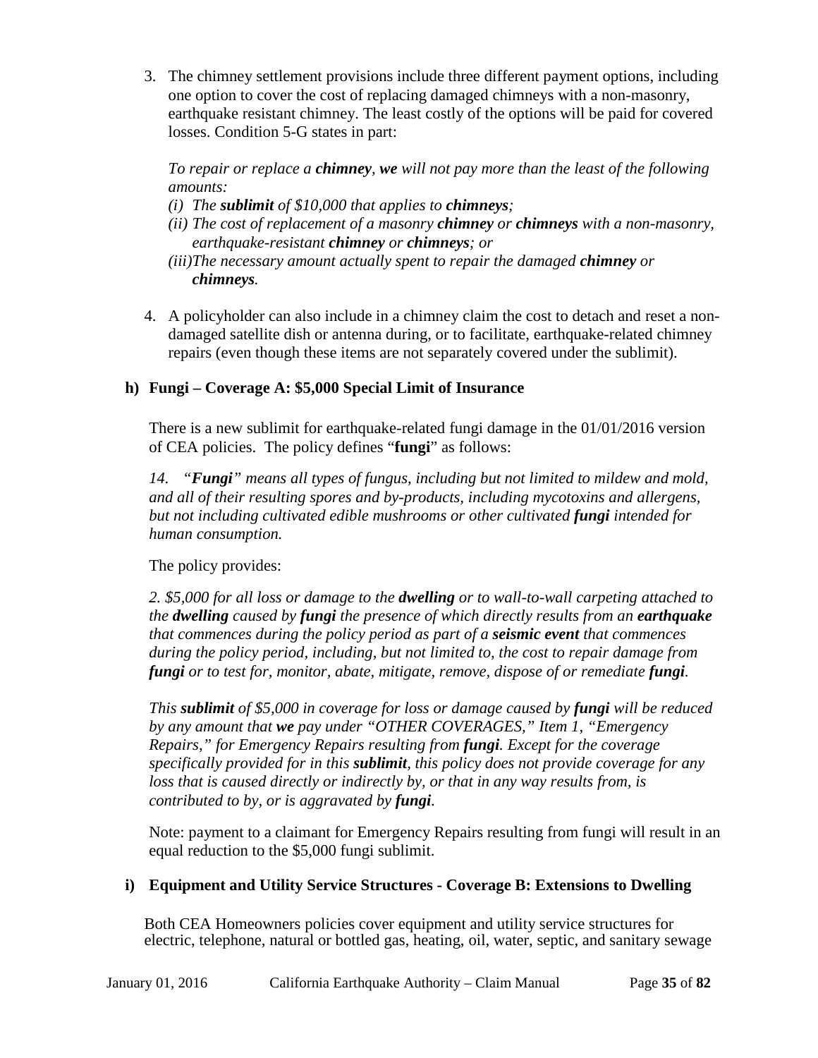3. The chimney settlement provisions include three different payment options, including one option to cover the cost of replacing damaged chimneys with a non-masonry, earthquake resistant chimney. The least costly of the options will be paid for covered losses. Condition 5-G states in part:

   *To repair or replace a **chimney**, **we** will not pay more than the least of the following amounts:*
   
   *(i) The **sublimit** of $10,000 that applies to **chimneys**;*
   
   *(ii) The cost of replacement of a masonry **chimney** or **chimneys** with a non-masonry, earthquake-resistant **chimney** or **chimneys**; or*
   
   *(iii)The necessary amount actually spent to repair the damaged **chimney** or **chimneys**.*

4. A policyholder can also include in a chimney claim the cost to detach and reset a non-damaged satellite dish or antenna during, or to facilitate, earthquake-related chimney repairs (even though these items are not separately covered under the sublimit).

### h) Fungi – Coverage A: $5,000 Special Limit of Insurance

There is a new sublimit for earthquake-related fungi damage in the 01/01/2016 version of CEA policies. The policy defines "**fungi**" as follows:

*14. "**Fungi**" means all types of fungus, including but not limited to mildew and mold, and all of their resulting spores and by-products, including mycotoxins and allergens, but not including cultivated edible mushrooms or other cultivated **fungi** intended for human consumption.*

The policy provides:

*2. $5,000 for all loss or damage to the **dwelling** or to wall-to-wall carpeting attached to the **dwelling** caused by **fungi** the presence of which directly results from an **earthquake** that commences during the policy period as part of a **seismic event** that commences during the policy period, including, but not limited to, the cost to repair damage from **fungi** or to test for, monitor, abate, mitigate, remove, dispose of or remediate **fungi**.*

*This **sublimit** of $5,000 in coverage for loss or damage caused by **fungi** will be reduced by any amount that **we** pay under "OTHER COVERAGES," Item 1, "Emergency Repairs," for Emergency Repairs resulting from **fungi**. Except for the coverage specifically provided for in this **sublimit**, this policy does not provide coverage for any loss that is caused directly or indirectly by, or that in any way results from, is contributed to by, or is aggravated by **fungi**.*

Note: payment to a claimant for Emergency Repairs resulting from fungi will result in an equal reduction to the $5,000 fungi sublimit.

### i) Equipment and Utility Service Structures - Coverage B: Extensions to Dwelling

Both CEA Homeowners policies cover equipment and utility service structures for electric, telephone, natural or bottled gas, heating, oil, water, septic, and sanitary sewage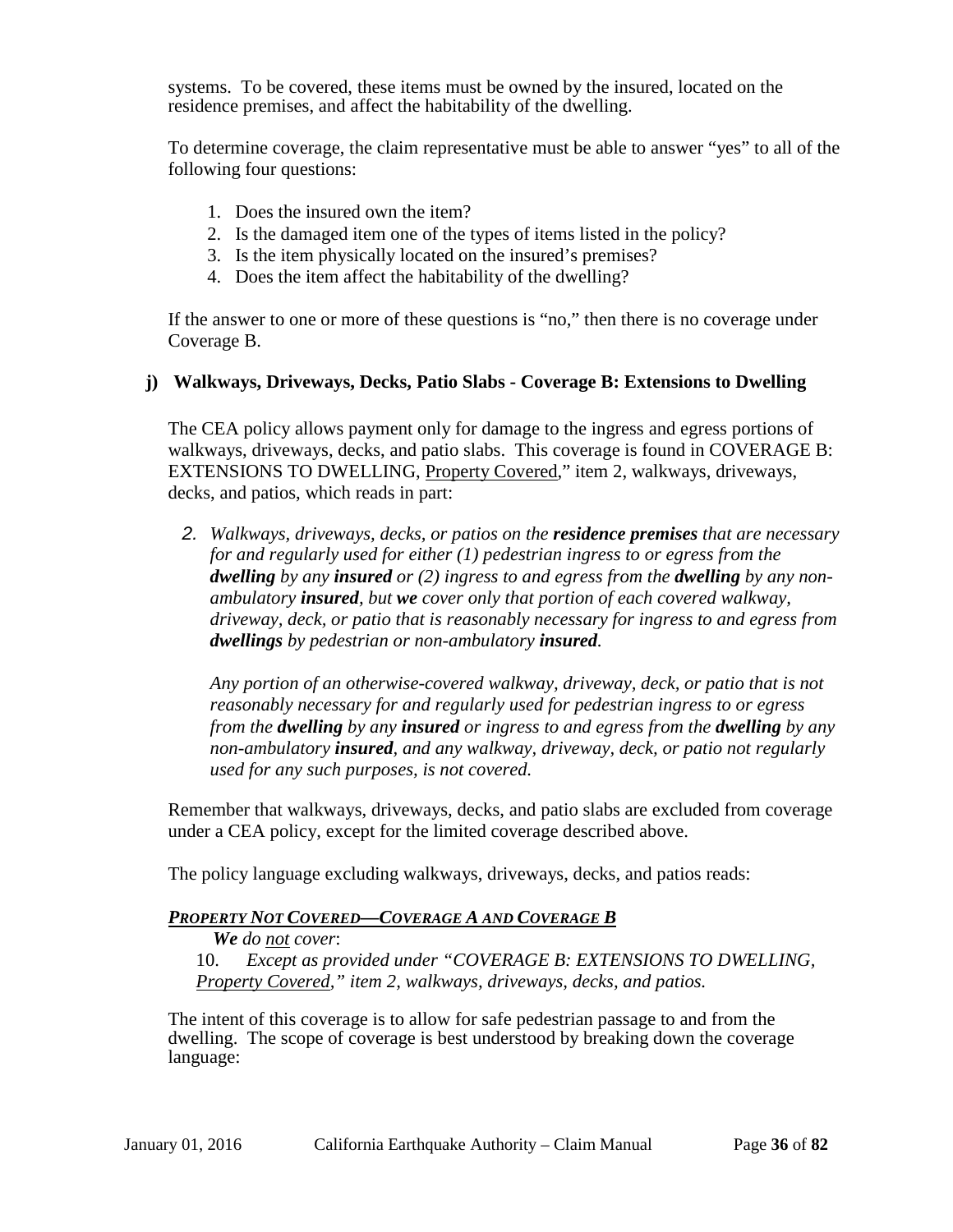systems. To be covered, these items must be owned by the insured, located on the residence premises, and affect the habitability of the dwelling.

To determine coverage, the claim representative must be able to answer "yes" to all of the following four questions:

1. Does the insured own the item?
2. Is the damaged item one of the types of items listed in the policy?
3. Is the item physically located on the insured's premises?
4. Does the item affect the habitability of the dwelling?

If the answer to one or more of these questions is "no," then there is no coverage under Coverage B.

### j) Walkways, Driveways, Decks, Patio Slabs - Coverage B: Extensions to Dwelling

The CEA policy allows payment only for damage to the ingress and egress portions of walkways, driveways, decks, and patio slabs. This coverage is found in COVERAGE B: EXTENSIONS TO DWELLING, Property Covered," item 2, walkways, driveways, decks, and patios, which reads in part:

> *2. Walkways, driveways, decks, or patios on the **residence premises** that are necessary for and regularly used for either (1) pedestrian ingress to or egress from the **dwelling** by any **insured** or (2) ingress to and egress from the **dwelling** by any non-ambulatory **insured**, but **we** cover only that portion of each covered walkway, driveway, deck, or patio that is reasonably necessary for ingress to and egress from **dwellings** by pedestrian or non-ambulatory **insured**.*
>
> *Any portion of an otherwise-covered walkway, driveway, deck, or patio that is not reasonably necessary for and regularly used for pedestrian ingress to or egress from the **dwelling** by any **insured** or ingress to and egress from the **dwelling** by any non-ambulatory **insured**, and any walkway, driveway, deck, or patio not regularly used for any such purposes, is not covered.*

Remember that walkways, driveways, decks, and patio slabs are excluded from coverage under a CEA policy, except for the limited coverage described above.

The policy language excluding walkways, driveways, decks, and patios reads:

***PROPERTY NOT COVERED—COVERAGE A AND COVERAGE B***

> ***We** do not cover*:
>
> 10. *Except as provided under "COVERAGE B: EXTENSIONS TO DWELLING, Property Covered," item 2, walkways, driveways, decks, and patios.*

The intent of this coverage is to allow for safe pedestrian passage to and from the dwelling. The scope of coverage is best understood by breaking down the coverage language: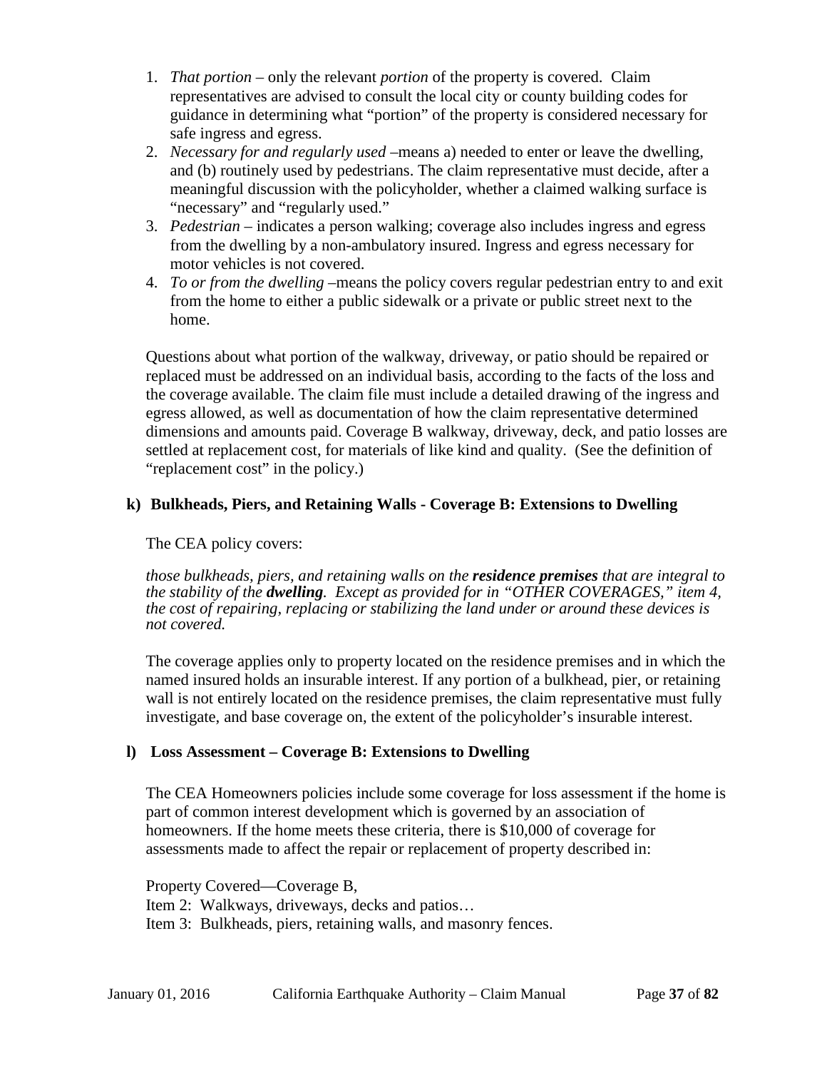1. *That portion* – only the relevant *portion* of the property is covered. Claim representatives are advised to consult the local city or county building codes for guidance in determining what "portion" of the property is considered necessary for safe ingress and egress.
2. *Necessary for and regularly used* –means a) needed to enter or leave the dwelling, and (b) routinely used by pedestrians. The claim representative must decide, after a meaningful discussion with the policyholder, whether a claimed walking surface is "necessary" and "regularly used."
3. *Pedestrian* – indicates a person walking; coverage also includes ingress and egress from the dwelling by a non-ambulatory insured. Ingress and egress necessary for motor vehicles is not covered.
4. *To or from the dwelling* –means the policy covers regular pedestrian entry to and exit from the home to either a public sidewalk or a private or public street next to the home.

Questions about what portion of the walkway, driveway, or patio should be repaired or replaced must be addressed on an individual basis, according to the facts of the loss and the coverage available. The claim file must include a detailed drawing of the ingress and egress allowed, as well as documentation of how the claim representative determined dimensions and amounts paid. Coverage B walkway, driveway, deck, and patio losses are settled at replacement cost, for materials of like kind and quality. (See the definition of "replacement cost" in the policy.)

### k) Bulkheads, Piers, and Retaining Walls - Coverage B: Extensions to Dwelling

The CEA policy covers:

*those bulkheads, piers, and retaining walls on the **residence premises** that are integral to the stability of the **dwelling**. Except as provided for in "OTHER COVERAGES," item 4, the cost of repairing, replacing or stabilizing the land under or around these devices is not covered.*

The coverage applies only to property located on the residence premises and in which the named insured holds an insurable interest. If any portion of a bulkhead, pier, or retaining wall is not entirely located on the residence premises, the claim representative must fully investigate, and base coverage on, the extent of the policyholder's insurable interest.

### l) Loss Assessment – Coverage B: Extensions to Dwelling

The CEA Homeowners policies include some coverage for loss assessment if the home is part of common interest development which is governed by an association of homeowners. If the home meets these criteria, there is $10,000 of coverage for assessments made to affect the repair or replacement of property described in:

Property Covered—Coverage B,
Item 2: Walkways, driveways, decks and patios…
Item 3: Bulkheads, piers, retaining walls, and masonry fences.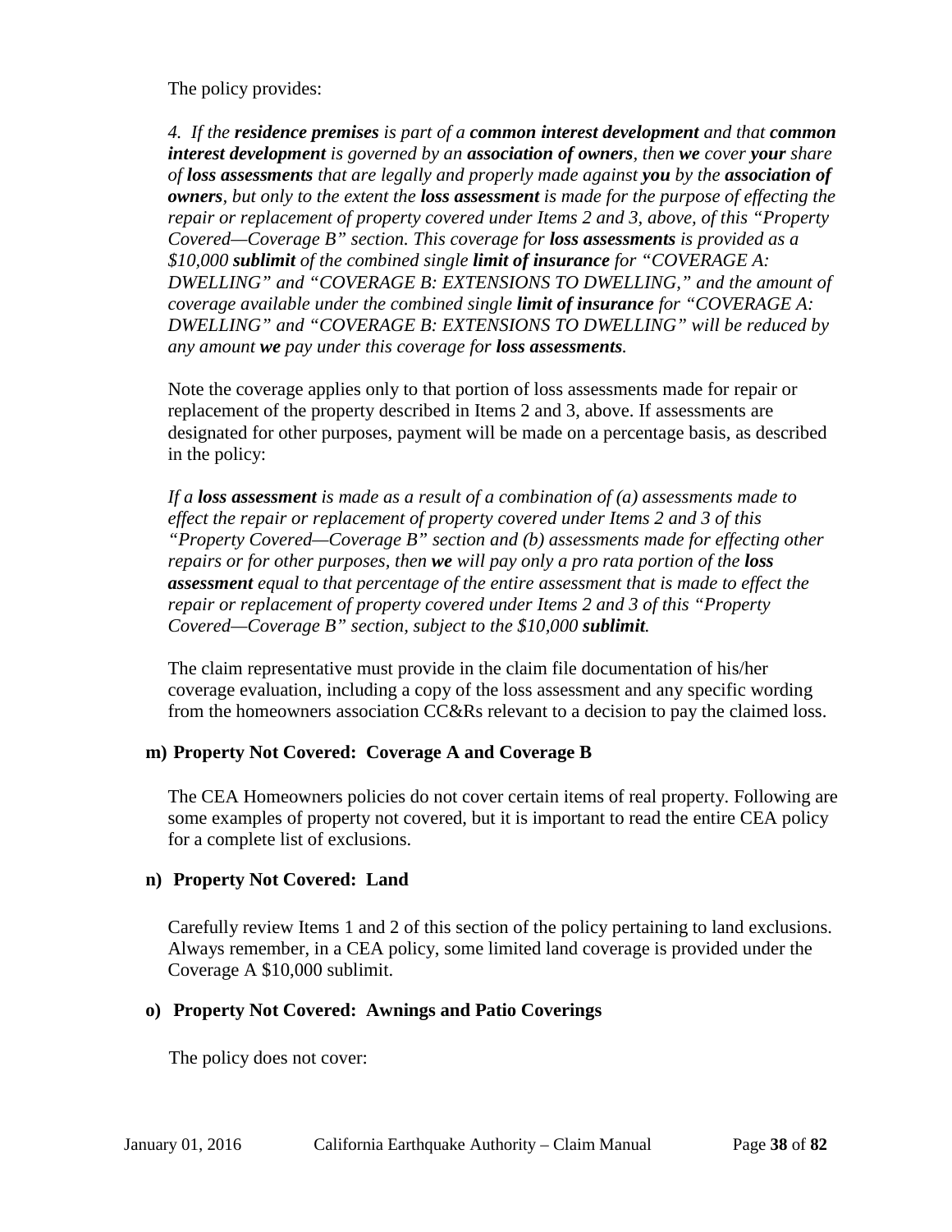The policy provides:

*4. If the **residence premises** is part of a **common interest development** and that **common interest development** is governed by an **association of owners**, then **we** cover **your** share of **loss assessments** that are legally and properly made against **you** by the **association of owners**, but only to the extent the **loss assessment** is made for the purpose of effecting the repair or replacement of property covered under Items 2 and 3, above, of this "Property Covered—Coverage B" section. This coverage for **loss assessments** is provided as a $10,000 **sublimit** of the combined single **limit of insurance** for "COVERAGE A: DWELLING" and "COVERAGE B: EXTENSIONS TO DWELLING," and the amount of coverage available under the combined single **limit of insurance** for "COVERAGE A: DWELLING" and "COVERAGE B: EXTENSIONS TO DWELLING" will be reduced by any amount **we** pay under this coverage for **loss assessments**.*

Note the coverage applies only to that portion of loss assessments made for repair or replacement of the property described in Items 2 and 3, above. If assessments are designated for other purposes, payment will be made on a percentage basis, as described in the policy:

*If a **loss assessment** is made as a result of a combination of (a) assessments made to effect the repair or replacement of property covered under Items 2 and 3 of this "Property Covered—Coverage B" section and (b) assessments made for effecting other repairs or for other purposes, then **we** will pay only a pro rata portion of the **loss assessment** equal to that percentage of the entire assessment that is made to effect the repair or replacement of property covered under Items 2 and 3 of this "Property Covered—Coverage B" section, subject to the $10,000 **sublimit**.*

The claim representative must provide in the claim file documentation of his/her coverage evaluation, including a copy of the loss assessment and any specific wording from the homeowners association CC&Rs relevant to a decision to pay the claimed loss.

### m) Property Not Covered: Coverage A and Coverage B

The CEA Homeowners policies do not cover certain items of real property. Following are some examples of property not covered, but it is important to read the entire CEA policy for a complete list of exclusions.

### n) Property Not Covered: Land

Carefully review Items 1 and 2 of this section of the policy pertaining to land exclusions. Always remember, in a CEA policy, some limited land coverage is provided under the Coverage A $10,000 sublimit.

### o) Property Not Covered: Awnings and Patio Coverings

The policy does not cover: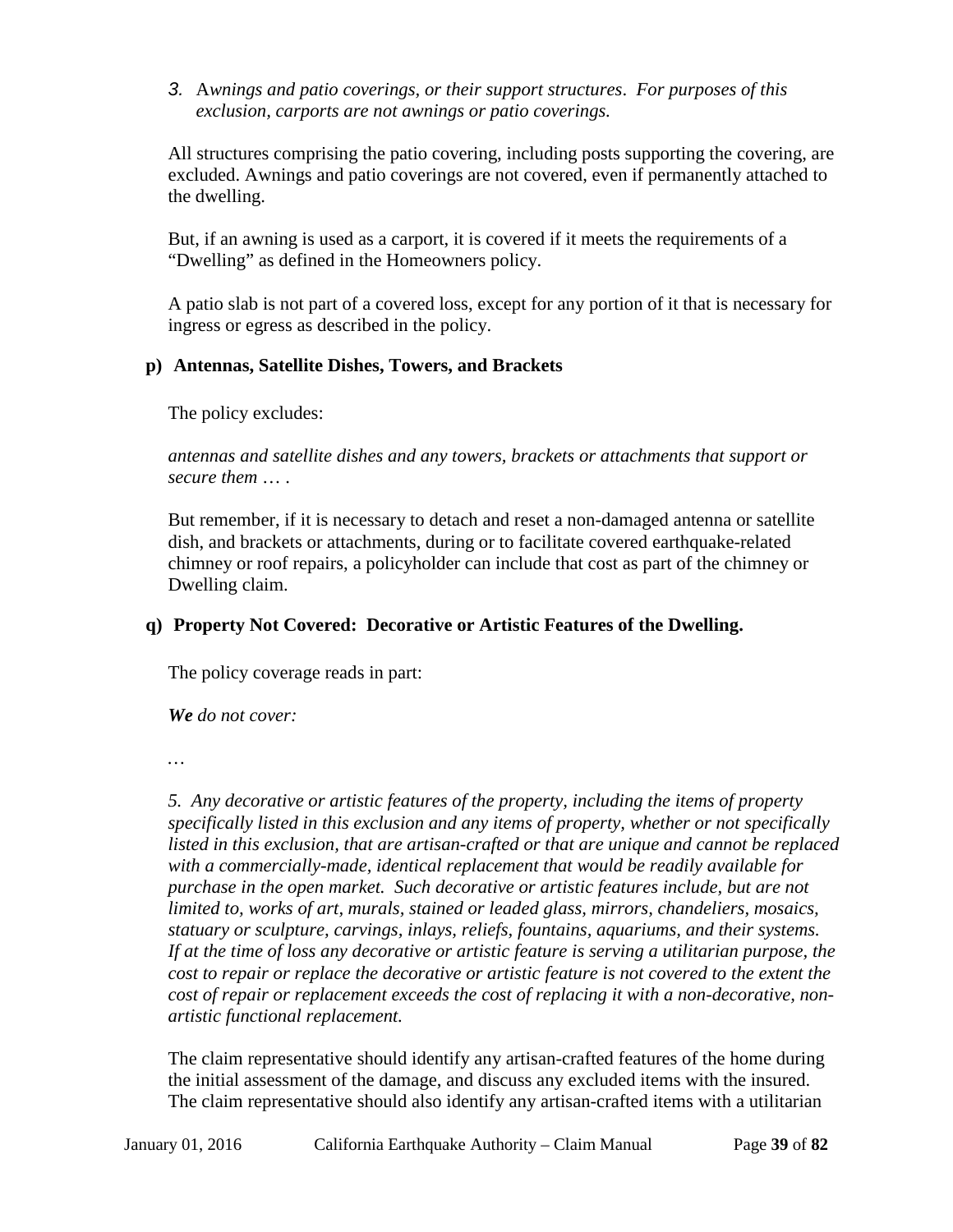3. *Awnings and patio coverings, or their support structures*. *For purposes of this exclusion, carports are not awnings or patio coverings.*

All structures comprising the patio covering, including posts supporting the covering, are excluded. Awnings and patio coverings are not covered, even if permanently attached to the dwelling.

But, if an awning is used as a carport, it is covered if it meets the requirements of a "Dwelling" as defined in the Homeowners policy.

A patio slab is not part of a covered loss, except for any portion of it that is necessary for ingress or egress as described in the policy.

### p) Antennas, Satellite Dishes, Towers, and Brackets

The policy excludes:

*antennas and satellite dishes and any towers, brackets or attachments that support or secure them … .*

But remember, if it is necessary to detach and reset a non-damaged antenna or satellite dish, and brackets or attachments, during or to facilitate covered earthquake-related chimney or roof repairs, a policyholder can include that cost as part of the chimney or Dwelling claim.

### q) Property Not Covered: Decorative or Artistic Features of the Dwelling.

The policy coverage reads in part:

***We** do not cover:*

…

*5. Any decorative or artistic features of the property, including the items of property specifically listed in this exclusion and any items of property, whether or not specifically listed in this exclusion, that are artisan-crafted or that are unique and cannot be replaced with a commercially-made, identical replacement that would be readily available for purchase in the open market. Such decorative or artistic features include, but are not limited to, works of art, murals, stained or leaded glass, mirrors, chandeliers, mosaics, statuary or sculpture, carvings, inlays, reliefs, fountains, aquariums, and their systems. If at the time of loss any decorative or artistic feature is serving a utilitarian purpose, the cost to repair or replace the decorative or artistic feature is not covered to the extent the cost of repair or replacement exceeds the cost of replacing it with a non-decorative, non-artistic functional replacement.*

The claim representative should identify any artisan-crafted features of the home during the initial assessment of the damage, and discuss any excluded items with the insured. The claim representative should also identify any artisan-crafted items with a utilitarian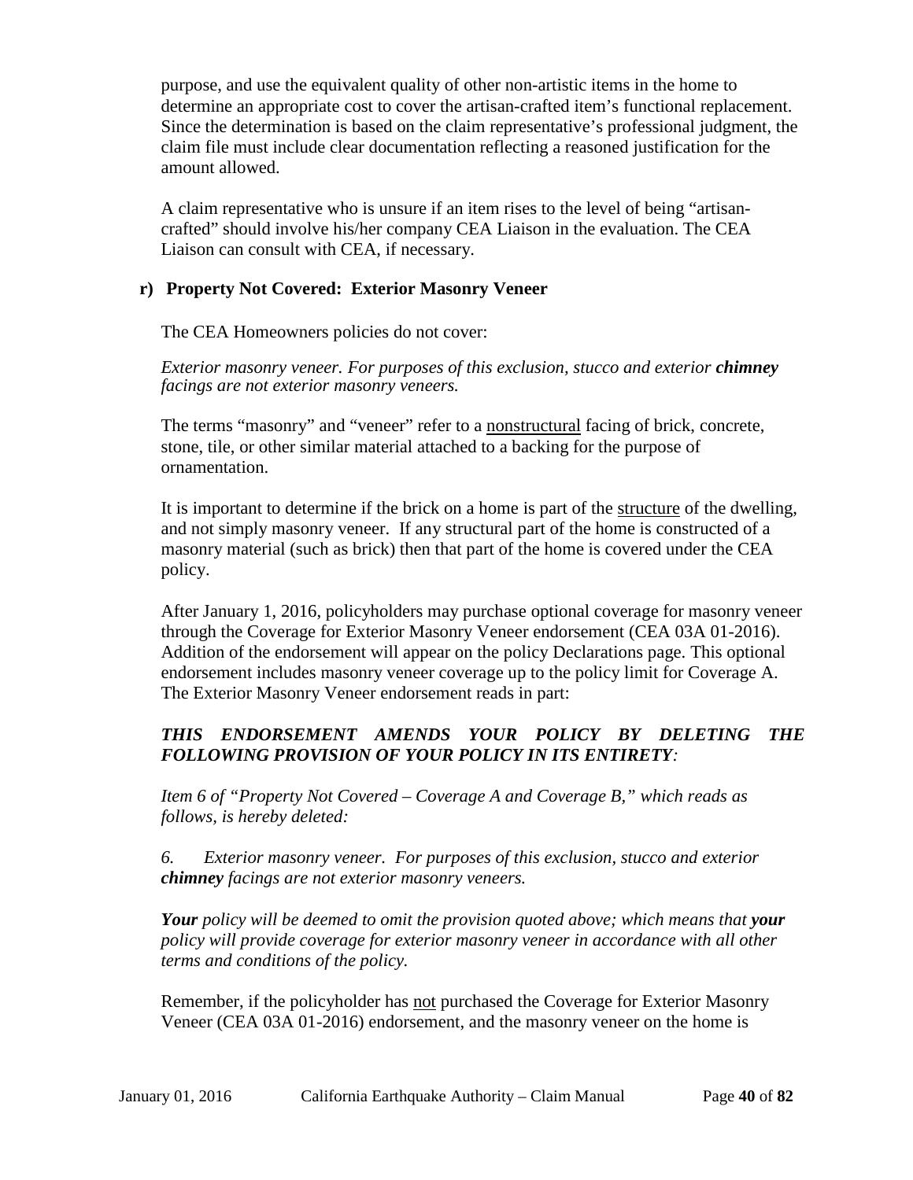purpose, and use the equivalent quality of other non-artistic items in the home to determine an appropriate cost to cover the artisan-crafted item's functional replacement. Since the determination is based on the claim representative's professional judgment, the claim file must include clear documentation reflecting a reasoned justification for the amount allowed.

A claim representative who is unsure if an item rises to the level of being "artisan-crafted" should involve his/her company CEA Liaison in the evaluation. The CEA Liaison can consult with CEA, if necessary.

### r) Property Not Covered: Exterior Masonry Veneer

The CEA Homeowners policies do not cover:

*Exterior masonry veneer. For purposes of this exclusion, stucco and exterior **chimney** facings are not exterior masonry veneers.*

The terms "masonry" and "veneer" refer to a <u>nonstructural</u> facing of brick, concrete, stone, tile, or other similar material attached to a backing for the purpose of ornamentation.

It is important to determine if the brick on a home is part of the <u>structure</u> of the dwelling, and not simply masonry veneer. If any structural part of the home is constructed of a masonry material (such as brick) then that part of the home is covered under the CEA policy.

After January 1, 2016, policyholders may purchase optional coverage for masonry veneer through the Coverage for Exterior Masonry Veneer endorsement (CEA 03A 01-2016). Addition of the endorsement will appear on the policy Declarations page. This optional endorsement includes masonry veneer coverage up to the policy limit for Coverage A. The Exterior Masonry Veneer endorsement reads in part:

***THIS ENDORSEMENT AMENDS YOUR POLICY BY DELETING THE FOLLOWING PROVISION OF YOUR POLICY IN ITS ENTIRETY**:*

*Item 6 of "Property Not Covered – Coverage A and Coverage B," which reads as follows, is hereby deleted:*

*6. Exterior masonry veneer. For purposes of this exclusion, stucco and exterior **chimney** facings are not exterior masonry veneers.*

***Your** policy will be deemed to omit the provision quoted above; which means that **your** policy will provide coverage for exterior masonry veneer in accordance with all other terms and conditions of the policy.*

Remember, if the policyholder has <u>not</u> purchased the Coverage for Exterior Masonry Veneer (CEA 03A 01-2016) endorsement, and the masonry veneer on the home is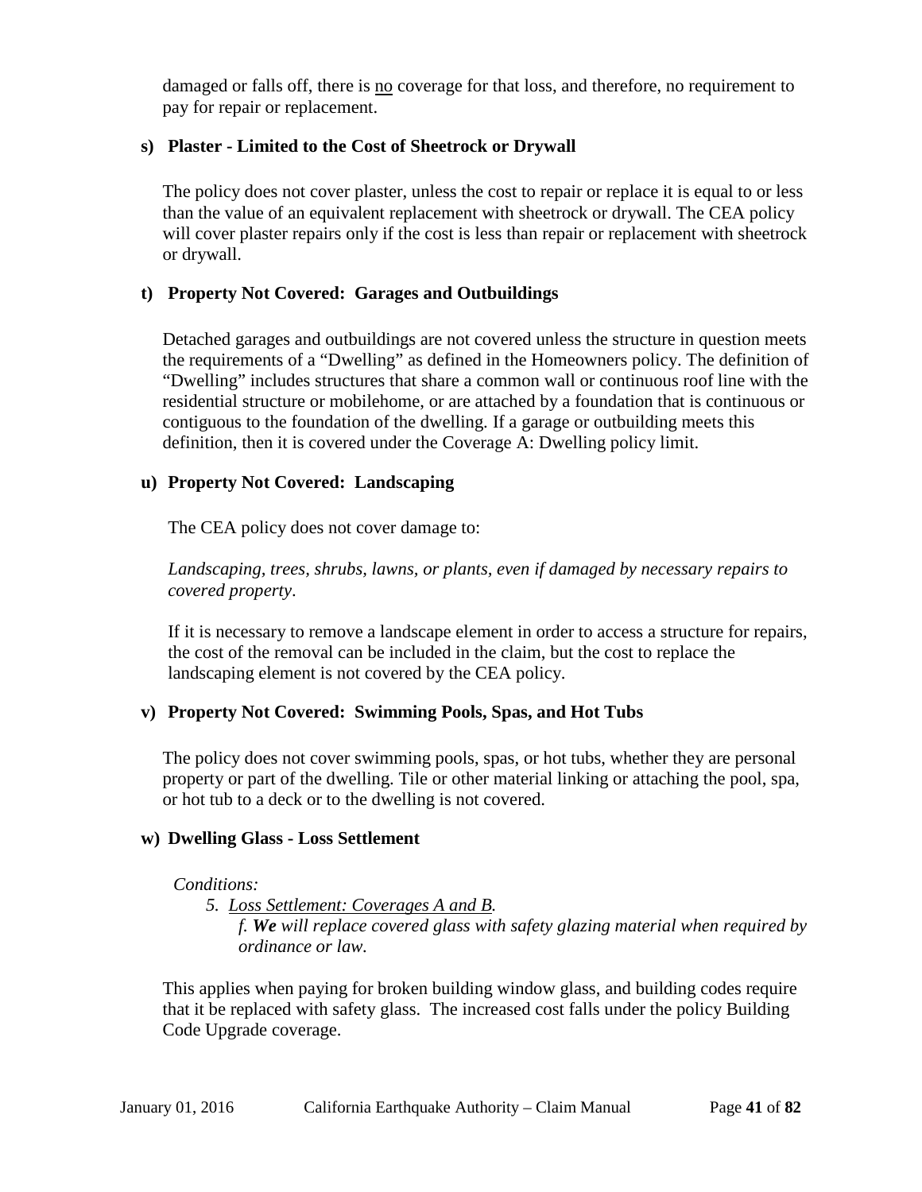damaged or falls off, there is <u>no</u> coverage for that loss, and therefore, no requirement to pay for repair or replacement.

### s) Plaster - Limited to the Cost of Sheetrock or Drywall

The policy does not cover plaster, unless the cost to repair or replace it is equal to or less than the value of an equivalent replacement with sheetrock or drywall. The CEA policy will cover plaster repairs only if the cost is less than repair or replacement with sheetrock or drywall.

### t) Property Not Covered: Garages and Outbuildings

Detached garages and outbuildings are not covered unless the structure in question meets the requirements of a "Dwelling" as defined in the Homeowners policy. The definition of "Dwelling" includes structures that share a common wall or continuous roof line with the residential structure or mobilehome, or are attached by a foundation that is continuous or contiguous to the foundation of the dwelling. If a garage or outbuilding meets this definition, then it is covered under the Coverage A: Dwelling policy limit.

### u) Property Not Covered: Landscaping

The CEA policy does not cover damage to:

*Landscaping, trees, shrubs, lawns, or plants, even if damaged by necessary repairs to covered property*.

If it is necessary to remove a landscape element in order to access a structure for repairs, the cost of the removal can be included in the claim, but the cost to replace the landscaping element is not covered by the CEA policy.

### v) Property Not Covered: Swimming Pools, Spas, and Hot Tubs

The policy does not cover swimming pools, spas, or hot tubs, whether they are personal property or part of the dwelling. Tile or other material linking or attaching the pool, spa, or hot tub to a deck or to the dwelling is not covered.

### w) Dwelling Glass - Loss Settlement

*Conditions:*

*5. <u>Loss Settlement: Coverages A and B.</u>*

*f. **We** will replace covered glass with safety glazing material when required by ordinance or law.*

This applies when paying for broken building window glass, and building codes require that it be replaced with safety glass. The increased cost falls under the policy Building Code Upgrade coverage.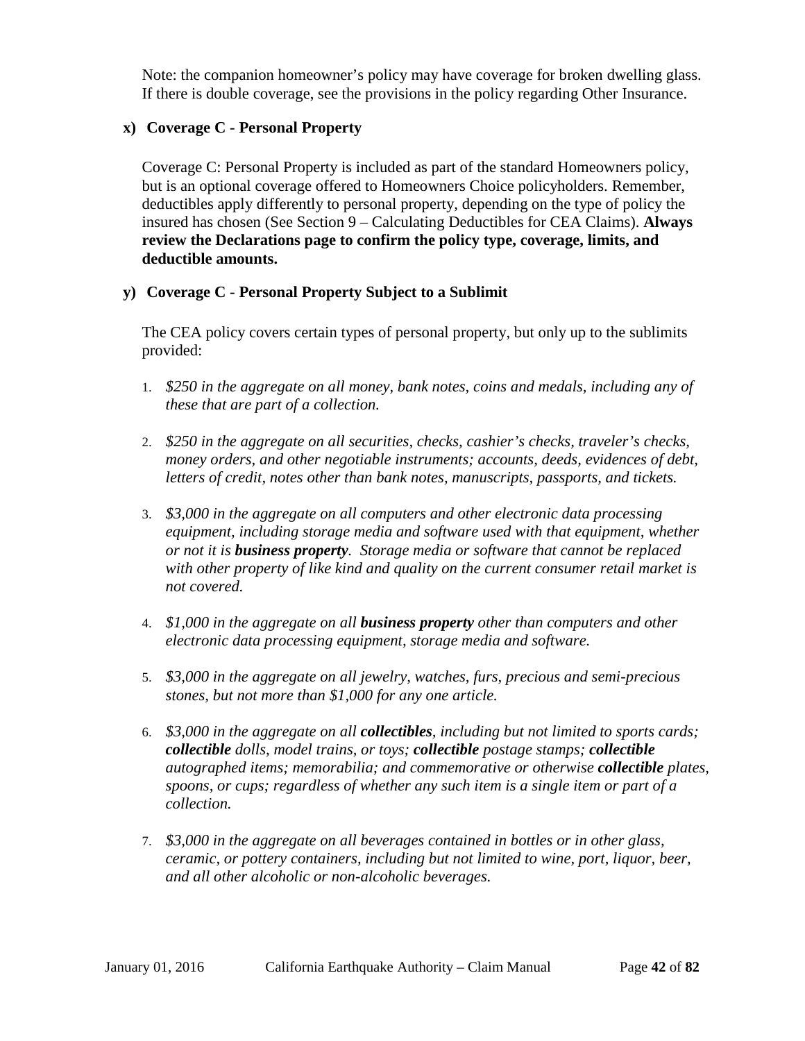Note: the companion homeowner's policy may have coverage for broken dwelling glass. If there is double coverage, see the provisions in the policy regarding Other Insurance.

### x) Coverage C - Personal Property

Coverage C: Personal Property is included as part of the standard Homeowners policy, but is an optional coverage offered to Homeowners Choice policyholders. Remember, deductibles apply differently to personal property, depending on the type of policy the insured has chosen (See Section 9 – Calculating Deductibles for CEA Claims). **Always review the Declarations page to confirm the policy type, coverage, limits, and deductible amounts.**

### y) Coverage C - Personal Property Subject to a Sublimit

The CEA policy covers certain types of personal property, but only up to the sublimits provided:

1. *$250 in the aggregate on all money, bank notes, coins and medals, including any of these that are part of a collection.*

2. *$250 in the aggregate on all securities, checks, cashier's checks, traveler's checks, money orders, and other negotiable instruments; accounts, deeds, evidences of debt, letters of credit, notes other than bank notes, manuscripts, passports, and tickets.*

3. *$3,000 in the aggregate on all computers and other electronic data processing equipment, including storage media and software used with that equipment, whether or not it is **business property**. Storage media or software that cannot be replaced with other property of like kind and quality on the current consumer retail market is not covered.*

4. *$1,000 in the aggregate on all **business property** other than computers and other electronic data processing equipment, storage media and software.*

5. *$3,000 in the aggregate on all jewelry, watches, furs, precious and semi-precious stones, but not more than $1,000 for any one article.*

6. *$3,000 in the aggregate on all **collectibles**, including but not limited to sports cards; **collectible** dolls, model trains, or toys; **collectible** postage stamps; **collectible** autographed items; memorabilia; and commemorative or otherwise **collectible** plates, spoons, or cups; regardless of whether any such item is a single item or part of a collection.*

7. *$3,000 in the aggregate on all beverages contained in bottles or in other glass, ceramic, or pottery containers, including but not limited to wine, port, liquor, beer, and all other alcoholic or non-alcoholic beverages.*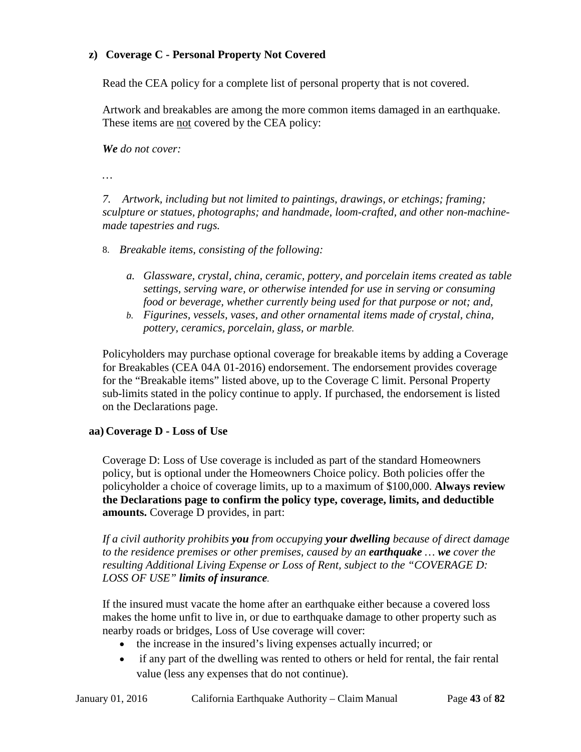### z) Coverage C - Personal Property Not Covered

Read the CEA policy for a complete list of personal property that is not covered.

Artwork and breakables are among the more common items damaged in an earthquake. These items are not covered by the CEA policy:

***We*** *do not cover:*

…

*7. Artwork, including but not limited to paintings, drawings, or etchings; framing; sculpture or statues, photographs; and handmade, loom-crafted, and other non-machine-made tapestries and rugs.*

8. *Breakable items, consisting of the following:*

   *a. Glassware, crystal, china, ceramic, pottery, and porcelain items created as table settings, serving ware, or otherwise intended for use in serving or consuming food or beverage, whether currently being used for that purpose or not; and,*

   *b. Figurines, vessels, vases, and other ornamental items made of crystal, china, pottery, ceramics, porcelain, glass, or marble.*

Policyholders may purchase optional coverage for breakable items by adding a Coverage for Breakables (CEA 04A 01-2016) endorsement. The endorsement provides coverage for the "Breakable items" listed above, up to the Coverage C limit. Personal Property sub-limits stated in the policy continue to apply. If purchased, the endorsement is listed on the Declarations page.

### aa) Coverage D - Loss of Use

Coverage D: Loss of Use coverage is included as part of the standard Homeowners policy, but is optional under the Homeowners Choice policy. Both policies offer the policyholder a choice of coverage limits, up to a maximum of $100,000. **Always review the Declarations page to confirm the policy type, coverage, limits, and deductible amounts.** Coverage D provides, in part:

*If a civil authority prohibits* ***you*** *from occupying* ***your dwelling*** *because of direct damage to the residence premises or other premises, caused by an* ***earthquake*** *…* ***we*** *cover the resulting Additional Living Expense or Loss of Rent, subject to the "COVERAGE D: LOSS OF USE"* ***limits of insurance****.*

If the insured must vacate the home after an earthquake either because a covered loss makes the home unfit to live in, or due to earthquake damage to other property such as nearby roads or bridges, Loss of Use coverage will cover:

- the increase in the insured's living expenses actually incurred; or
- if any part of the dwelling was rented to others or held for rental, the fair rental value (less any expenses that do not continue).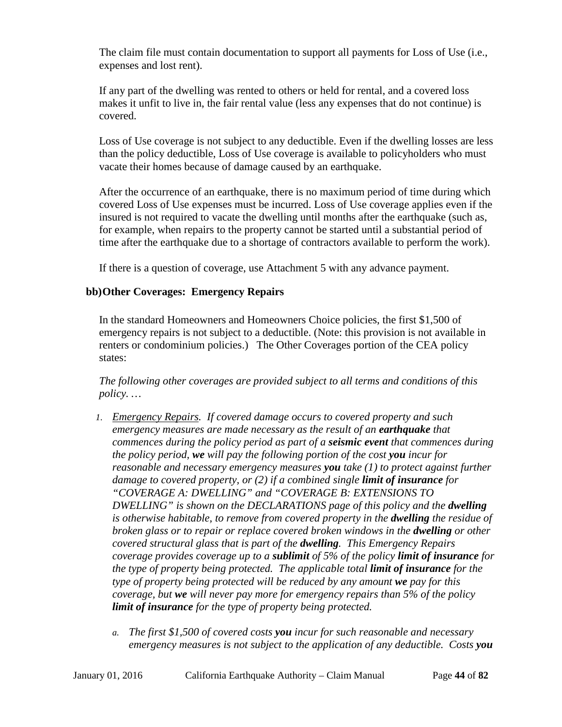The claim file must contain documentation to support all payments for Loss of Use (i.e., expenses and lost rent).

If any part of the dwelling was rented to others or held for rental, and a covered loss makes it unfit to live in, the fair rental value (less any expenses that do not continue) is covered.

Loss of Use coverage is not subject to any deductible. Even if the dwelling losses are less than the policy deductible, Loss of Use coverage is available to policyholders who must vacate their homes because of damage caused by an earthquake.

After the occurrence of an earthquake, there is no maximum period of time during which covered Loss of Use expenses must be incurred. Loss of Use coverage applies even if the insured is not required to vacate the dwelling until months after the earthquake (such as, for example, when repairs to the property cannot be started until a substantial period of time after the earthquake due to a shortage of contractors available to perform the work).

If there is a question of coverage, use Attachment 5 with any advance payment.

### bb) Other Coverages: Emergency Repairs

In the standard Homeowners and Homeowners Choice policies, the first $1,500 of emergency repairs is not subject to a deductible. (Note: this provision is not available in renters or condominium policies.) The Other Coverages portion of the CEA policy states:

*The following other coverages are provided subject to all terms and conditions of this policy. …*

1. *<u>Emergency Repairs</u>. If covered damage occurs to covered property and such emergency measures are made necessary as the result of an **earthquake** that commences during the policy period as part of a **seismic event** that commences during the policy period, **we** will pay the following portion of the cost **you** incur for reasonable and necessary emergency measures **you** take (1) to protect against further damage to covered property, or (2) if a combined single **limit of insurance** for "COVERAGE A: DWELLING" and "COVERAGE B: EXTENSIONS TO DWELLING" is shown on the DECLARATIONS page of this policy and the **dwelling** is otherwise habitable, to remove from covered property in the **dwelling** the residue of broken glass or to repair or replace covered broken windows in the **dwelling** or other covered structural glass that is part of the **dwelling**. This Emergency Repairs coverage provides coverage up to a **sublimit** of 5% of the policy **limit of insurance** for the type of property being protected. The applicable total **limit of insurance** for the type of property being protected will be reduced by any amount **we** pay for this coverage, but **we** will never pay more for emergency repairs than 5% of the policy **limit of insurance** for the type of property being protected.*

    a. *The first $1,500 of covered costs **you** incur for such reasonable and necessary emergency measures is not subject to the application of any deductible. Costs **you***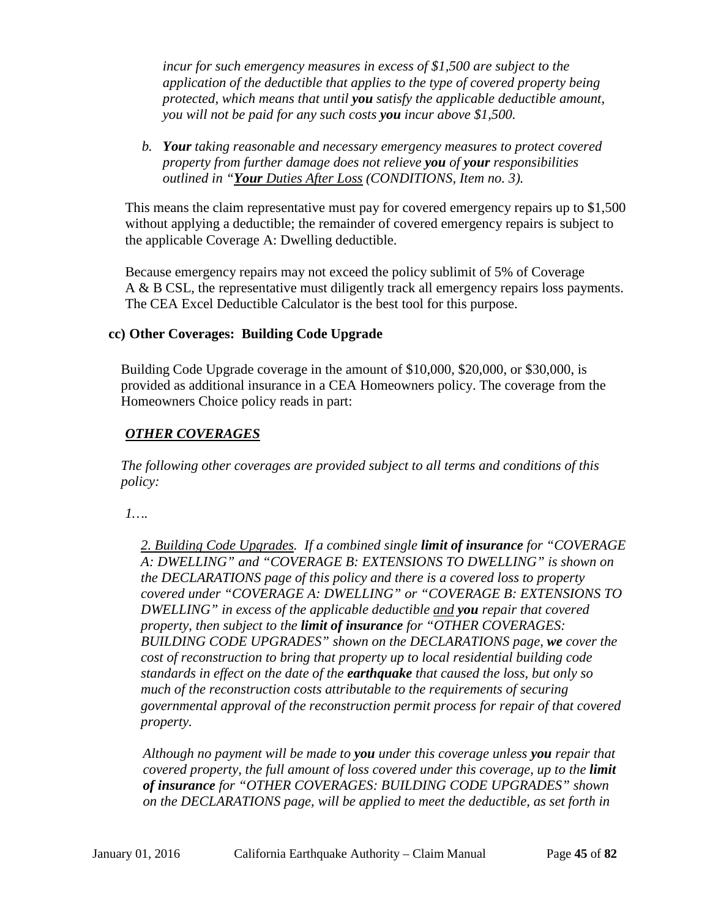*incur for such emergency measures in excess of $1,500 are subject to the application of the deductible that applies to the type of covered property being protected, which means that until **you** satisfy the applicable deductible amount, you will not be paid for any such costs **you** incur above $1,500.*

*b. **Your** taking reasonable and necessary emergency measures to protect covered property from further damage does not relieve **you** of **your** responsibilities outlined in "<u>**Your** Duties After Loss</u> (CONDITIONS, Item no. 3).*

This means the claim representative must pay for covered emergency repairs up to $1,500 without applying a deductible; the remainder of covered emergency repairs is subject to the applicable Coverage A: Dwelling deductible.

Because emergency repairs may not exceed the policy sublimit of 5% of Coverage A & B CSL, the representative must diligently track all emergency repairs loss payments. The CEA Excel Deductible Calculator is the best tool for this purpose.

### cc) Other Coverages: Building Code Upgrade

Building Code Upgrade coverage in the amount of $10,000, $20,000, or $30,000, is provided as additional insurance in a CEA Homeowners policy. The coverage from the Homeowners Choice policy reads in part:

***<u>OTHER COVERAGES</u>***

*The following other coverages are provided subject to all terms and conditions of this policy:*

*1….*

*<u>2. Building Code Upgrades</u>. If a combined single **limit of insurance** for "COVERAGE A: DWELLING" and "COVERAGE B: EXTENSIONS TO DWELLING" is shown on the DECLARATIONS page of this policy and there is a covered loss to property covered under "COVERAGE A: DWELLING" or "COVERAGE B: EXTENSIONS TO DWELLING" in excess of the applicable deductible <u>and</u> **you** repair that covered property, then subject to the **limit of insurance** for "OTHER COVERAGES: BUILDING CODE UPGRADES" shown on the DECLARATIONS page, **we** cover the cost of reconstruction to bring that property up to local residential building code standards in effect on the date of the **earthquake** that caused the loss, but only so much of the reconstruction costs attributable to the requirements of securing governmental approval of the reconstruction permit process for repair of that covered property.*

*Although no payment will be made to **you** under this coverage unless **you** repair that covered property, the full amount of loss covered under this coverage, up to the **limit of insurance** for "OTHER COVERAGES: BUILDING CODE UPGRADES" shown on the DECLARATIONS page, will be applied to meet the deductible, as set forth in*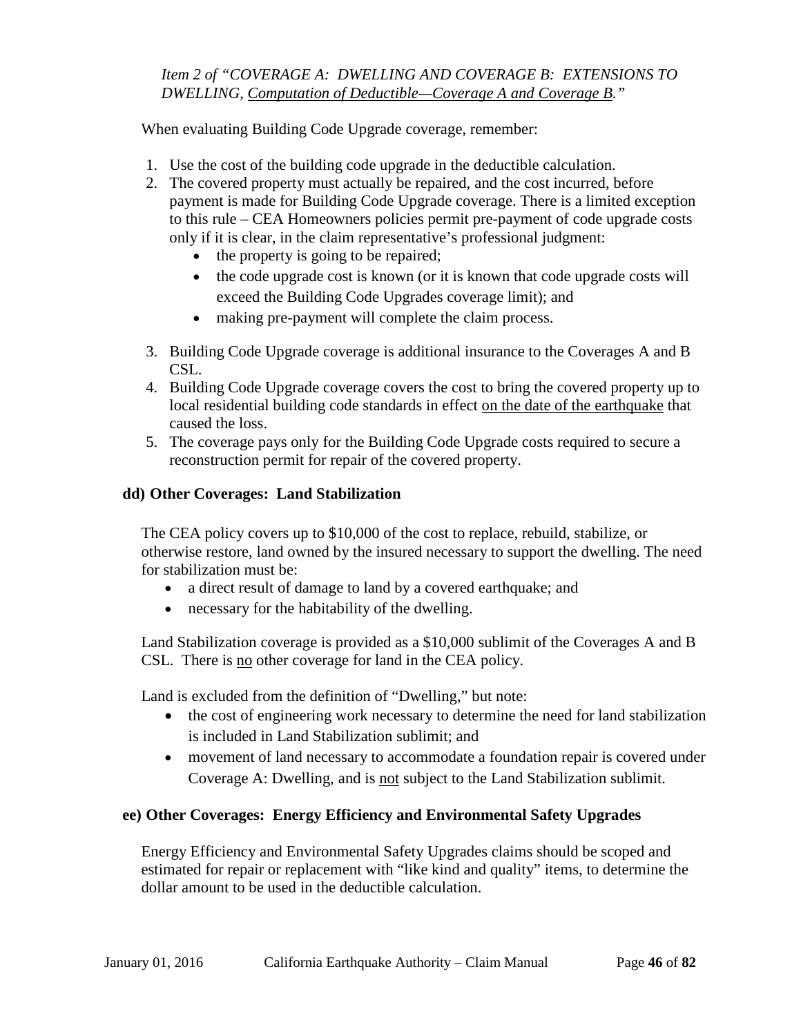*Item 2 of "COVERAGE A: DWELLING AND COVERAGE B: EXTENSIONS TO DWELLING, Computation of Deductible—Coverage A and Coverage B."*

When evaluating Building Code Upgrade coverage, remember:

1. Use the cost of the building code upgrade in the deductible calculation.
2. The covered property must actually be repaired, and the cost incurred, before payment is made for Building Code Upgrade coverage. There is a limited exception to this rule – CEA Homeowners policies permit pre-payment of code upgrade costs only if it is clear, in the claim representative's professional judgment:
   - the property is going to be repaired;
   - the code upgrade cost is known (or it is known that code upgrade costs will exceed the Building Code Upgrades coverage limit); and
   - making pre-payment will complete the claim process.
3. Building Code Upgrade coverage is additional insurance to the Coverages A and B CSL.
4. Building Code Upgrade coverage covers the cost to bring the covered property up to local residential building code standards in effect <u>on the date of the earthquake</u> that caused the loss.
5. The coverage pays only for the Building Code Upgrade costs required to secure a reconstruction permit for repair of the covered property.

### dd) Other Coverages: Land Stabilization

The CEA policy covers up to $10,000 of the cost to replace, rebuild, stabilize, or otherwise restore, land owned by the insured necessary to support the dwelling. The need for stabilization must be:

- a direct result of damage to land by a covered earthquake; and
- necessary for the habitability of the dwelling.

Land Stabilization coverage is provided as a $10,000 sublimit of the Coverages A and B CSL. There is <u>no</u> other coverage for land in the CEA policy.

Land is excluded from the definition of "Dwelling," but note:

- the cost of engineering work necessary to determine the need for land stabilization is included in Land Stabilization sublimit; and
- movement of land necessary to accommodate a foundation repair is covered under Coverage A: Dwelling, and is <u>not</u> subject to the Land Stabilization sublimit.

### ee) Other Coverages: Energy Efficiency and Environmental Safety Upgrades

Energy Efficiency and Environmental Safety Upgrades claims should be scoped and estimated for repair or replacement with "like kind and quality" items, to determine the dollar amount to be used in the deductible calculation.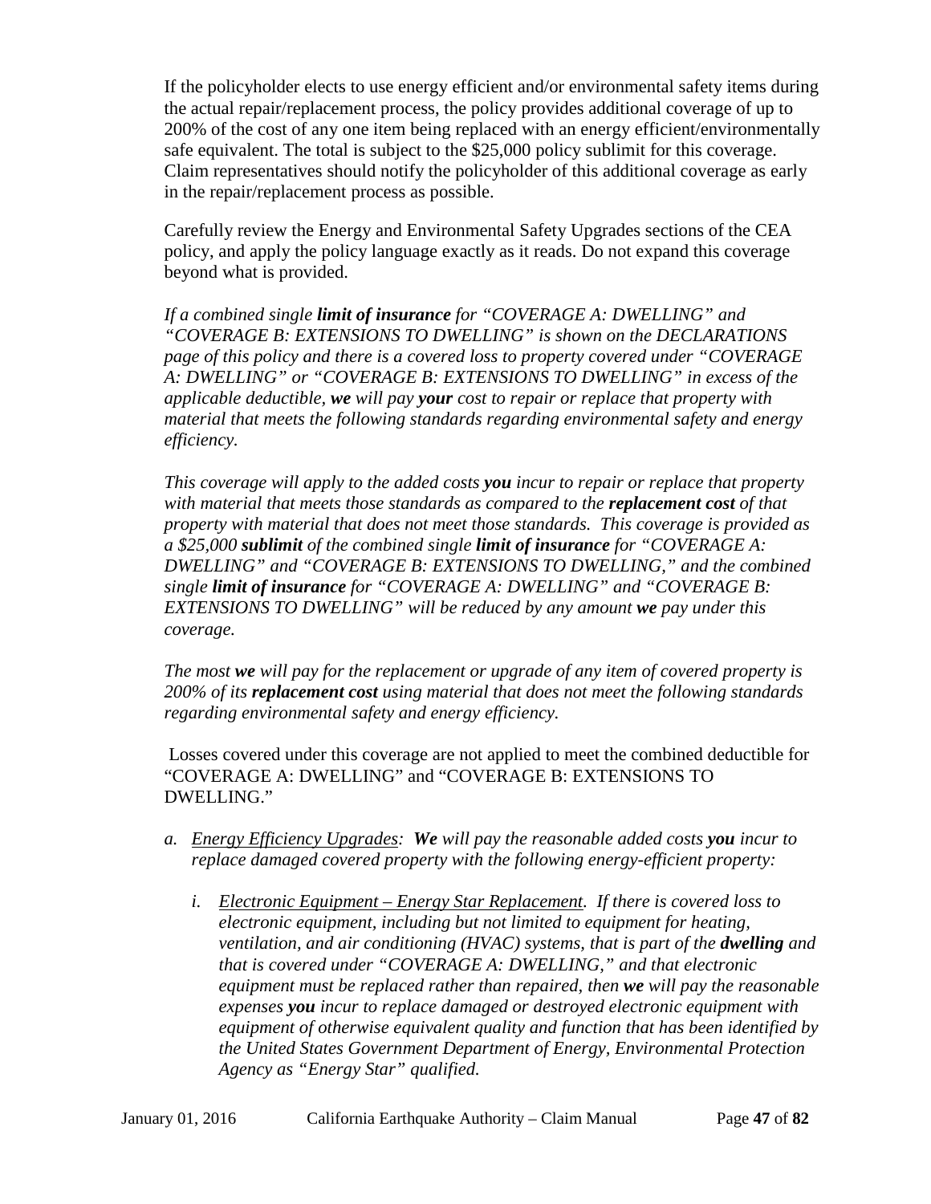If the policyholder elects to use energy efficient and/or environmental safety items during the actual repair/replacement process, the policy provides additional coverage of up to 200% of the cost of any one item being replaced with an energy efficient/environmentally safe equivalent. The total is subject to the $25,000 policy sublimit for this coverage. Claim representatives should notify the policyholder of this additional coverage as early in the repair/replacement process as possible.

Carefully review the Energy and Environmental Safety Upgrades sections of the CEA policy, and apply the policy language exactly as it reads. Do not expand this coverage beyond what is provided.

*If a combined single **limit of insurance** for "COVERAGE A: DWELLING" and "COVERAGE B: EXTENSIONS TO DWELLING" is shown on the DECLARATIONS page of this policy and there is a covered loss to property covered under "COVERAGE A: DWELLING" or "COVERAGE B: EXTENSIONS TO DWELLING" in excess of the applicable deductible, **we** will pay **your** cost to repair or replace that property with material that meets the following standards regarding environmental safety and energy efficiency.*

*This coverage will apply to the added costs **you** incur to repair or replace that property with material that meets those standards as compared to the **replacement cost** of that property with material that does not meet those standards. This coverage is provided as a $25,000 **sublimit** of the combined single **limit of insurance** for "COVERAGE A: DWELLING" and "COVERAGE B: EXTENSIONS TO DWELLING," and the combined single **limit of insurance** for "COVERAGE A: DWELLING" and "COVERAGE B: EXTENSIONS TO DWELLING" will be reduced by any amount **we** pay under this coverage.*

*The most **we** will pay for the replacement or upgrade of any item of covered property is 200% of its **replacement cost** using material that does not meet the following standards regarding environmental safety and energy efficiency.*

Losses covered under this coverage are not applied to meet the combined deductible for "COVERAGE A: DWELLING" and "COVERAGE B: EXTENSIONS TO DWELLING."

*a. <u>Energy Efficiency Upgrades</u>: **We** will pay the reasonable added costs **you** incur to replace damaged covered property with the following energy-efficient property:*

   *i. <u>Electronic Equipment – Energy Star Replacement</u>. If there is covered loss to electronic equipment, including but not limited to equipment for heating, ventilation, and air conditioning (HVAC) systems, that is part of the **dwelling** and that is covered under "COVERAGE A: DWELLING," and that electronic equipment must be replaced rather than repaired, then **we** will pay the reasonable expenses **you** incur to replace damaged or destroyed electronic equipment with equipment of otherwise equivalent quality and function that has been identified by the United States Government Department of Energy, Environmental Protection Agency as "Energy Star" qualified.*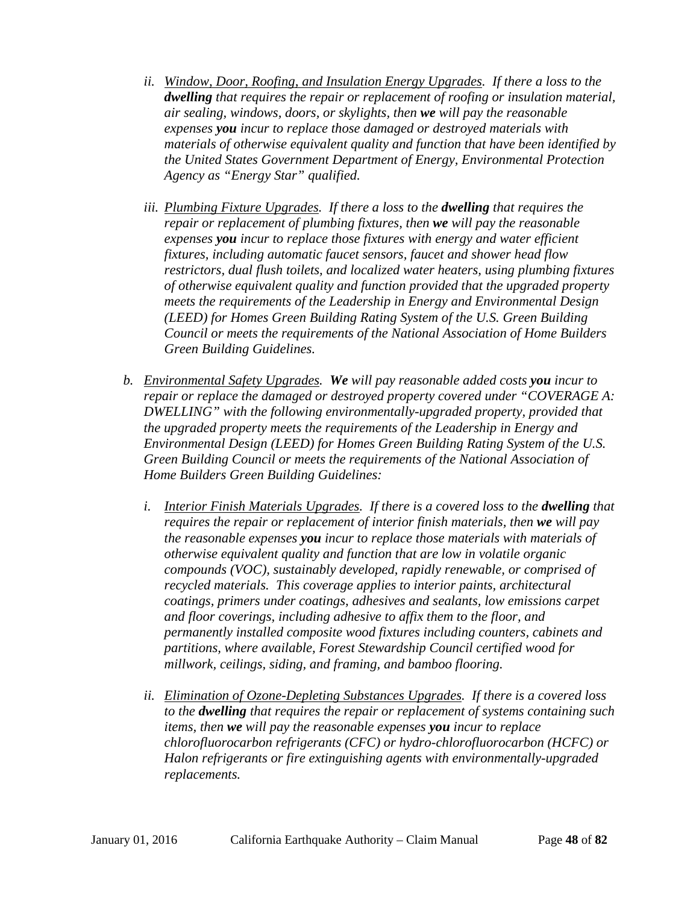ii. *<u>Window, Door, Roofing, and Insulation Energy Upgrades</u>. If there a loss to the **dwelling** that requires the repair or replacement of roofing or insulation material, air sealing, windows, doors, or skylights, then **we** will pay the reasonable expenses **you** incur to replace those damaged or destroyed materials with materials of otherwise equivalent quality and function that have been identified by the United States Government Department of Energy, Environmental Protection Agency as "Energy Star" qualified.*

iii. *<u>Plumbing Fixture Upgrades</u>. If there a loss to the **dwelling** that requires the repair or replacement of plumbing fixtures, then **we** will pay the reasonable expenses **you** incur to replace those fixtures with energy and water efficient fixtures, including automatic faucet sensors, faucet and shower head flow restrictors, dual flush toilets, and localized water heaters, using plumbing fixtures of otherwise equivalent quality and function provided that the upgraded property meets the requirements of the Leadership in Energy and Environmental Design (LEED) for Homes Green Building Rating System of the U.S. Green Building Council or meets the requirements of the National Association of Home Builders Green Building Guidelines.*

b. *<u>Environmental Safety Upgrades</u>. **We** will pay reasonable added costs **you** incur to repair or replace the damaged or destroyed property covered under "COVERAGE A: DWELLING" with the following environmentally-upgraded property, provided that the upgraded property meets the requirements of the Leadership in Energy and Environmental Design (LEED) for Homes Green Building Rating System of the U.S. Green Building Council or meets the requirements of the National Association of Home Builders Green Building Guidelines:*

   i. *<u>Interior Finish Materials Upgrades</u>. If there is a covered loss to the **dwelling** that requires the repair or replacement of interior finish materials, then **we** will pay the reasonable expenses **you** incur to replace those materials with materials of otherwise equivalent quality and function that are low in volatile organic compounds (VOC), sustainably developed, rapidly renewable, or comprised of recycled materials. This coverage applies to interior paints, architectural coatings, primers under coatings, adhesives and sealants, low emissions carpet and floor coverings, including adhesive to affix them to the floor, and permanently installed composite wood fixtures including counters, cabinets and partitions, where available, Forest Stewardship Council certified wood for millwork, ceilings, siding, and framing, and bamboo flooring.*

   ii. *<u>Elimination of Ozone-Depleting Substances Upgrades</u>. If there is a covered loss to the **dwelling** that requires the repair or replacement of systems containing such items, then **we** will pay the reasonable expenses **you** incur to replace chlorofluorocarbon refrigerants (CFC) or hydro-chlorofluorocarbon (HCFC) or Halon refrigerants or fire extinguishing agents with environmentally-upgraded replacements.*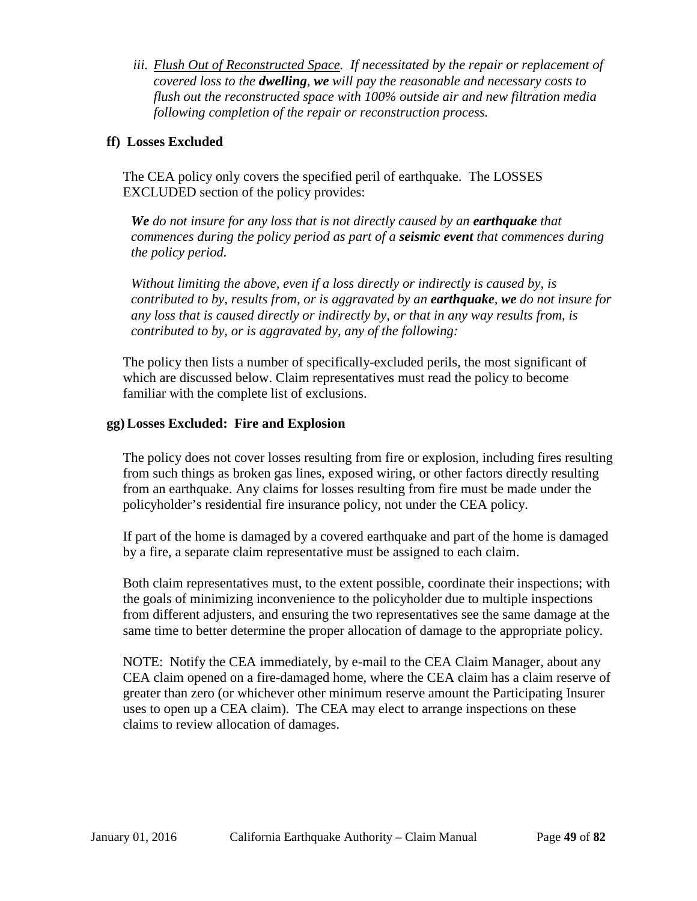*iii. <u>Flush Out of Reconstructed Space</u>. If necessitated by the repair or replacement of covered loss to the **dwelling**, **we** will pay the reasonable and necessary costs to flush out the reconstructed space with 100% outside air and new filtration media following completion of the repair or reconstruction process.*

### ff) Losses Excluded

The CEA policy only covers the specified peril of earthquake. The LOSSES EXCLUDED section of the policy provides:

> ***We*** *do not insure for any loss that is not directly caused by an* ***earthquake*** *that commences during the policy period as part of a* ***seismic event*** *that commences during the policy period.*
>
> *Without limiting the above, even if a loss directly or indirectly is caused by, is contributed to by, results from, or is aggravated by an* ***earthquake***, ***we*** *do not insure for any loss that is caused directly or indirectly by, or that in any way results from, is contributed to by, or is aggravated by, any of the following:*

The policy then lists a number of specifically-excluded perils, the most significant of which are discussed below. Claim representatives must read the policy to become familiar with the complete list of exclusions.

### gg) Losses Excluded: Fire and Explosion

The policy does not cover losses resulting from fire or explosion, including fires resulting from such things as broken gas lines, exposed wiring, or other factors directly resulting from an earthquake. Any claims for losses resulting from fire must be made under the policyholder's residential fire insurance policy, not under the CEA policy.

If part of the home is damaged by a covered earthquake and part of the home is damaged by a fire, a separate claim representative must be assigned to each claim.

Both claim representatives must, to the extent possible, coordinate their inspections; with the goals of minimizing inconvenience to the policyholder due to multiple inspections from different adjusters, and ensuring the two representatives see the same damage at the same time to better determine the proper allocation of damage to the appropriate policy.

NOTE: Notify the CEA immediately, by e-mail to the CEA Claim Manager, about any CEA claim opened on a fire-damaged home, where the CEA claim has a claim reserve of greater than zero (or whichever other minimum reserve amount the Participating Insurer uses to open up a CEA claim). The CEA may elect to arrange inspections on these claims to review allocation of damages.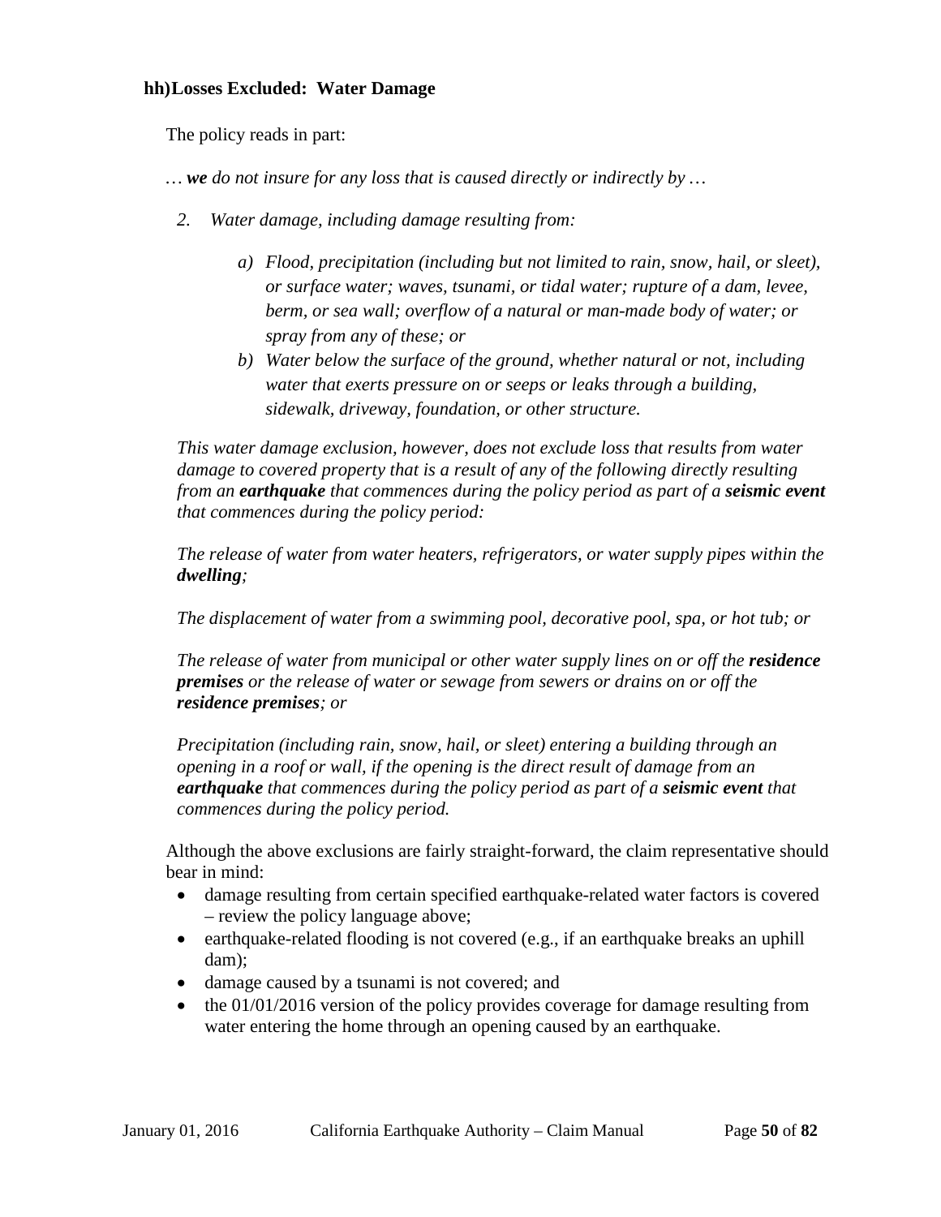### hh) Losses Excluded: Water Damage

The policy reads in part:

*… **we** do not insure for any loss that is caused directly or indirectly by …*

*2. Water damage, including damage resulting from:*

> *a) Flood, precipitation (including but not limited to rain, snow, hail, or sleet), or surface water; waves, tsunami, or tidal water; rupture of a dam, levee, berm, or sea wall; overflow of a natural or man-made body of water; or spray from any of these; or*
>
> *b) Water below the surface of the ground, whether natural or not, including water that exerts pressure on or seeps or leaks through a building, sidewalk, driveway, foundation, or other structure.*

*This water damage exclusion, however, does not exclude loss that results from water damage to covered property that is a result of any of the following directly resulting from an **earthquake** that commences during the policy period as part of a **seismic event** that commences during the policy period:*

*The release of water from water heaters, refrigerators, or water supply pipes within the **dwelling**;*

*The displacement of water from a swimming pool, decorative pool, spa, or hot tub; or*

*The release of water from municipal or other water supply lines on or off the **residence premises** or the release of water or sewage from sewers or drains on or off the **residence premises**; or*

*Precipitation (including rain, snow, hail, or sleet) entering a building through an opening in a roof or wall, if the opening is the direct result of damage from an **earthquake** that commences during the policy period as part of a **seismic event** that commences during the policy period.*

Although the above exclusions are fairly straight-forward, the claim representative should bear in mind:

- damage resulting from certain specified earthquake-related water factors is covered – review the policy language above;
- earthquake-related flooding is not covered (e.g., if an earthquake breaks an uphill dam);
- damage caused by a tsunami is not covered; and
- the 01/01/2016 version of the policy provides coverage for damage resulting from water entering the home through an opening caused by an earthquake.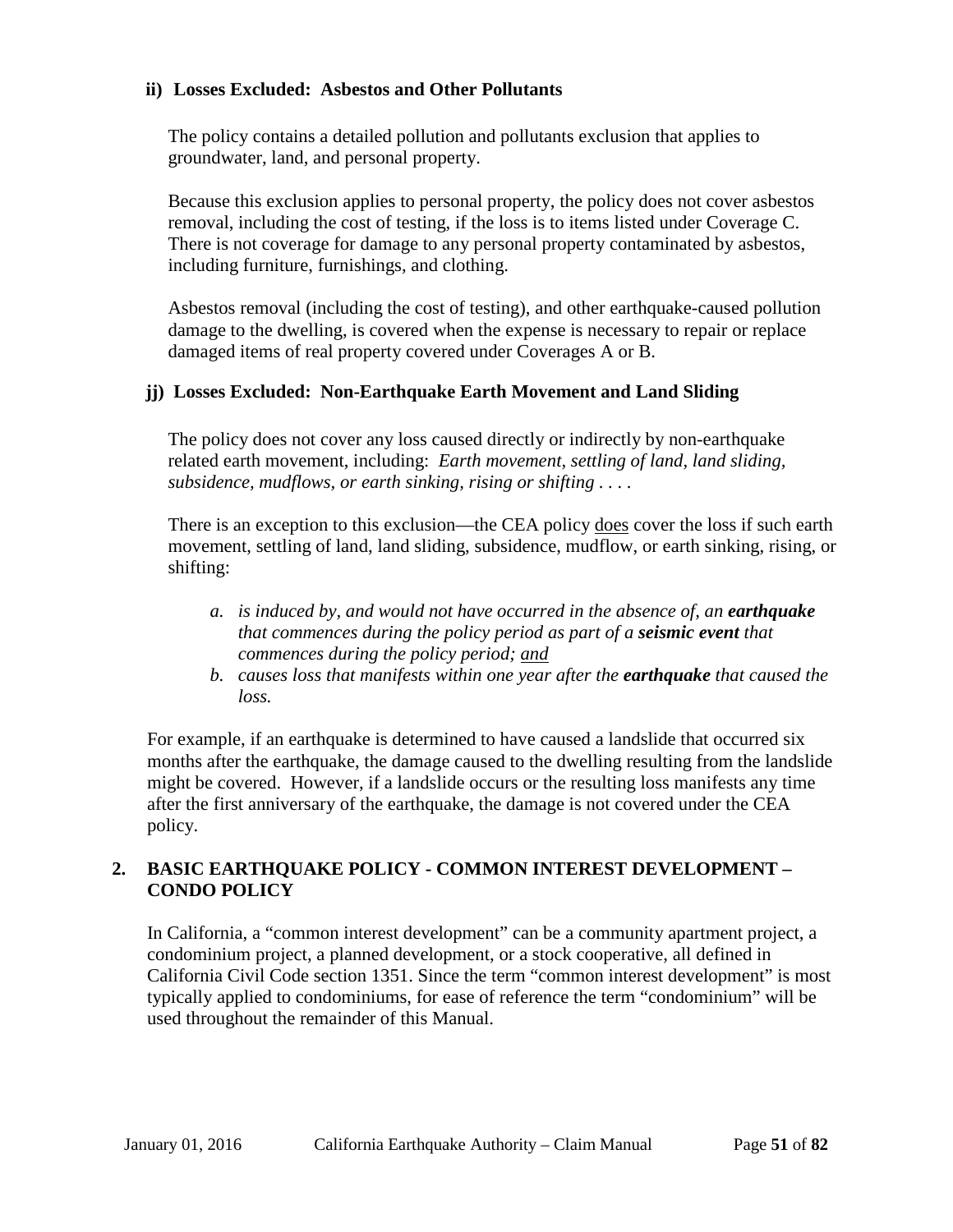#### ii) Losses Excluded: Asbestos and Other Pollutants

The policy contains a detailed pollution and pollutants exclusion that applies to groundwater, land, and personal property.

Because this exclusion applies to personal property, the policy does not cover asbestos removal, including the cost of testing, if the loss is to items listed under Coverage C. There is not coverage for damage to any personal property contaminated by asbestos, including furniture, furnishings, and clothing.

Asbestos removal (including the cost of testing), and other earthquake-caused pollution damage to the dwelling, is covered when the expense is necessary to repair or replace damaged items of real property covered under Coverages A or B.

#### jj) Losses Excluded: Non-Earthquake Earth Movement and Land Sliding

The policy does not cover any loss caused directly or indirectly by non-earthquake related earth movement, including: *Earth movement, settling of land, land sliding, subsidence, mudflows, or earth sinking, rising or shifting . . . .*

There is an exception to this exclusion—the CEA policy <u>does</u> cover the loss if such earth movement, settling of land, land sliding, subsidence, mudflow, or earth sinking, rising, or shifting:

*a. is induced by, and would not have occurred in the absence of, an **earthquake** that commences during the policy period as part of a **seismic event** that commences during the policy period; <u>and</u>*

*b. causes loss that manifests within one year after the **earthquake** that caused the loss.*

For example, if an earthquake is determined to have caused a landslide that occurred six months after the earthquake, the damage caused to the dwelling resulting from the landslide might be covered. However, if a landslide occurs or the resulting loss manifests any time after the first anniversary of the earthquake, the damage is not covered under the CEA policy.

## 2. BASIC EARTHQUAKE POLICY - COMMON INTEREST DEVELOPMENT – CONDO POLICY

In California, a “common interest development” can be a community apartment project, a condominium project, a planned development, or a stock cooperative, all defined in California Civil Code section 1351. Since the term “common interest development” is most typically applied to condominiums, for ease of reference the term “condominium” will be used throughout the remainder of this Manual.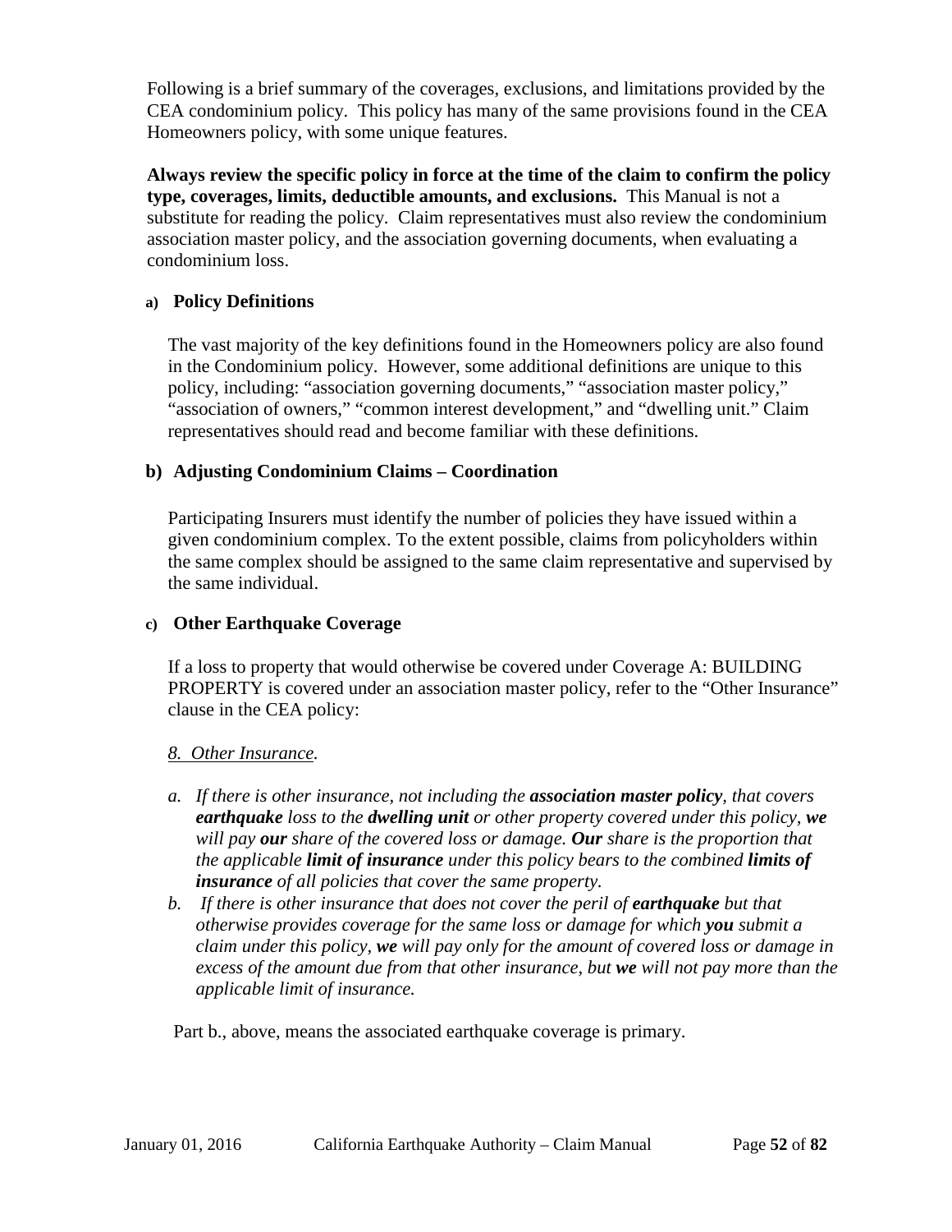Following is a brief summary of the coverages, exclusions, and limitations provided by the CEA condominium policy. This policy has many of the same provisions found in the CEA Homeowners policy, with some unique features.

**Always review the specific policy in force at the time of the claim to confirm the policy type, coverages, limits, deductible amounts, and exclusions.** This Manual is not a substitute for reading the policy. Claim representatives must also review the condominium association master policy, and the association governing documents, when evaluating a condominium loss.

### a) Policy Definitions

The vast majority of the key definitions found in the Homeowners policy are also found in the Condominium policy. However, some additional definitions are unique to this policy, including: "association governing documents," "association master policy," "association of owners," "common interest development," and "dwelling unit." Claim representatives should read and become familiar with these definitions.

### b) Adjusting Condominium Claims – Coordination

Participating Insurers must identify the number of policies they have issued within a given condominium complex. To the extent possible, claims from policyholders within the same complex should be assigned to the same claim representative and supervised by the same individual.

### c) Other Earthquake Coverage

If a loss to property that would otherwise be covered under Coverage A: BUILDING PROPERTY is covered under an association master policy, refer to the "Other Insurance" clause in the CEA policy:

*8. Other Insurance.*

*a. If there is other insurance, not including the **association master policy**, that covers **earthquake** loss to the **dwelling unit** or other property covered under this policy, **we** will pay **our** share of the covered loss or damage. **Our** share is the proportion that the applicable **limit of insurance** under this policy bears to the combined **limits of insurance** of all policies that cover the same property.*

*b. If there is other insurance that does not cover the peril of **earthquake** but that otherwise provides coverage for the same loss or damage for which **you** submit a claim under this policy, **we** will pay only for the amount of covered loss or damage in excess of the amount due from that other insurance, but **we** will not pay more than the applicable limit of insurance.*

Part b., above, means the associated earthquake coverage is primary.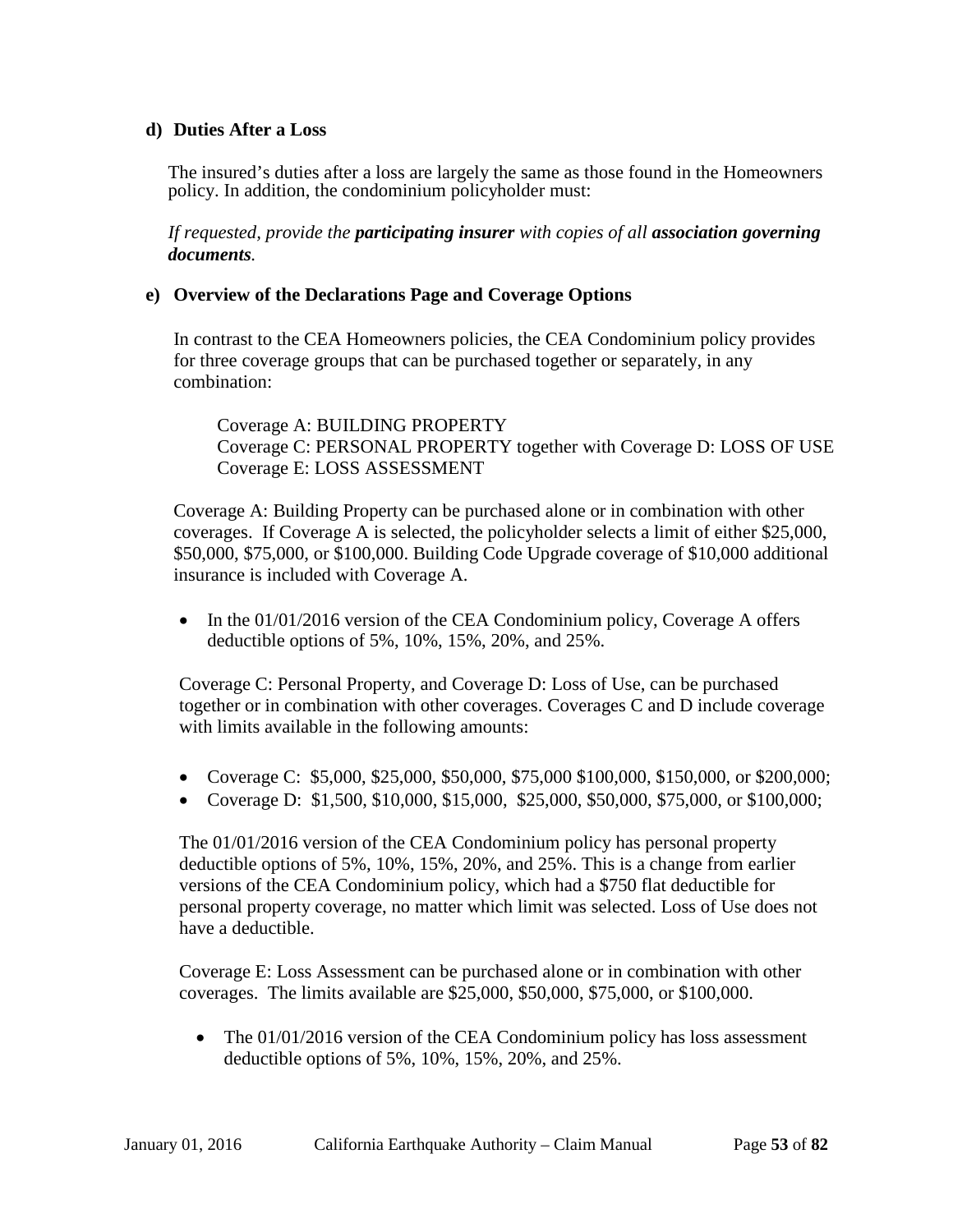**d) Duties After a Loss**

The insured's duties after a loss are largely the same as those found in the Homeowners policy. In addition, the condominium policyholder must:

*If requested, provide the* ***participating insurer*** *with copies of all* ***association governing documents****.*

**e) Overview of the Declarations Page and Coverage Options**

In contrast to the CEA Homeowners policies, the CEA Condominium policy provides for three coverage groups that can be purchased together or separately, in any combination:

Coverage A: BUILDING PROPERTY
Coverage C: PERSONAL PROPERTY together with Coverage D: LOSS OF USE
Coverage E: LOSS ASSESSMENT

Coverage A: Building Property can be purchased alone or in combination with other coverages. If Coverage A is selected, the policyholder selects a limit of either $25,000, $50,000, $75,000, or $100,000. Building Code Upgrade coverage of $10,000 additional insurance is included with Coverage A.

- In the 01/01/2016 version of the CEA Condominium policy, Coverage A offers deductible options of 5%, 10%, 15%, 20%, and 25%.

Coverage C: Personal Property, and Coverage D: Loss of Use, can be purchased together or in combination with other coverages. Coverages C and D include coverage with limits available in the following amounts:

- Coverage C: $5,000, $25,000, $50,000, $75,000 $100,000, $150,000, or $200,000;
- Coverage D: $1,500, $10,000, $15,000, $25,000, $50,000, $75,000, or $100,000;

The 01/01/2016 version of the CEA Condominium policy has personal property deductible options of 5%, 10%, 15%, 20%, and 25%. This is a change from earlier versions of the CEA Condominium policy, which had a $750 flat deductible for personal property coverage, no matter which limit was selected. Loss of Use does not have a deductible.

Coverage E: Loss Assessment can be purchased alone or in combination with other coverages. The limits available are $25,000, $50,000, $75,000, or $100,000.

- The 01/01/2016 version of the CEA Condominium policy has loss assessment deductible options of 5%, 10%, 15%, 20%, and 25%.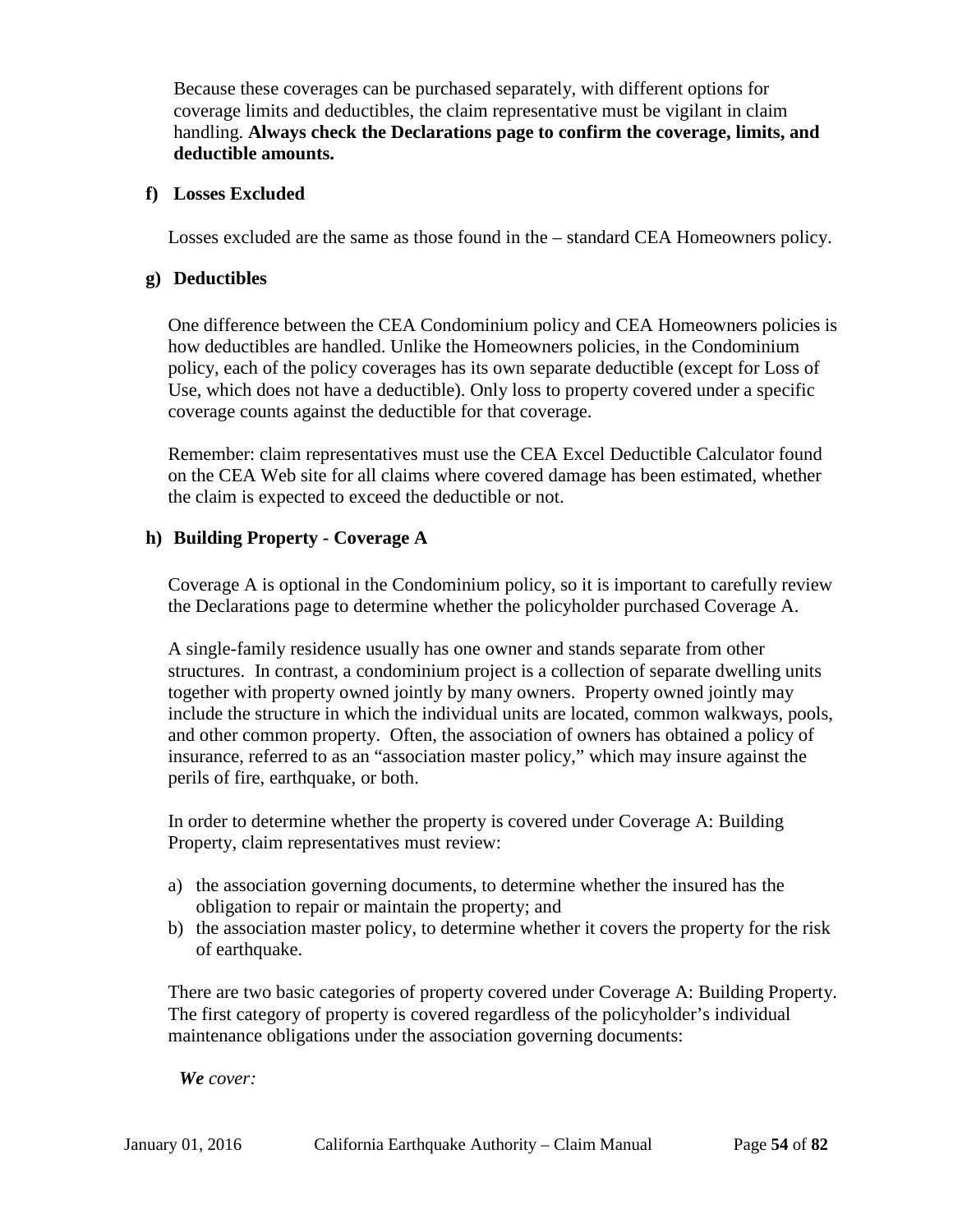Because these coverages can be purchased separately, with different options for coverage limits and deductibles, the claim representative must be vigilant in claim handling. **Always check the Declarations page to confirm the coverage, limits, and deductible amounts.**

### f) Losses Excluded

Losses excluded are the same as those found in the – standard CEA Homeowners policy.

### g) Deductibles

One difference between the CEA Condominium policy and CEA Homeowners policies is how deductibles are handled. Unlike the Homeowners policies, in the Condominium policy, each of the policy coverages has its own separate deductible (except for Loss of Use, which does not have a deductible). Only loss to property covered under a specific coverage counts against the deductible for that coverage.

Remember: claim representatives must use the CEA Excel Deductible Calculator found on the CEA Web site for all claims where covered damage has been estimated, whether the claim is expected to exceed the deductible or not.

### h) Building Property - Coverage A

Coverage A is optional in the Condominium policy, so it is important to carefully review the Declarations page to determine whether the policyholder purchased Coverage A.

A single-family residence usually has one owner and stands separate from other structures. In contrast, a condominium project is a collection of separate dwelling units together with property owned jointly by many owners. Property owned jointly may include the structure in which the individual units are located, common walkways, pools, and other common property. Often, the association of owners has obtained a policy of insurance, referred to as an "association master policy," which may insure against the perils of fire, earthquake, or both.

In order to determine whether the property is covered under Coverage A: Building Property, claim representatives must review:

a) the association governing documents, to determine whether the insured has the obligation to repair or maintain the property; and
b) the association master policy, to determine whether it covers the property for the risk of earthquake.

There are two basic categories of property covered under Coverage A: Building Property. The first category of property is covered regardless of the policyholder's individual maintenance obligations under the association governing documents:

***We*** *cover:*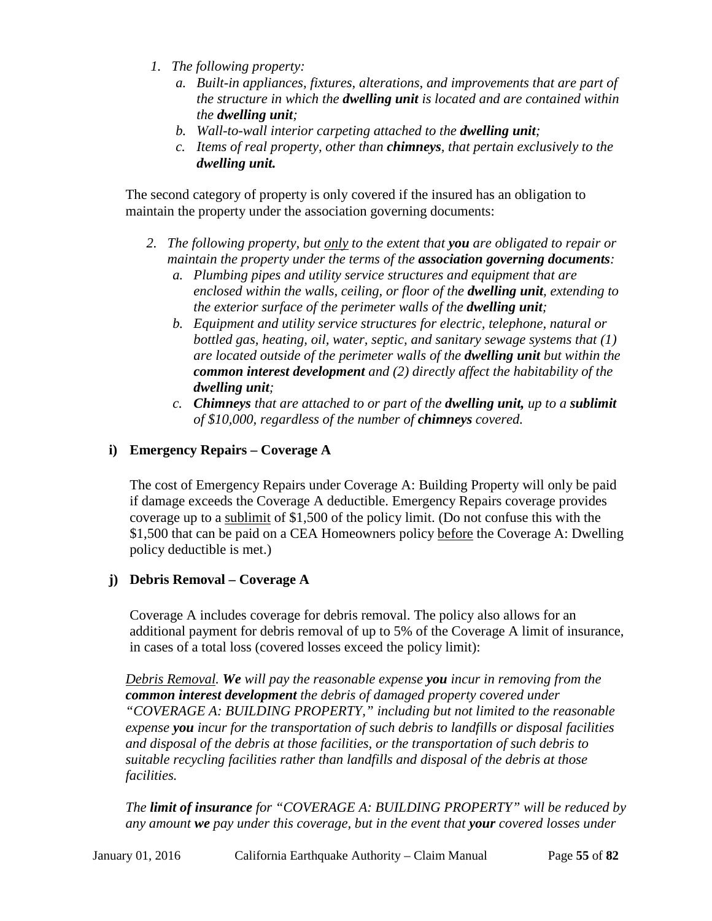1. *The following property:*
   a. *Built-in appliances, fixtures, alterations, and improvements that are part of the structure in which the **dwelling unit** is located and are contained within the **dwelling unit**;*
   b. *Wall-to-wall interior carpeting attached to the **dwelling unit**;*
   c. *Items of real property, other than **chimneys**, that pertain exclusively to the **dwelling unit.***

The second category of property is only covered if the insured has an obligation to maintain the property under the association governing documents:

2. *The following property, but <u>only</u> to the extent that **you** are obligated to repair or maintain the property under the terms of the **association governing documents**:*
   a. *Plumbing pipes and utility service structures and equipment that are enclosed within the walls, ceiling, or floor of the **dwelling unit**, extending to the exterior surface of the perimeter walls of the **dwelling unit**;*
   b. *Equipment and utility service structures for electric, telephone, natural or bottled gas, heating, oil, water, septic, and sanitary sewage systems that (1) are located outside of the perimeter walls of the **dwelling unit** but within the **common interest development** and (2) directly affect the habitability of the **dwelling unit**;*
   c. ***Chimneys** that are attached to or part of the **dwelling unit,** up to a **sublimit** of $10,000, regardless of the number of **chimneys** covered.*

### i) Emergency Repairs – Coverage A

The cost of Emergency Repairs under Coverage A: Building Property will only be paid if damage exceeds the Coverage A deductible. Emergency Repairs coverage provides coverage up to a <u>sublimit</u> of $1,500 of the policy limit. (Do not confuse this with the $1,500 that can be paid on a CEA Homeowners policy <u>before</u> the Coverage A: Dwelling policy deductible is met.)

### j) Debris Removal – Coverage A

Coverage A includes coverage for debris removal. The policy also allows for an additional payment for debris removal of up to 5% of the Coverage A limit of insurance, in cases of a total loss (covered losses exceed the policy limit):

*<u>Debris Removal</u>. **We** will pay the reasonable expense **you** incur in removing from the **common interest development** the debris of damaged property covered under "COVERAGE A: BUILDING PROPERTY," including but not limited to the reasonable expense **you** incur for the transportation of such debris to landfills or disposal facilities and disposal of the debris at those facilities, or the transportation of such debris to suitable recycling facilities rather than landfills and disposal of the debris at those facilities.*

*The **limit of insurance** for "COVERAGE A: BUILDING PROPERTY" will be reduced by any amount **we** pay under this coverage, but in the event that **your** covered losses under*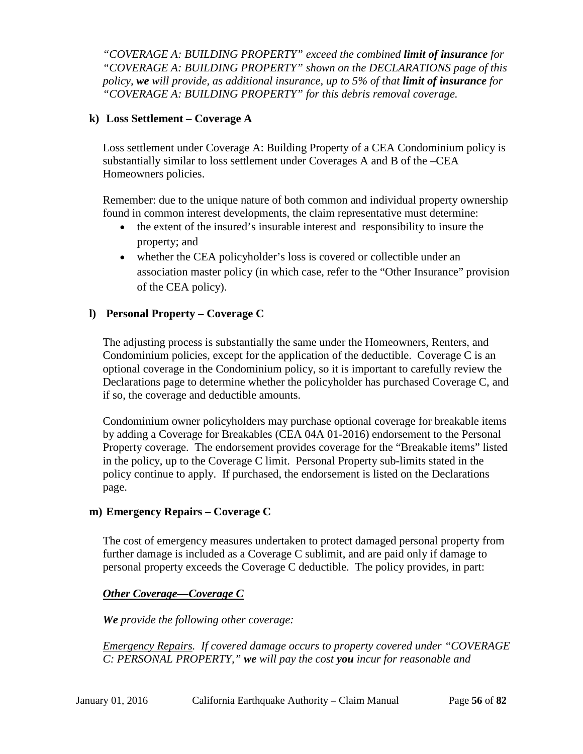*"COVERAGE A: BUILDING PROPERTY" exceed the combined **limit of insurance** for "COVERAGE A: BUILDING PROPERTY" shown on the DECLARATIONS page of this policy, **we** will provide, as additional insurance, up to 5% of that **limit of insurance** for "COVERAGE A: BUILDING PROPERTY" for this debris removal coverage.*

### k) Loss Settlement – Coverage A

Loss settlement under Coverage A: Building Property of a CEA Condominium policy is substantially similar to loss settlement under Coverages A and B of the –CEA Homeowners policies.

Remember: due to the unique nature of both common and individual property ownership found in common interest developments, the claim representative must determine:

- the extent of the insured's insurable interest and responsibility to insure the property; and
- whether the CEA policyholder's loss is covered or collectible under an association master policy (in which case, refer to the "Other Insurance" provision of the CEA policy).

### l) Personal Property – Coverage C

The adjusting process is substantially the same under the Homeowners, Renters, and Condominium policies, except for the application of the deductible. Coverage C is an optional coverage in the Condominium policy, so it is important to carefully review the Declarations page to determine whether the policyholder has purchased Coverage C, and if so, the coverage and deductible amounts.

Condominium owner policyholders may purchase optional coverage for breakable items by adding a Coverage for Breakables (CEA 04A 01-2016) endorsement to the Personal Property coverage. The endorsement provides coverage for the "Breakable items" listed in the policy, up to the Coverage C limit. Personal Property sub-limits stated in the policy continue to apply. If purchased, the endorsement is listed on the Declarations page.

### m) Emergency Repairs – Coverage C

The cost of emergency measures undertaken to protect damaged personal property from further damage is included as a Coverage C sublimit, and are paid only if damage to personal property exceeds the Coverage C deductible. The policy provides, in part:

***<u>Other Coverage—Coverage C</u>***

***We** provide the following other coverage:*

*<u>Emergency Repairs</u>. If covered damage occurs to property covered under "COVERAGE C: PERSONAL PROPERTY," **we** will pay the cost **you** incur for reasonable and*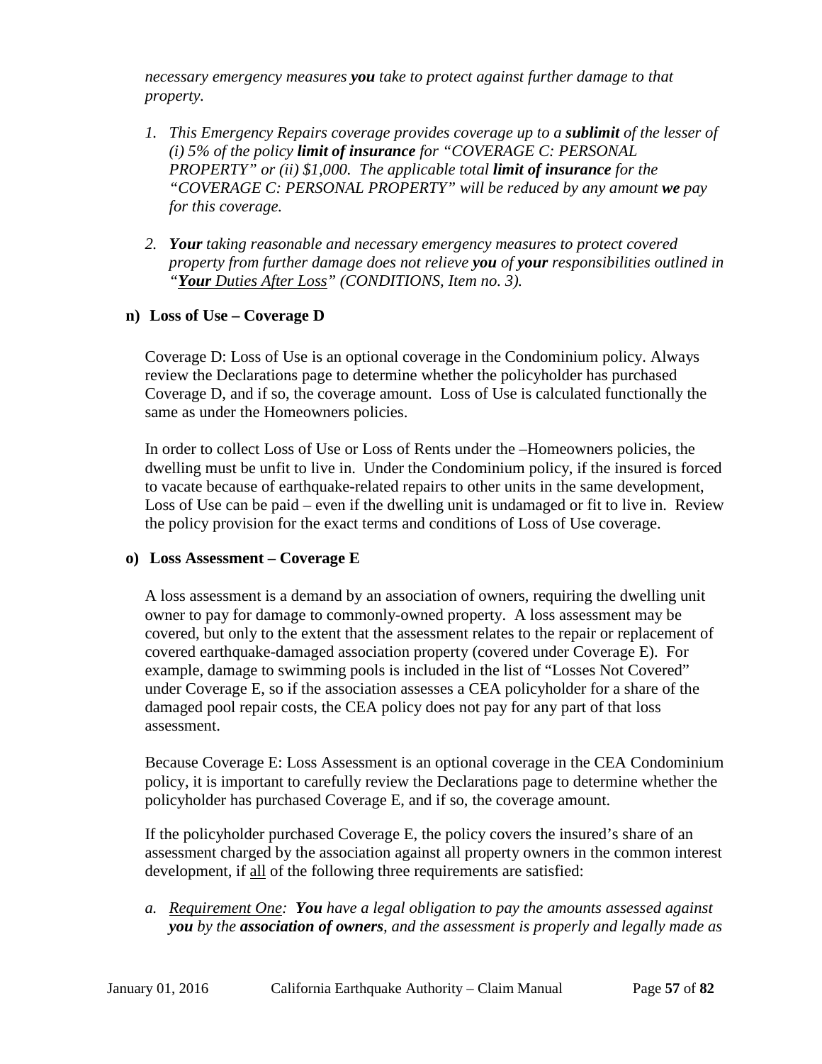*necessary emergency measures **you** take to protect against further damage to that property.*

1. *This Emergency Repairs coverage provides coverage up to a **sublimit** of the lesser of (i) 5% of the policy **limit of insurance** for "COVERAGE C: PERSONAL PROPERTY" or (ii) $1,000. The applicable total **limit of insurance** for the "COVERAGE C: PERSONAL PROPERTY" will be reduced by any amount **we** pay for this coverage.*

2. ***Your** taking reasonable and necessary emergency measures to protect covered property from further damage does not relieve **you** of **your** responsibilities outlined in "<u>**Your** Duties After Loss</u>" (CONDITIONS, Item no. 3).*

### n) Loss of Use – Coverage D

Coverage D: Loss of Use is an optional coverage in the Condominium policy. Always review the Declarations page to determine whether the policyholder has purchased Coverage D, and if so, the coverage amount. Loss of Use is calculated functionally the same as under the Homeowners policies.

In order to collect Loss of Use or Loss of Rents under the –Homeowners policies, the dwelling must be unfit to live in. Under the Condominium policy, if the insured is forced to vacate because of earthquake-related repairs to other units in the same development, Loss of Use can be paid – even if the dwelling unit is undamaged or fit to live in. Review the policy provision for the exact terms and conditions of Loss of Use coverage.

### o) Loss Assessment – Coverage E

A loss assessment is a demand by an association of owners, requiring the dwelling unit owner to pay for damage to commonly-owned property. A loss assessment may be covered, but only to the extent that the assessment relates to the repair or replacement of covered earthquake-damaged association property (covered under Coverage E). For example, damage to swimming pools is included in the list of "Losses Not Covered" under Coverage E, so if the association assesses a CEA policyholder for a share of the damaged pool repair costs, the CEA policy does not pay for any part of that loss assessment.

Because Coverage E: Loss Assessment is an optional coverage in the CEA Condominium policy, it is important to carefully review the Declarations page to determine whether the policyholder has purchased Coverage E, and if so, the coverage amount.

If the policyholder purchased Coverage E, the policy covers the insured's share of an assessment charged by the association against all property owners in the common interest development, if <u>all</u> of the following three requirements are satisfied:

a. *<u>Requirement One</u>: **You** have a legal obligation to pay the amounts assessed against **you** by the **association of owners**, and the assessment is properly and legally made as*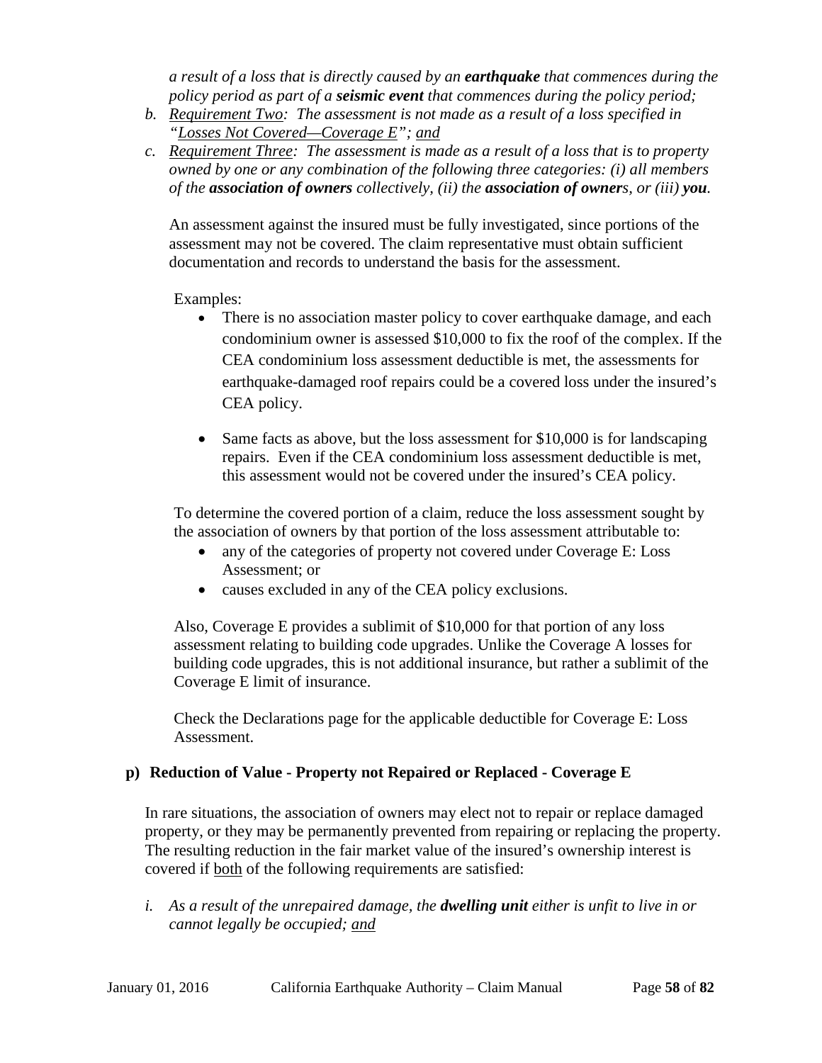*a result of a loss that is directly caused by an **earthquake** that commences during the policy period as part of a **seismic event** that commences during the policy period;*

*b. Requirement Two: The assessment is not made as a result of a loss specified in "Losses Not Covered—Coverage E"; and*

*c. Requirement Three: The assessment is made as a result of a loss that is to property owned by one or any combination of the following three categories: (i) all members of the **association of owners** collectively, (ii) the **association of owners**, or (iii) **you**.*

An assessment against the insured must be fully investigated, since portions of the assessment may not be covered. The claim representative must obtain sufficient documentation and records to understand the basis for the assessment.

Examples:

- There is no association master policy to cover earthquake damage, and each condominium owner is assessed $10,000 to fix the roof of the complex. If the CEA condominium loss assessment deductible is met, the assessments for earthquake-damaged roof repairs could be a covered loss under the insured's CEA policy.

- Same facts as above, but the loss assessment for $10,000 is for landscaping repairs. Even if the CEA condominium loss assessment deductible is met, this assessment would not be covered under the insured's CEA policy.

To determine the covered portion of a claim, reduce the loss assessment sought by the association of owners by that portion of the loss assessment attributable to:

- any of the categories of property not covered under Coverage E: Loss Assessment; or
- causes excluded in any of the CEA policy exclusions.

Also, Coverage E provides a sublimit of $10,000 for that portion of any loss assessment relating to building code upgrades. Unlike the Coverage A losses for building code upgrades, this is not additional insurance, but rather a sublimit of the Coverage E limit of insurance.

Check the Declarations page for the applicable deductible for Coverage E: Loss Assessment.

### p) Reduction of Value - Property not Repaired or Replaced - Coverage E

In rare situations, the association of owners may elect not to repair or replace damaged property, or they may be permanently prevented from repairing or replacing the property. The resulting reduction in the fair market value of the insured's ownership interest is covered if both of the following requirements are satisfied:

*i. As a result of the unrepaired damage, the **dwelling unit** either is unfit to live in or cannot legally be occupied; and*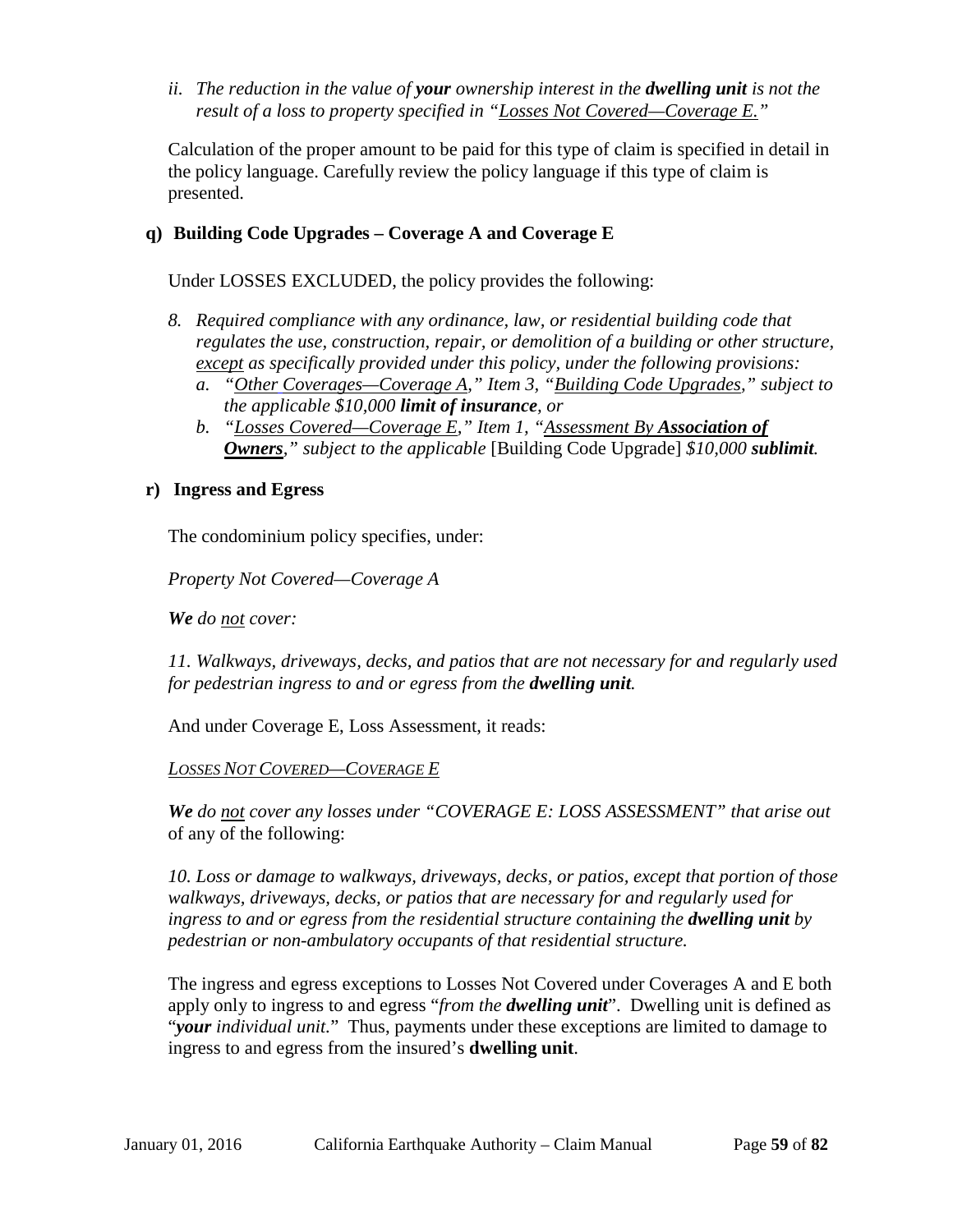ii. *The reduction in the value of **your** ownership interest in the **dwelling unit** is not the result of a loss to property specified in "Losses Not Covered—Coverage E."*

Calculation of the proper amount to be paid for this type of claim is specified in detail in the policy language. Carefully review the policy language if this type of claim is presented.

### q) Building Code Upgrades – Coverage A and Coverage E

Under LOSSES EXCLUDED, the policy provides the following:

8. *Required compliance with any ordinance, law, or residential building code that regulates the use, construction, repair, or demolition of a building or other structure, except as specifically provided under this policy, under the following provisions:*
   a. *"Other Coverages—Coverage A," Item 3, "Building Code Upgrades," subject to the applicable $10,000 **limit of insurance**, or*
   b. *"Losses Covered—Coverage E," Item 1, "Assessment By **Association of Owners**," subject to the applicable* [Building Code Upgrade] *$10,000 **sublimit**.*

### r) Ingress and Egress

The condominium policy specifies, under:

*Property Not Covered—Coverage A*

***We** do not cover:*

*11. Walkways, driveways, decks, and patios that are not necessary for and regularly used for pedestrian ingress to and or egress from the **dwelling unit**.*

And under Coverage E, Loss Assessment, it reads:

*LOSSES NOT COVERED—COVERAGE E*

***We** do not cover any losses under "COVERAGE E: LOSS ASSESSMENT" that arise out* of any of the following:

*10. Loss or damage to walkways, driveways, decks, or patios, except that portion of those walkways, driveways, decks, or patios that are necessary for and regularly used for ingress to and or egress from the residential structure containing the **dwelling unit** by pedestrian or non-ambulatory occupants of that residential structure.*

The ingress and egress exceptions to Losses Not Covered under Coverages A and E both apply only to ingress to and egress "*from the **dwelling unit***". Dwelling unit is defined as "***your** individual unit.*" Thus, payments under these exceptions are limited to damage to ingress to and egress from the insured's **dwelling unit**.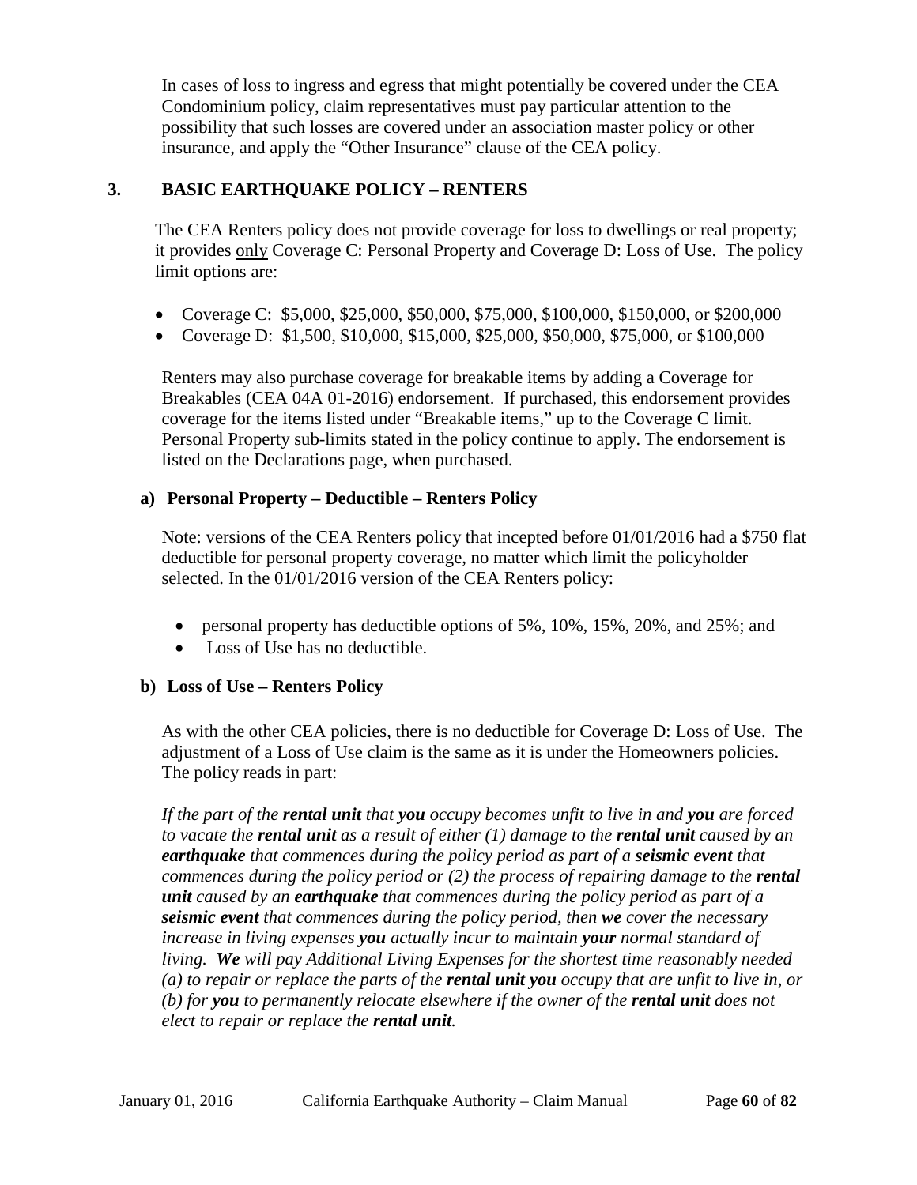In cases of loss to ingress and egress that might potentially be covered under the CEA Condominium policy, claim representatives must pay particular attention to the possibility that such losses are covered under an association master policy or other insurance, and apply the "Other Insurance" clause of the CEA policy.

## 3. BASIC EARTHQUAKE POLICY – RENTERS

The CEA Renters policy does not provide coverage for loss to dwellings or real property; it provides only Coverage C: Personal Property and Coverage D: Loss of Use. The policy limit options are:

- Coverage C: $5,000, $25,000, $50,000, $75,000, $100,000, $150,000, or $200,000
- Coverage D: $1,500, $10,000, $15,000, $25,000, $50,000, $75,000, or $100,000

Renters may also purchase coverage for breakable items by adding a Coverage for Breakables (CEA 04A 01-2016) endorsement. If purchased, this endorsement provides coverage for the items listed under "Breakable items," up to the Coverage C limit. Personal Property sub-limits stated in the policy continue to apply. The endorsement is listed on the Declarations page, when purchased.

### a) Personal Property – Deductible – Renters Policy

Note: versions of the CEA Renters policy that incepted before 01/01/2016 had a $750 flat deductible for personal property coverage, no matter which limit the policyholder selected. In the 01/01/2016 version of the CEA Renters policy:

- personal property has deductible options of 5%, 10%, 15%, 20%, and 25%; and
- Loss of Use has no deductible.

### b) Loss of Use – Renters Policy

As with the other CEA policies, there is no deductible for Coverage D: Loss of Use. The adjustment of a Loss of Use claim is the same as it is under the Homeowners policies. The policy reads in part:

*If the part of the **rental unit** that **you** occupy becomes unfit to live in and **you** are forced to vacate the **rental unit** as a result of either (1) damage to the **rental unit** caused by an **earthquake** that commences during the policy period as part of a **seismic event** that commences during the policy period or (2) the process of repairing damage to the **rental unit** caused by an **earthquake** that commences during the policy period as part of a **seismic event** that commences during the policy period, then **we** cover the necessary increase in living expenses **you** actually incur to maintain **your** normal standard of living. **We** will pay Additional Living Expenses for the shortest time reasonably needed (a) to repair or replace the parts of the **rental unit you** occupy that are unfit to live in, or (b) for **you** to permanently relocate elsewhere if the owner of the **rental unit** does not elect to repair or replace the **rental unit**.*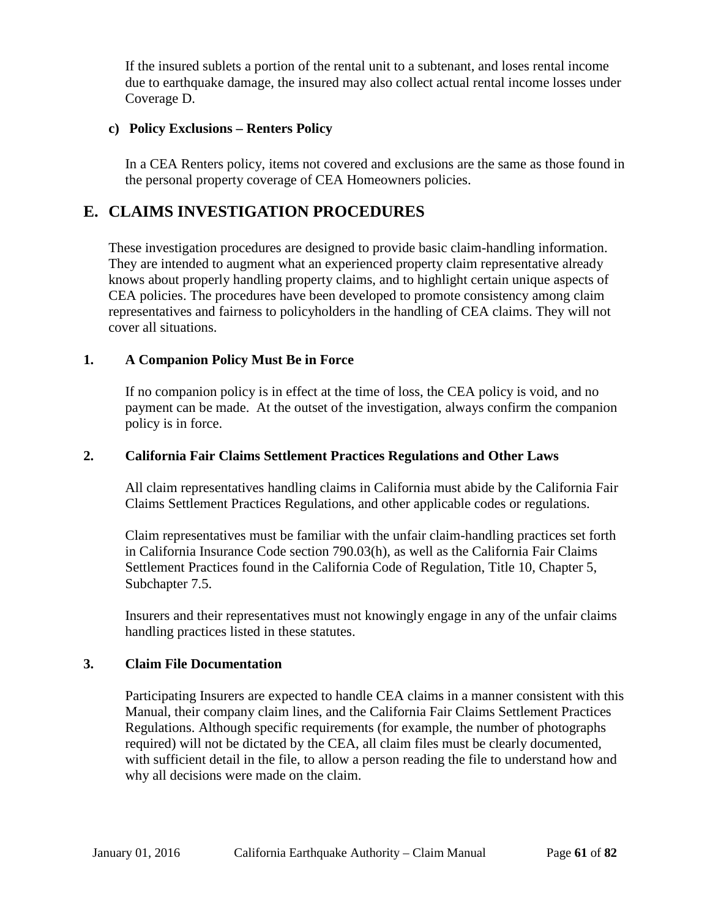If the insured sublets a portion of the rental unit to a subtenant, and loses rental income due to earthquake damage, the insured may also collect actual rental income losses under Coverage D.

#### c) Policy Exclusions – Renters Policy

In a CEA Renters policy, items not covered and exclusions are the same as those found in the personal property coverage of CEA Homeowners policies.

## E. CLAIMS INVESTIGATION PROCEDURES

These investigation procedures are designed to provide basic claim-handling information. They are intended to augment what an experienced property claim representative already knows about properly handling property claims, and to highlight certain unique aspects of CEA policies. The procedures have been developed to promote consistency among claim representatives and fairness to policyholders in the handling of CEA claims. They will not cover all situations.

### 1. A Companion Policy Must Be in Force

If no companion policy is in effect at the time of loss, the CEA policy is void, and no payment can be made. At the outset of the investigation, always confirm the companion policy is in force.

### 2. California Fair Claims Settlement Practices Regulations and Other Laws

All claim representatives handling claims in California must abide by the California Fair Claims Settlement Practices Regulations, and other applicable codes or regulations.

Claim representatives must be familiar with the unfair claim-handling practices set forth in California Insurance Code section 790.03(h), as well as the California Fair Claims Settlement Practices found in the California Code of Regulation, Title 10, Chapter 5, Subchapter 7.5.

Insurers and their representatives must not knowingly engage in any of the unfair claims handling practices listed in these statutes.

### 3. Claim File Documentation

Participating Insurers are expected to handle CEA claims in a manner consistent with this Manual, their company claim lines, and the California Fair Claims Settlement Practices Regulations. Although specific requirements (for example, the number of photographs required) will not be dictated by the CEA, all claim files must be clearly documented, with sufficient detail in the file, to allow a person reading the file to understand how and why all decisions were made on the claim.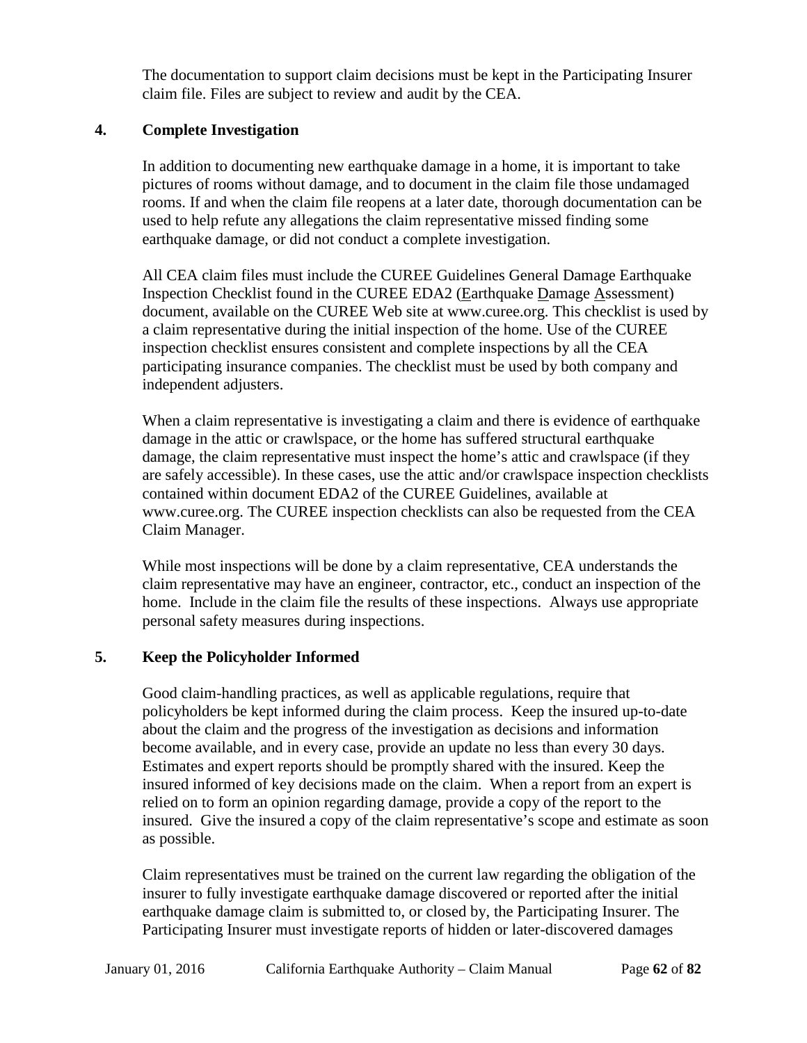The documentation to support claim decisions must be kept in the Participating Insurer claim file. Files are subject to review and audit by the CEA.

### 4. Complete Investigation

In addition to documenting new earthquake damage in a home, it is important to take pictures of rooms without damage, and to document in the claim file those undamaged rooms. If and when the claim file reopens at a later date, thorough documentation can be used to help refute any allegations the claim representative missed finding some earthquake damage, or did not conduct a complete investigation.

All CEA claim files must include the CUREE Guidelines General Damage Earthquake Inspection Checklist found in the CUREE EDA2 (Earthquake Damage Assessment) document, available on the CUREE Web site at www.curee.org. This checklist is used by a claim representative during the initial inspection of the home. Use of the CUREE inspection checklist ensures consistent and complete inspections by all the CEA participating insurance companies. The checklist must be used by both company and independent adjusters.

When a claim representative is investigating a claim and there is evidence of earthquake damage in the attic or crawlspace, or the home has suffered structural earthquake damage, the claim representative must inspect the home's attic and crawlspace (if they are safely accessible). In these cases, use the attic and/or crawlspace inspection checklists contained within document EDA2 of the CUREE Guidelines, available at www.curee.org. The CUREE inspection checklists can also be requested from the CEA Claim Manager.

While most inspections will be done by a claim representative, CEA understands the claim representative may have an engineer, contractor, etc., conduct an inspection of the home. Include in the claim file the results of these inspections. Always use appropriate personal safety measures during inspections.

### 5. Keep the Policyholder Informed

Good claim-handling practices, as well as applicable regulations, require that policyholders be kept informed during the claim process. Keep the insured up-to-date about the claim and the progress of the investigation as decisions and information become available, and in every case, provide an update no less than every 30 days. Estimates and expert reports should be promptly shared with the insured. Keep the insured informed of key decisions made on the claim. When a report from an expert is relied on to form an opinion regarding damage, provide a copy of the report to the insured. Give the insured a copy of the claim representative's scope and estimate as soon as possible.

Claim representatives must be trained on the current law regarding the obligation of the insurer to fully investigate earthquake damage discovered or reported after the initial earthquake damage claim is submitted to, or closed by, the Participating Insurer. The Participating Insurer must investigate reports of hidden or later-discovered damages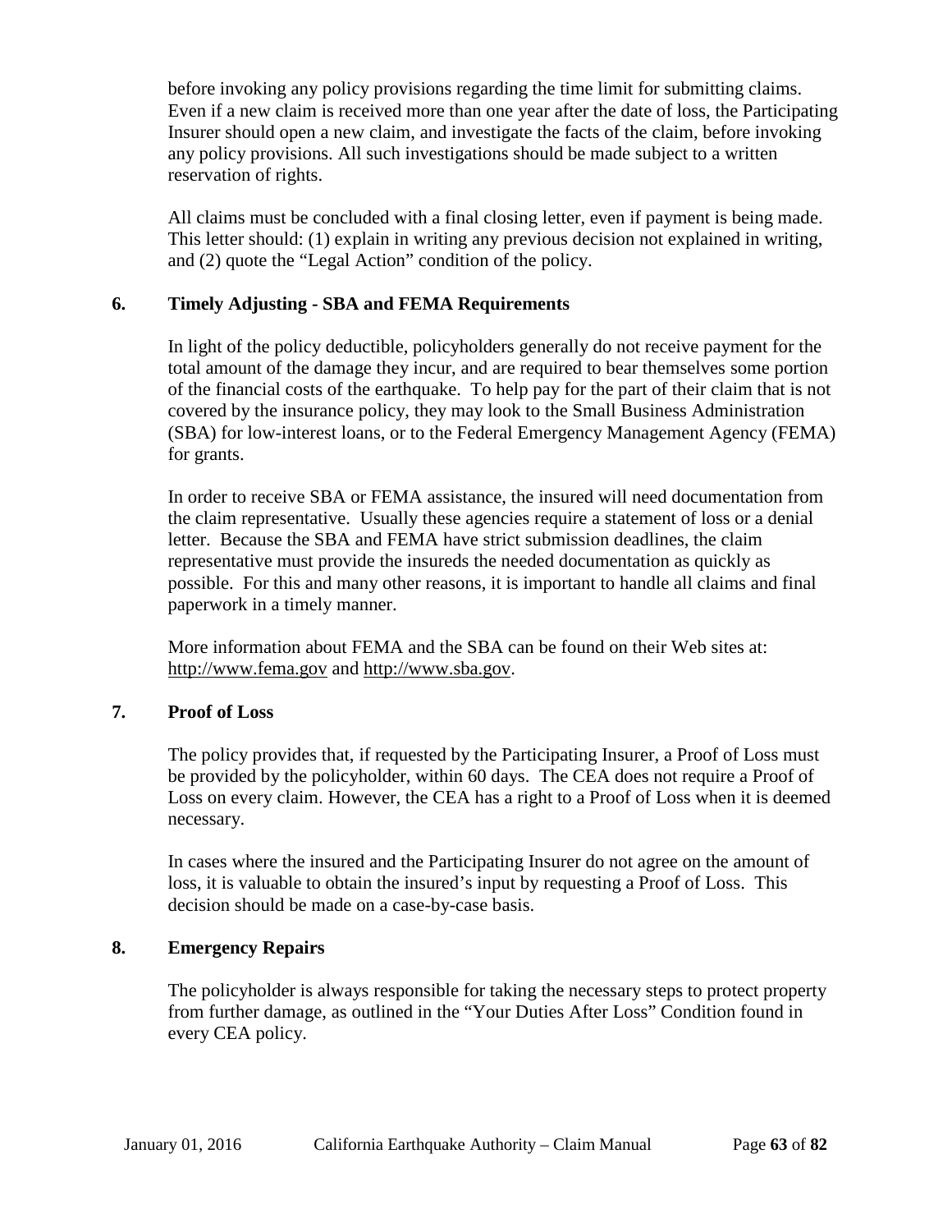before invoking any policy provisions regarding the time limit for submitting claims. Even if a new claim is received more than one year after the date of loss, the Participating Insurer should open a new claim, and investigate the facts of the claim, before invoking any policy provisions. All such investigations should be made subject to a written reservation of rights.

All claims must be concluded with a final closing letter, even if payment is being made. This letter should: (1) explain in writing any previous decision not explained in writing, and (2) quote the "Legal Action" condition of the policy.

### 6. Timely Adjusting - SBA and FEMA Requirements

In light of the policy deductible, policyholders generally do not receive payment for the total amount of the damage they incur, and are required to bear themselves some portion of the financial costs of the earthquake. To help pay for the part of their claim that is not covered by the insurance policy, they may look to the Small Business Administration (SBA) for low-interest loans, or to the Federal Emergency Management Agency (FEMA) for grants.

In order to receive SBA or FEMA assistance, the insured will need documentation from the claim representative. Usually these agencies require a statement of loss or a denial letter. Because the SBA and FEMA have strict submission deadlines, the claim representative must provide the insureds the needed documentation as quickly as possible. For this and many other reasons, it is important to handle all claims and final paperwork in a timely manner.

More information about FEMA and the SBA can be found on their Web sites at: http://www.fema.gov and http://www.sba.gov.

### 7. Proof of Loss

The policy provides that, if requested by the Participating Insurer, a Proof of Loss must be provided by the policyholder, within 60 days. The CEA does not require a Proof of Loss on every claim. However, the CEA has a right to a Proof of Loss when it is deemed necessary.

In cases where the insured and the Participating Insurer do not agree on the amount of loss, it is valuable to obtain the insured's input by requesting a Proof of Loss. This decision should be made on a case-by-case basis.

### 8. Emergency Repairs

The policyholder is always responsible for taking the necessary steps to protect property from further damage, as outlined in the "Your Duties After Loss" Condition found in every CEA policy.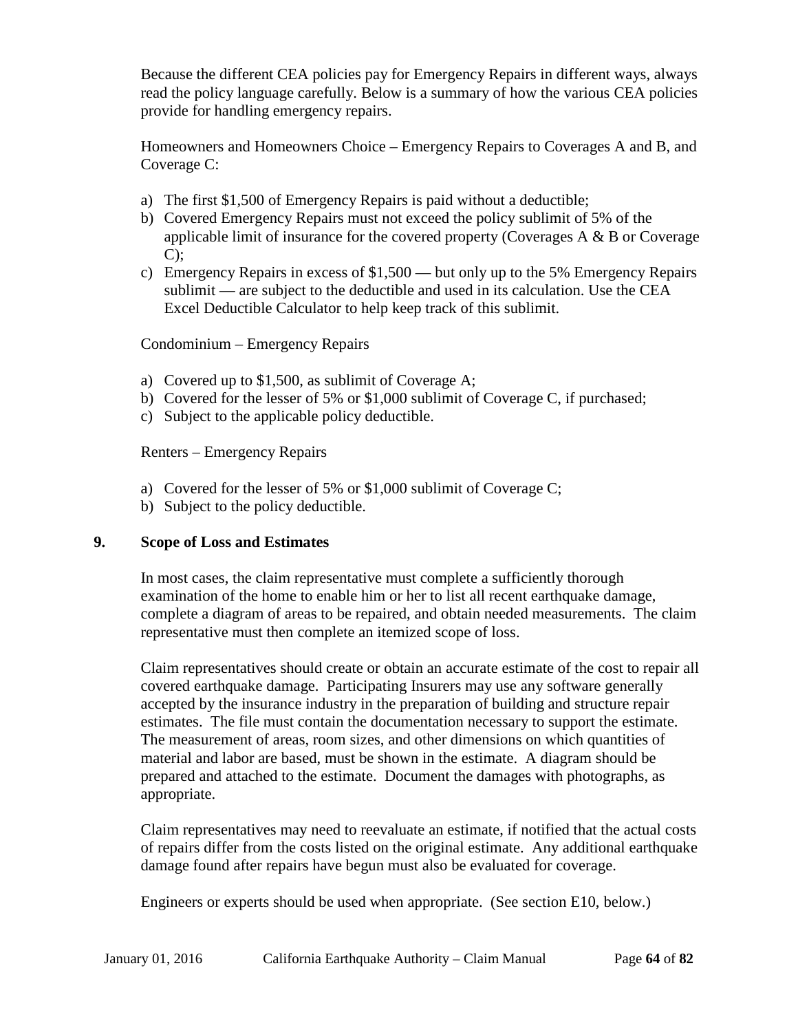Because the different CEA policies pay for Emergency Repairs in different ways, always read the policy language carefully. Below is a summary of how the various CEA policies provide for handling emergency repairs.

Homeowners and Homeowners Choice – Emergency Repairs to Coverages A and B, and Coverage C:

a) The first $1,500 of Emergency Repairs is paid without a deductible;
b) Covered Emergency Repairs must not exceed the policy sublimit of 5% of the applicable limit of insurance for the covered property (Coverages A & B or Coverage C);
c) Emergency Repairs in excess of $1,500 — but only up to the 5% Emergency Repairs sublimit — are subject to the deductible and used in its calculation. Use the CEA Excel Deductible Calculator to help keep track of this sublimit.

Condominium – Emergency Repairs

a) Covered up to $1,500, as sublimit of Coverage A;
b) Covered for the lesser of 5% or $1,000 sublimit of Coverage C, if purchased;
c) Subject to the applicable policy deductible.

Renters – Emergency Repairs

a) Covered for the lesser of 5% or $1,000 sublimit of Coverage C;
b) Subject to the policy deductible.

### 9. Scope of Loss and Estimates

In most cases, the claim representative must complete a sufficiently thorough examination of the home to enable him or her to list all recent earthquake damage, complete a diagram of areas to be repaired, and obtain needed measurements. The claim representative must then complete an itemized scope of loss.

Claim representatives should create or obtain an accurate estimate of the cost to repair all covered earthquake damage. Participating Insurers may use any software generally accepted by the insurance industry in the preparation of building and structure repair estimates. The file must contain the documentation necessary to support the estimate. The measurement of areas, room sizes, and other dimensions on which quantities of material and labor are based, must be shown in the estimate. A diagram should be prepared and attached to the estimate. Document the damages with photographs, as appropriate.

Claim representatives may need to reevaluate an estimate, if notified that the actual costs of repairs differ from the costs listed on the original estimate. Any additional earthquake damage found after repairs have begun must also be evaluated for coverage.

Engineers or experts should be used when appropriate. (See section E10, below.)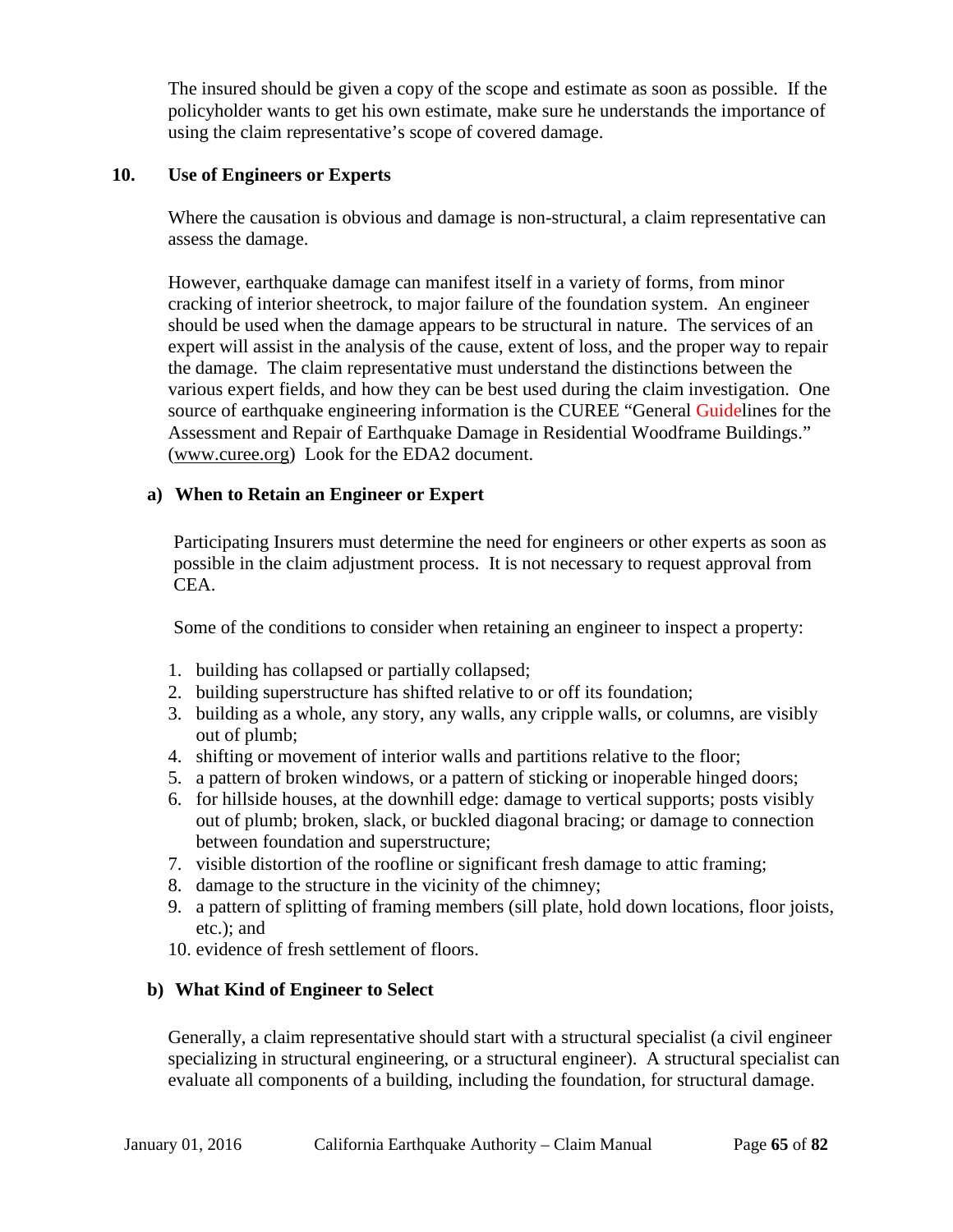The insured should be given a copy of the scope and estimate as soon as possible. If the policyholder wants to get his own estimate, make sure he understands the importance of using the claim representative's scope of covered damage.

## 10. Use of Engineers or Experts

Where the causation is obvious and damage is non-structural, a claim representative can assess the damage.

However, earthquake damage can manifest itself in a variety of forms, from minor cracking of interior sheetrock, to major failure of the foundation system. An engineer should be used when the damage appears to be structural in nature. The services of an expert will assist in the analysis of the cause, extent of loss, and the proper way to repair the damage. The claim representative must understand the distinctions between the various expert fields, and how they can be best used during the claim investigation. One source of earthquake engineering information is the CUREE "General Guidelines for the Assessment and Repair of Earthquake Damage in Residential Woodframe Buildings." (www.curee.org) Look for the EDA2 document.

### a) When to Retain an Engineer or Expert

Participating Insurers must determine the need for engineers or other experts as soon as possible in the claim adjustment process. It is not necessary to request approval from CEA.

Some of the conditions to consider when retaining an engineer to inspect a property:

1. building has collapsed or partially collapsed;
2. building superstructure has shifted relative to or off its foundation;
3. building as a whole, any story, any walls, any cripple walls, or columns, are visibly out of plumb;
4. shifting or movement of interior walls and partitions relative to the floor;
5. a pattern of broken windows, or a pattern of sticking or inoperable hinged doors;
6. for hillside houses, at the downhill edge: damage to vertical supports; posts visibly out of plumb; broken, slack, or buckled diagonal bracing; or damage to connection between foundation and superstructure;
7. visible distortion of the roofline or significant fresh damage to attic framing;
8. damage to the structure in the vicinity of the chimney;
9. a pattern of splitting of framing members (sill plate, hold down locations, floor joists, etc.); and
10. evidence of fresh settlement of floors.

### b) What Kind of Engineer to Select

Generally, a claim representative should start with a structural specialist (a civil engineer specializing in structural engineering, or a structural engineer). A structural specialist can evaluate all components of a building, including the foundation, for structural damage.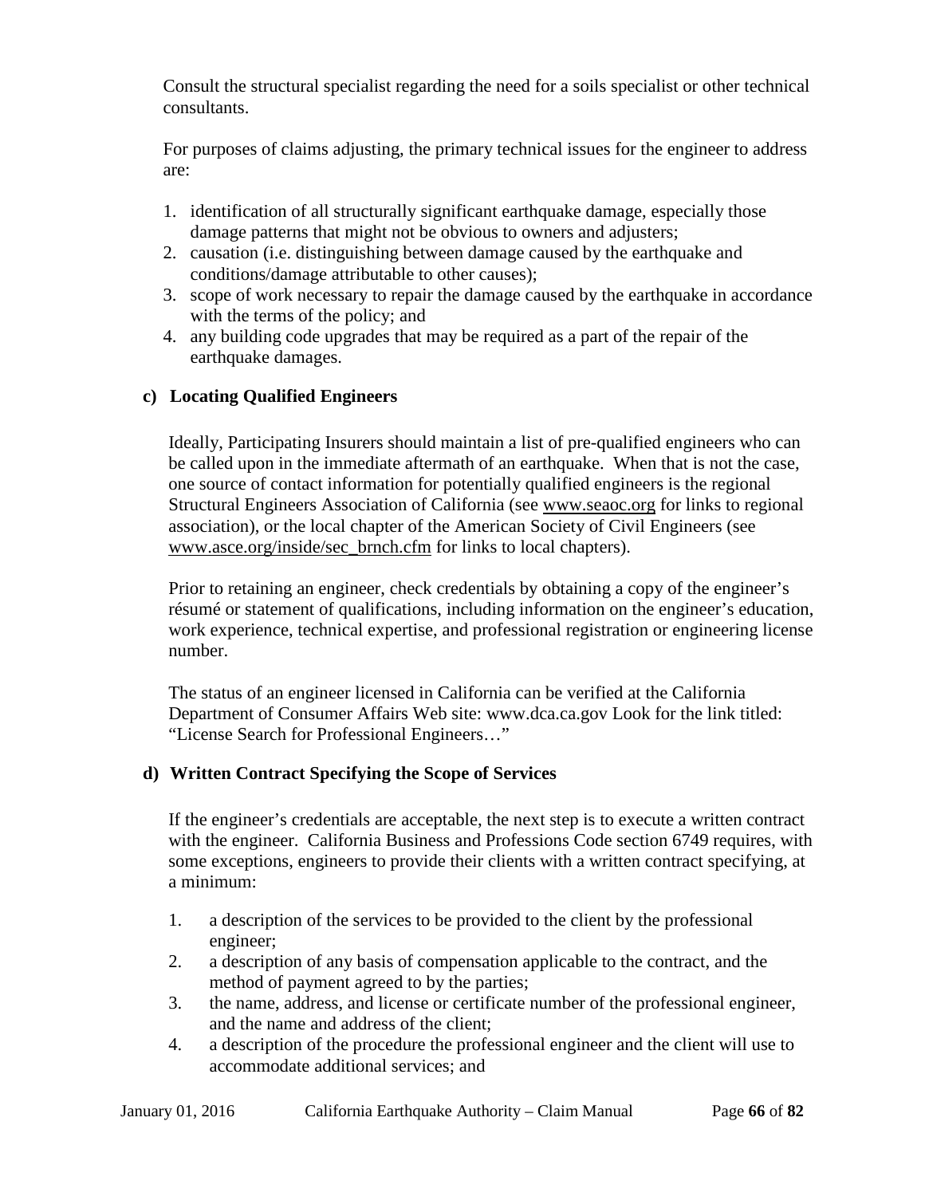Consult the structural specialist regarding the need for a soils specialist or other technical consultants.

For purposes of claims adjusting, the primary technical issues for the engineer to address are:

1. identification of all structurally significant earthquake damage, especially those damage patterns that might not be obvious to owners and adjusters;
2. causation (i.e. distinguishing between damage caused by the earthquake and conditions/damage attributable to other causes);
3. scope of work necessary to repair the damage caused by the earthquake in accordance with the terms of the policy; and
4. any building code upgrades that may be required as a part of the repair of the earthquake damages.

### c) Locating Qualified Engineers

Ideally, Participating Insurers should maintain a list of pre-qualified engineers who can be called upon in the immediate aftermath of an earthquake. When that is not the case, one source of contact information for potentially qualified engineers is the regional Structural Engineers Association of California (see www.seaoc.org for links to regional association), or the local chapter of the American Society of Civil Engineers (see www.asce.org/inside/sec_brnch.cfm for links to local chapters).

Prior to retaining an engineer, check credentials by obtaining a copy of the engineer's résumé or statement of qualifications, including information on the engineer's education, work experience, technical expertise, and professional registration or engineering license number.

The status of an engineer licensed in California can be verified at the California Department of Consumer Affairs Web site: www.dca.ca.gov Look for the link titled: "License Search for Professional Engineers…"

### d) Written Contract Specifying the Scope of Services

If the engineer's credentials are acceptable, the next step is to execute a written contract with the engineer. California Business and Professions Code section 6749 requires, with some exceptions, engineers to provide their clients with a written contract specifying, at a minimum:

1. a description of the services to be provided to the client by the professional engineer;
2. a description of any basis of compensation applicable to the contract, and the method of payment agreed to by the parties;
3. the name, address, and license or certificate number of the professional engineer, and the name and address of the client;
4. a description of the procedure the professional engineer and the client will use to accommodate additional services; and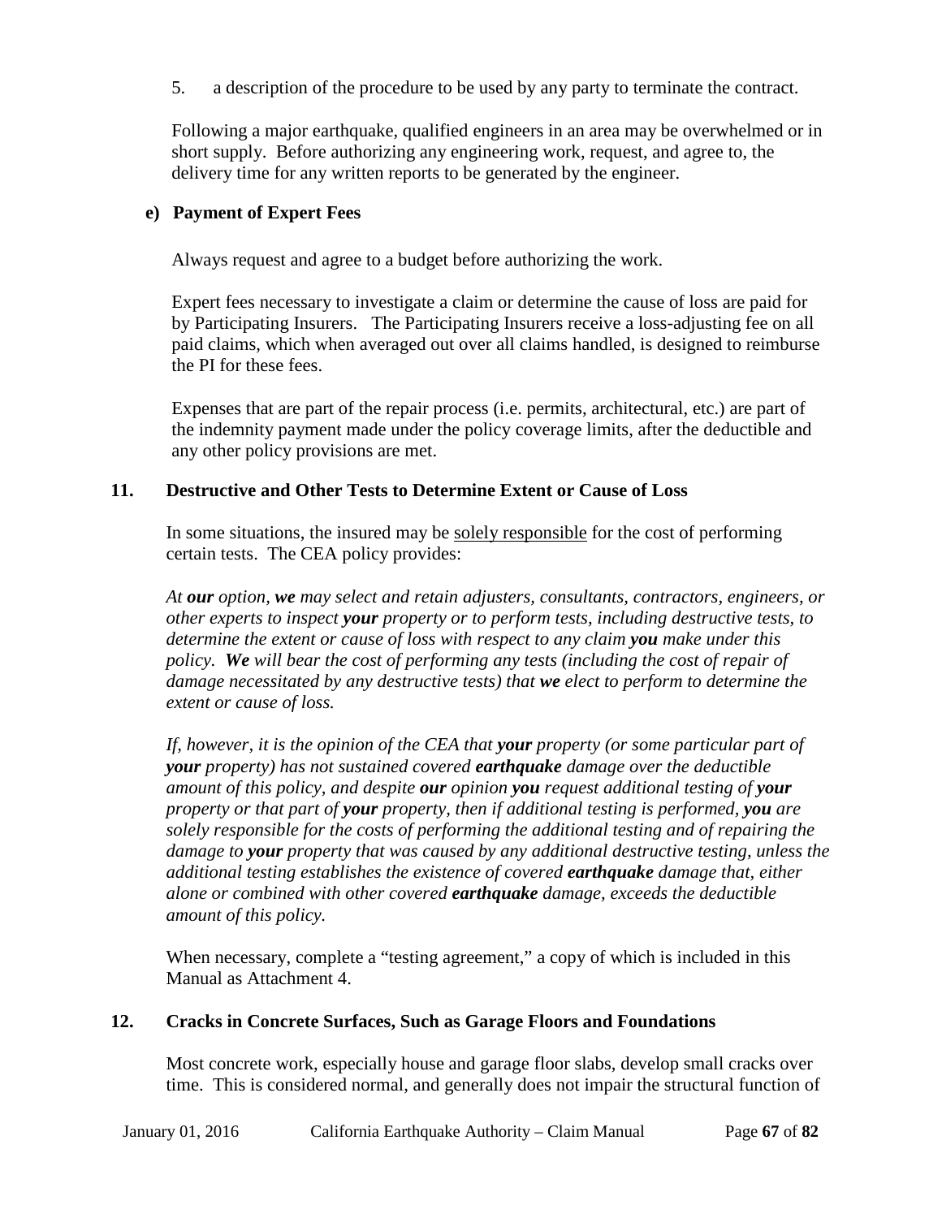5. a description of the procedure to be used by any party to terminate the contract.

Following a major earthquake, qualified engineers in an area may be overwhelmed or in short supply. Before authorizing any engineering work, request, and agree to, the delivery time for any written reports to be generated by the engineer.

### e) Payment of Expert Fees

Always request and agree to a budget before authorizing the work.

Expert fees necessary to investigate a claim or determine the cause of loss are paid for by Participating Insurers. The Participating Insurers receive a loss-adjusting fee on all paid claims, which when averaged out over all claims handled, is designed to reimburse the PI for these fees.

Expenses that are part of the repair process (i.e. permits, architectural, etc.) are part of the indemnity payment made under the policy coverage limits, after the deductible and any other policy provisions are met.

## 11. Destructive and Other Tests to Determine Extent or Cause of Loss

In some situations, the insured may be solely responsible for the cost of performing certain tests. The CEA policy provides:

*At **our** option, **we** may select and retain adjusters, consultants, contractors, engineers, or other experts to inspect **your** property or to perform tests, including destructive tests, to determine the extent or cause of loss with respect to any claim **you** make under this policy. **We** will bear the cost of performing any tests (including the cost of repair of damage necessitated by any destructive tests) that **we** elect to perform to determine the extent or cause of loss.*

*If, however, it is the opinion of the CEA that **your** property (or some particular part of **your** property) has not sustained covered **earthquake** damage over the deductible amount of this policy, and despite **our** opinion **you** request additional testing of **your** property or that part of **your** property, then if additional testing is performed, **you** are solely responsible for the costs of performing the additional testing and of repairing the damage to **your** property that was caused by any additional destructive testing, unless the additional testing establishes the existence of covered **earthquake** damage that, either alone or combined with other covered **earthquake** damage, exceeds the deductible amount of this policy.*

When necessary, complete a "testing agreement," a copy of which is included in this Manual as Attachment 4.

## 12. Cracks in Concrete Surfaces, Such as Garage Floors and Foundations

Most concrete work, especially house and garage floor slabs, develop small cracks over time. This is considered normal, and generally does not impair the structural function of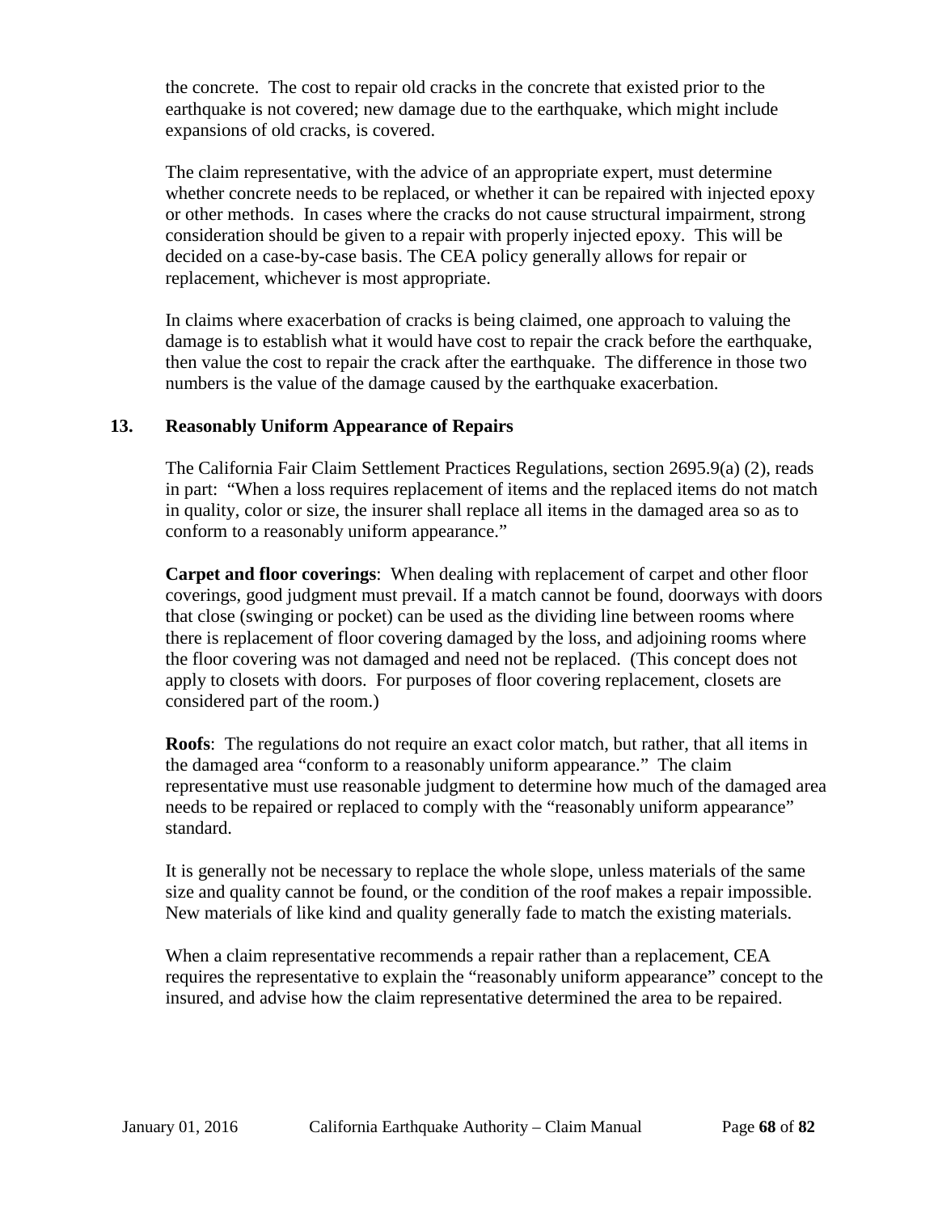the concrete. The cost to repair old cracks in the concrete that existed prior to the earthquake is not covered; new damage due to the earthquake, which might include expansions of old cracks, is covered.

The claim representative, with the advice of an appropriate expert, must determine whether concrete needs to be replaced, or whether it can be repaired with injected epoxy or other methods. In cases where the cracks do not cause structural impairment, strong consideration should be given to a repair with properly injected epoxy. This will be decided on a case-by-case basis. The CEA policy generally allows for repair or replacement, whichever is most appropriate.

In claims where exacerbation of cracks is being claimed, one approach to valuing the damage is to establish what it would have cost to repair the crack before the earthquake, then value the cost to repair the crack after the earthquake. The difference in those two numbers is the value of the damage caused by the earthquake exacerbation.

## 13. Reasonably Uniform Appearance of Repairs

The California Fair Claim Settlement Practices Regulations, section 2695.9(a) (2), reads in part: "When a loss requires replacement of items and the replaced items do not match in quality, color or size, the insurer shall replace all items in the damaged area so as to conform to a reasonably uniform appearance."

**Carpet and floor coverings**: When dealing with replacement of carpet and other floor coverings, good judgment must prevail. If a match cannot be found, doorways with doors that close (swinging or pocket) can be used as the dividing line between rooms where there is replacement of floor covering damaged by the loss, and adjoining rooms where the floor covering was not damaged and need not be replaced. (This concept does not apply to closets with doors. For purposes of floor covering replacement, closets are considered part of the room.)

**Roofs**: The regulations do not require an exact color match, but rather, that all items in the damaged area "conform to a reasonably uniform appearance." The claim representative must use reasonable judgment to determine how much of the damaged area needs to be repaired or replaced to comply with the "reasonably uniform appearance" standard.

It is generally not be necessary to replace the whole slope, unless materials of the same size and quality cannot be found, or the condition of the roof makes a repair impossible. New materials of like kind and quality generally fade to match the existing materials.

When a claim representative recommends a repair rather than a replacement, CEA requires the representative to explain the "reasonably uniform appearance" concept to the insured, and advise how the claim representative determined the area to be repaired.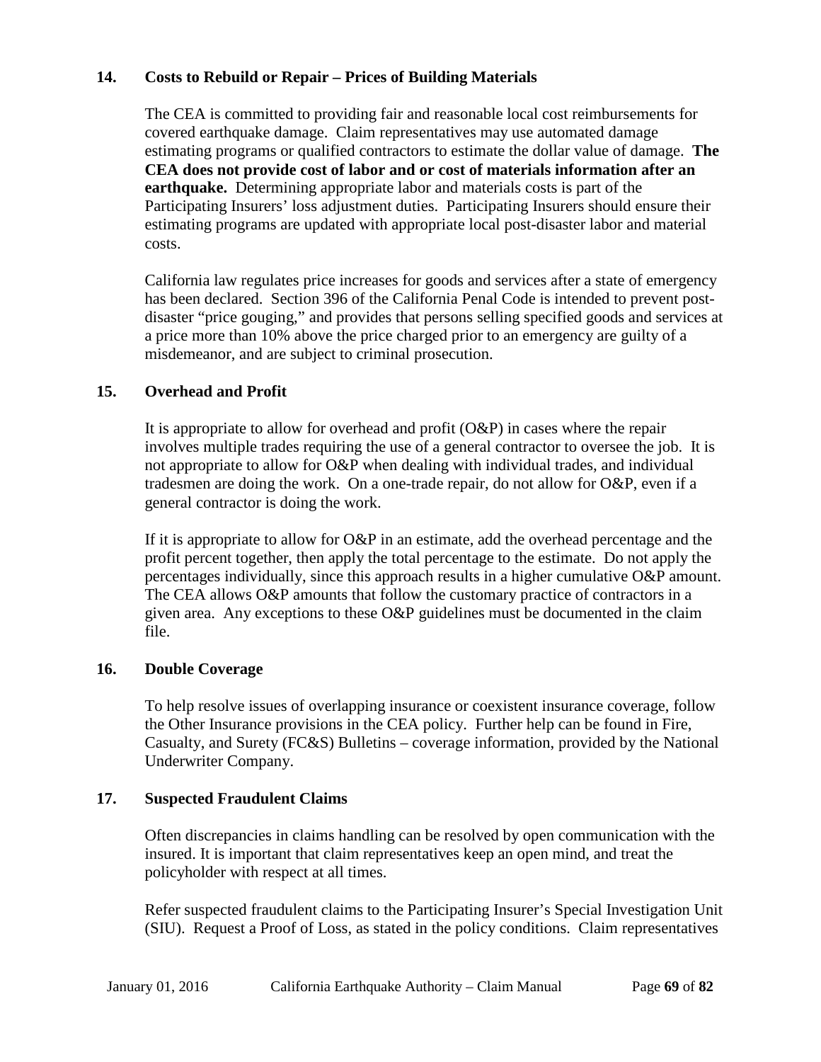## 14. Costs to Rebuild or Repair – Prices of Building Materials

The CEA is committed to providing fair and reasonable local cost reimbursements for covered earthquake damage. Claim representatives may use automated damage estimating programs or qualified contractors to estimate the dollar value of damage. **The CEA does not provide cost of labor and or cost of materials information after an earthquake.** Determining appropriate labor and materials costs is part of the Participating Insurers' loss adjustment duties. Participating Insurers should ensure their estimating programs are updated with appropriate local post-disaster labor and material costs.

California law regulates price increases for goods and services after a state of emergency has been declared. Section 396 of the California Penal Code is intended to prevent post-disaster "price gouging," and provides that persons selling specified goods and services at a price more than 10% above the price charged prior to an emergency are guilty of a misdemeanor, and are subject to criminal prosecution.

## 15. Overhead and Profit

It is appropriate to allow for overhead and profit (O&P) in cases where the repair involves multiple trades requiring the use of a general contractor to oversee the job. It is not appropriate to allow for O&P when dealing with individual trades, and individual tradesmen are doing the work. On a one-trade repair, do not allow for O&P, even if a general contractor is doing the work.

If it is appropriate to allow for O&P in an estimate, add the overhead percentage and the profit percent together, then apply the total percentage to the estimate. Do not apply the percentages individually, since this approach results in a higher cumulative O&P amount. The CEA allows O&P amounts that follow the customary practice of contractors in a given area. Any exceptions to these O&P guidelines must be documented in the claim file.

## 16. Double Coverage

To help resolve issues of overlapping insurance or coexistent insurance coverage, follow the Other Insurance provisions in the CEA policy. Further help can be found in Fire, Casualty, and Surety (FC&S) Bulletins – coverage information, provided by the National Underwriter Company.

## 17. Suspected Fraudulent Claims

Often discrepancies in claims handling can be resolved by open communication with the insured. It is important that claim representatives keep an open mind, and treat the policyholder with respect at all times.

Refer suspected fraudulent claims to the Participating Insurer's Special Investigation Unit (SIU). Request a Proof of Loss, as stated in the policy conditions. Claim representatives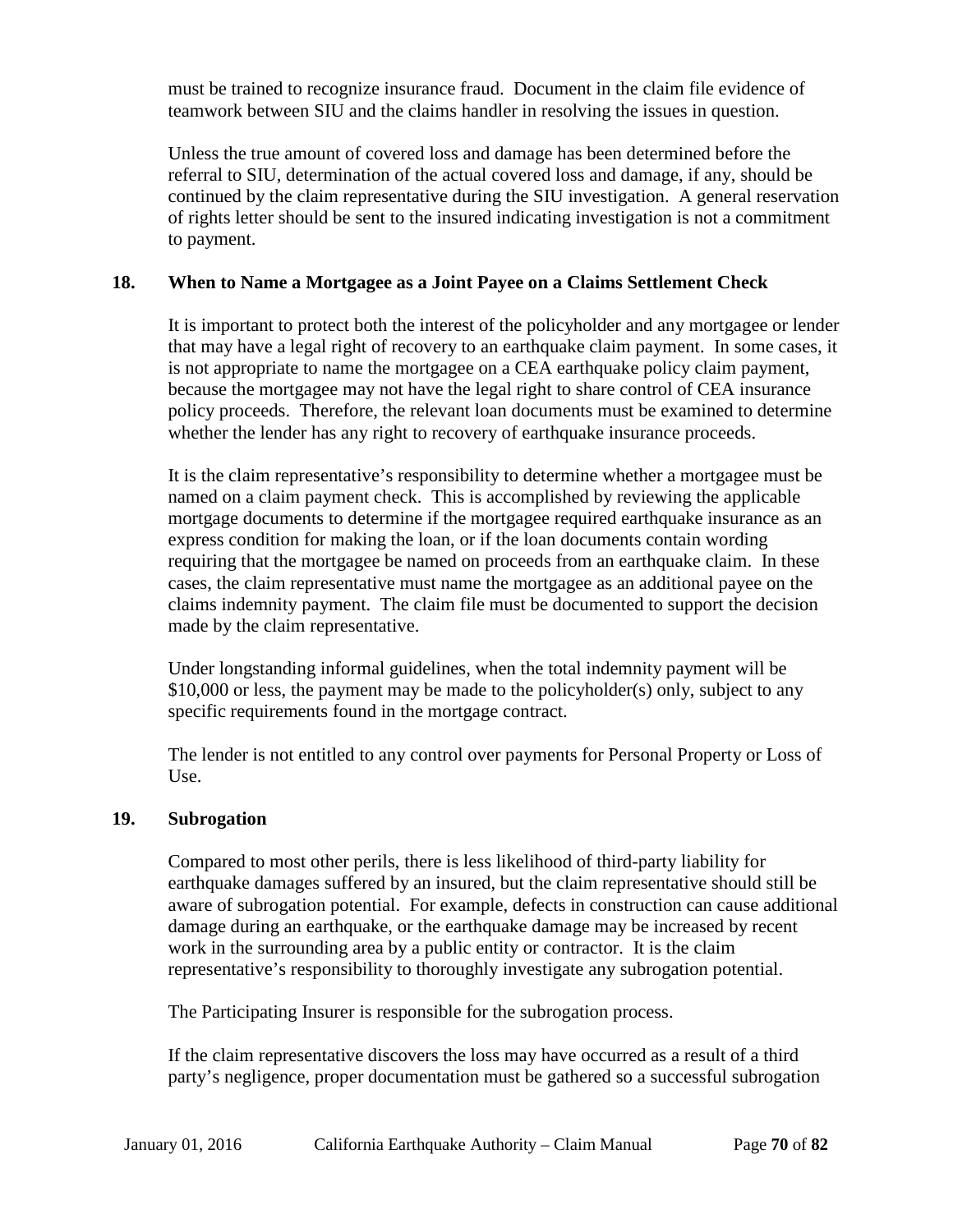must be trained to recognize insurance fraud. Document in the claim file evidence of teamwork between SIU and the claims handler in resolving the issues in question.

Unless the true amount of covered loss and damage has been determined before the referral to SIU, determination of the actual covered loss and damage, if any, should be continued by the claim representative during the SIU investigation. A general reservation of rights letter should be sent to the insured indicating investigation is not a commitment to payment.

### 18. When to Name a Mortgagee as a Joint Payee on a Claims Settlement Check

It is important to protect both the interest of the policyholder and any mortgagee or lender that may have a legal right of recovery to an earthquake claim payment. In some cases, it is not appropriate to name the mortgagee on a CEA earthquake policy claim payment, because the mortgagee may not have the legal right to share control of CEA insurance policy proceeds. Therefore, the relevant loan documents must be examined to determine whether the lender has any right to recovery of earthquake insurance proceeds.

It is the claim representative's responsibility to determine whether a mortgagee must be named on a claim payment check. This is accomplished by reviewing the applicable mortgage documents to determine if the mortgagee required earthquake insurance as an express condition for making the loan, or if the loan documents contain wording requiring that the mortgagee be named on proceeds from an earthquake claim. In these cases, the claim representative must name the mortgagee as an additional payee on the claims indemnity payment. The claim file must be documented to support the decision made by the claim representative.

Under longstanding informal guidelines, when the total indemnity payment will be $10,000 or less, the payment may be made to the policyholder(s) only, subject to any specific requirements found in the mortgage contract.

The lender is not entitled to any control over payments for Personal Property or Loss of Use.

### 19. Subrogation

Compared to most other perils, there is less likelihood of third-party liability for earthquake damages suffered by an insured, but the claim representative should still be aware of subrogation potential. For example, defects in construction can cause additional damage during an earthquake, or the earthquake damage may be increased by recent work in the surrounding area by a public entity or contractor. It is the claim representative's responsibility to thoroughly investigate any subrogation potential.

The Participating Insurer is responsible for the subrogation process.

If the claim representative discovers the loss may have occurred as a result of a third party's negligence, proper documentation must be gathered so a successful subrogation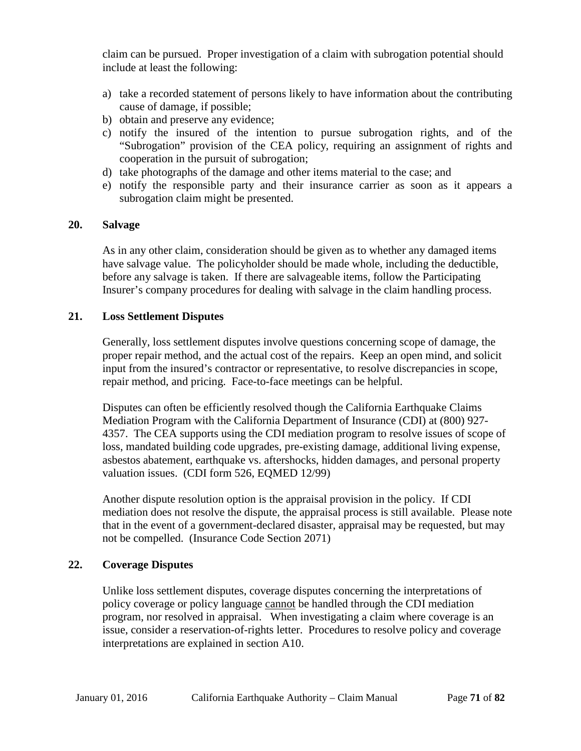claim can be pursued. Proper investigation of a claim with subrogation potential should include at least the following:

a) take a recorded statement of persons likely to have information about the contributing cause of damage, if possible;
b) obtain and preserve any evidence;
c) notify the insured of the intention to pursue subrogation rights, and of the "Subrogation" provision of the CEA policy, requiring an assignment of rights and cooperation in the pursuit of subrogation;
d) take photographs of the damage and other items material to the case; and
e) notify the responsible party and their insurance carrier as soon as it appears a subrogation claim might be presented.

## 20. Salvage

As in any other claim, consideration should be given as to whether any damaged items have salvage value. The policyholder should be made whole, including the deductible, before any salvage is taken. If there are salvageable items, follow the Participating Insurer's company procedures for dealing with salvage in the claim handling process.

## 21. Loss Settlement Disputes

Generally, loss settlement disputes involve questions concerning scope of damage, the proper repair method, and the actual cost of the repairs. Keep an open mind, and solicit input from the insured's contractor or representative, to resolve discrepancies in scope, repair method, and pricing. Face-to-face meetings can be helpful.

Disputes can often be efficiently resolved though the California Earthquake Claims Mediation Program with the California Department of Insurance (CDI) at (800) 927-4357. The CEA supports using the CDI mediation program to resolve issues of scope of loss, mandated building code upgrades, pre-existing damage, additional living expense, asbestos abatement, earthquake vs. aftershocks, hidden damages, and personal property valuation issues. (CDI form 526, EQMED 12/99)

Another dispute resolution option is the appraisal provision in the policy. If CDI mediation does not resolve the dispute, the appraisal process is still available. Please note that in the event of a government-declared disaster, appraisal may be requested, but may not be compelled. (Insurance Code Section 2071)

## 22. Coverage Disputes

Unlike loss settlement disputes, coverage disputes concerning the interpretations of policy coverage or policy language <u>cannot</u> be handled through the CDI mediation program, nor resolved in appraisal. When investigating a claim where coverage is an issue, consider a reservation-of-rights letter. Procedures to resolve policy and coverage interpretations are explained in section A10.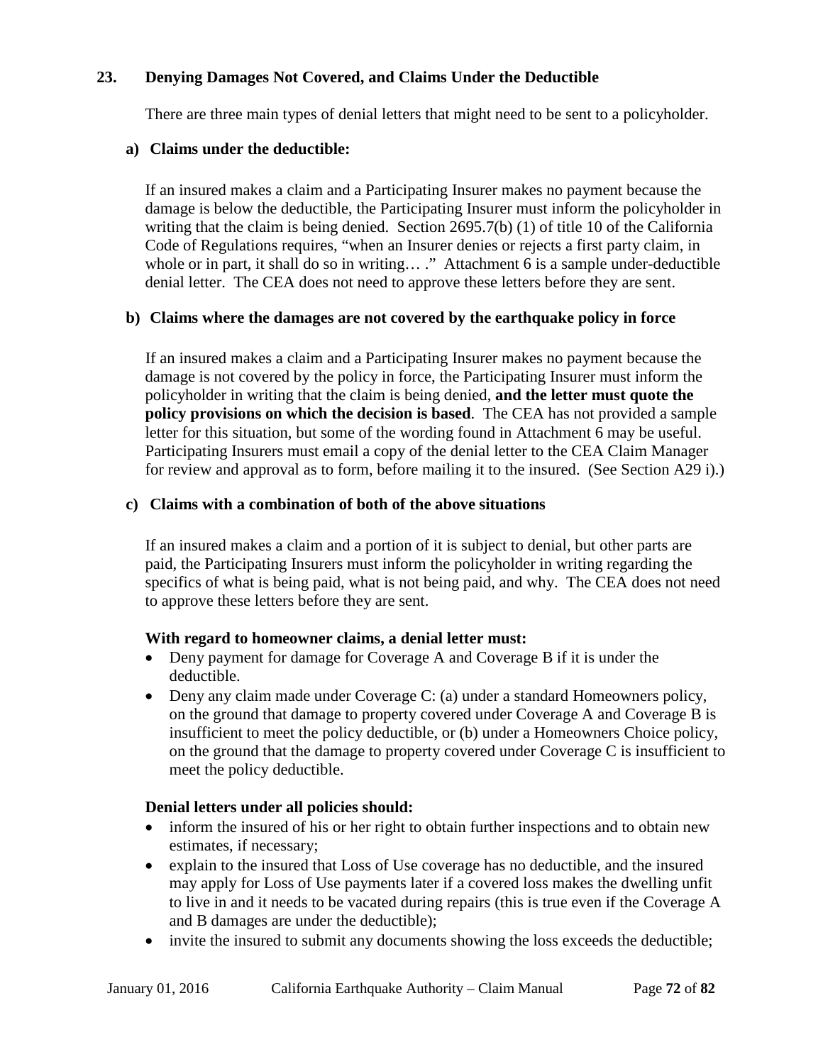## 23. Denying Damages Not Covered, and Claims Under the Deductible

There are three main types of denial letters that might need to be sent to a policyholder.

### a) Claims under the deductible:

If an insured makes a claim and a Participating Insurer makes no payment because the damage is below the deductible, the Participating Insurer must inform the policyholder in writing that the claim is being denied. Section 2695.7(b) (1) of title 10 of the California Code of Regulations requires, "when an Insurer denies or rejects a first party claim, in whole or in part, it shall do so in writing… ." Attachment 6 is a sample under-deductible denial letter. The CEA does not need to approve these letters before they are sent.

### b) Claims where the damages are not covered by the earthquake policy in force

If an insured makes a claim and a Participating Insurer makes no payment because the damage is not covered by the policy in force, the Participating Insurer must inform the policyholder in writing that the claim is being denied, **and the letter must quote the policy provisions on which the decision is based**. The CEA has not provided a sample letter for this situation, but some of the wording found in Attachment 6 may be useful. Participating Insurers must email a copy of the denial letter to the CEA Claim Manager for review and approval as to form, before mailing it to the insured. (See Section A29 i).)

### c) Claims with a combination of both of the above situations

If an insured makes a claim and a portion of it is subject to denial, but other parts are paid, the Participating Insurers must inform the policyholder in writing regarding the specifics of what is being paid, what is not being paid, and why. The CEA does not need to approve these letters before they are sent.

**With regard to homeowner claims, a denial letter must:**

- Deny payment for damage for Coverage A and Coverage B if it is under the deductible.
- Deny any claim made under Coverage C: (a) under a standard Homeowners policy, on the ground that damage to property covered under Coverage A and Coverage B is insufficient to meet the policy deductible, or (b) under a Homeowners Choice policy, on the ground that the damage to property covered under Coverage C is insufficient to meet the policy deductible.

**Denial letters under all policies should:**

- inform the insured of his or her right to obtain further inspections and to obtain new estimates, if necessary;
- explain to the insured that Loss of Use coverage has no deductible, and the insured may apply for Loss of Use payments later if a covered loss makes the dwelling unfit to live in and it needs to be vacated during repairs (this is true even if the Coverage A and B damages are under the deductible);
- invite the insured to submit any documents showing the loss exceeds the deductible;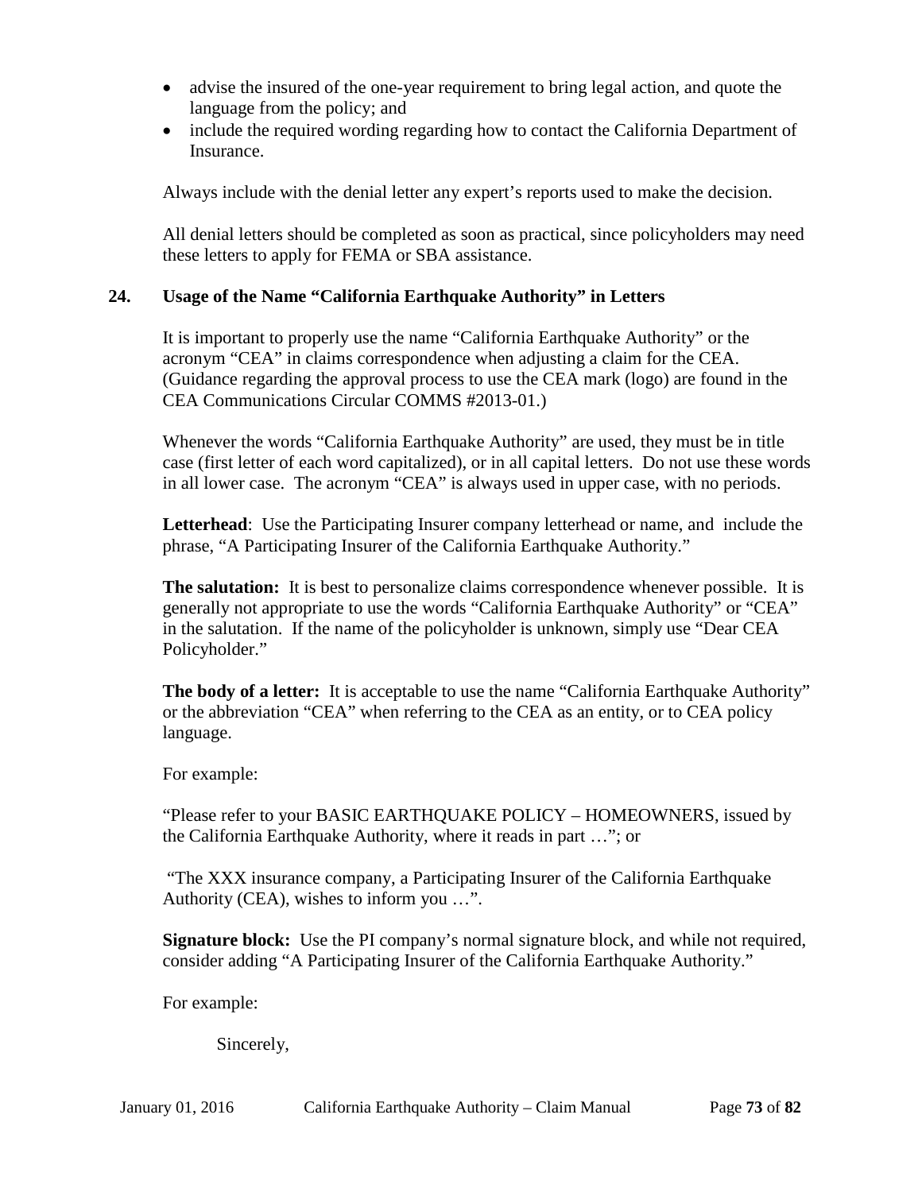- advise the insured of the one-year requirement to bring legal action, and quote the language from the policy; and
- include the required wording regarding how to contact the California Department of Insurance.

Always include with the denial letter any expert's reports used to make the decision.

All denial letters should be completed as soon as practical, since policyholders may need these letters to apply for FEMA or SBA assistance.

## 24. Usage of the Name "California Earthquake Authority" in Letters

It is important to properly use the name "California Earthquake Authority" or the acronym "CEA" in claims correspondence when adjusting a claim for the CEA. (Guidance regarding the approval process to use the CEA mark (logo) are found in the CEA Communications Circular COMMS #2013-01.)

Whenever the words "California Earthquake Authority" are used, they must be in title case (first letter of each word capitalized), or in all capital letters. Do not use these words in all lower case. The acronym "CEA" is always used in upper case, with no periods.

**Letterhead**: Use the Participating Insurer company letterhead or name, and include the phrase, "A Participating Insurer of the California Earthquake Authority."

**The salutation:** It is best to personalize claims correspondence whenever possible. It is generally not appropriate to use the words "California Earthquake Authority" or "CEA" in the salutation. If the name of the policyholder is unknown, simply use "Dear CEA Policyholder."

**The body of a letter:** It is acceptable to use the name "California Earthquake Authority" or the abbreviation "CEA" when referring to the CEA as an entity, or to CEA policy language.

For example:

"Please refer to your BASIC EARTHQUAKE POLICY – HOMEOWNERS, issued by the California Earthquake Authority, where it reads in part …"; or

"The XXX insurance company, a Participating Insurer of the California Earthquake Authority (CEA), wishes to inform you …".

**Signature block:** Use the PI company's normal signature block, and while not required, consider adding "A Participating Insurer of the California Earthquake Authority."

For example:

Sincerely,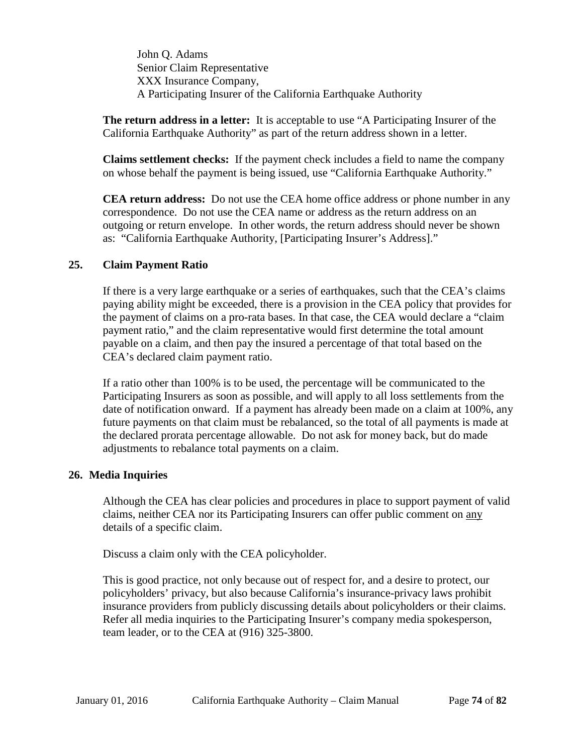John Q. Adams
Senior Claim Representative
XXX Insurance Company,
A Participating Insurer of the California Earthquake Authority

**The return address in a letter:** It is acceptable to use "A Participating Insurer of the California Earthquake Authority" as part of the return address shown in a letter.

**Claims settlement checks:** If the payment check includes a field to name the company on whose behalf the payment is being issued, use "California Earthquake Authority."

**CEA return address:** Do not use the CEA home office address or phone number in any correspondence. Do not use the CEA name or address as the return address on an outgoing or return envelope. In other words, the return address should never be shown as: "California Earthquake Authority, [Participating Insurer's Address]."

## 25. Claim Payment Ratio

If there is a very large earthquake or a series of earthquakes, such that the CEA's claims paying ability might be exceeded, there is a provision in the CEA policy that provides for the payment of claims on a pro-rata bases. In that case, the CEA would declare a "claim payment ratio," and the claim representative would first determine the total amount payable on a claim, and then pay the insured a percentage of that total based on the CEA's declared claim payment ratio.

If a ratio other than 100% is to be used, the percentage will be communicated to the Participating Insurers as soon as possible, and will apply to all loss settlements from the date of notification onward. If a payment has already been made on a claim at 100%, any future payments on that claim must be rebalanced, so the total of all payments is made at the declared prorata percentage allowable. Do not ask for money back, but do made adjustments to rebalance total payments on a claim.

## 26. Media Inquiries

Although the CEA has clear policies and procedures in place to support payment of valid claims, neither CEA nor its Participating Insurers can offer public comment on <u>any</u> details of a specific claim.

Discuss a claim only with the CEA policyholder.

This is good practice, not only because out of respect for, and a desire to protect, our policyholders' privacy, but also because California's insurance-privacy laws prohibit insurance providers from publicly discussing details about policyholders or their claims. Refer all media inquiries to the Participating Insurer's company media spokesperson, team leader, or to the CEA at (916) 325-3800.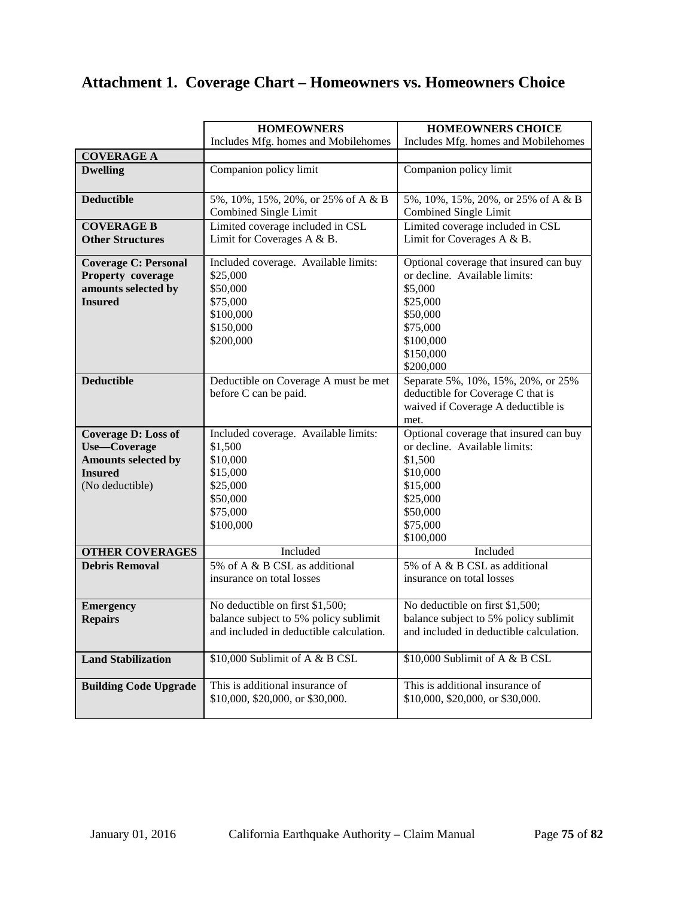# Attachment 1. Coverage Chart – Homeowners vs. Homeowners Choice

| | **HOMEOWNERS** Includes Mfg. homes and Mobilehomes | **HOMEOWNERS CHOICE** Includes Mfg. homes and Mobilehomes |
|---|---|---|
| **COVERAGE A** | | |
| **Dwelling** | Companion policy limit | Companion policy limit |
| **Deductible** | 5%, 10%, 15%, 20%, or 25% of A & B Combined Single Limit | 5%, 10%, 15%, 20%, or 25% of A & B Combined Single Limit |
| **COVERAGE B Other Structures** | Limited coverage included in CSL Limit for Coverages A & B. | Limited coverage included in CSL Limit for Coverages A & B. |
| **Coverage C: Personal Property coverage amounts selected by Insured** | Included coverage. Available limits:<br>\$25,000<br>\$50,000<br>\$75,000<br>\$100,000<br>\$150,000<br>\$200,000 | Optional coverage that insured can buy or decline. Available limits:<br>\$5,000<br>\$25,000<br>\$50,000<br>\$75,000<br>\$100,000<br>\$150,000<br>\$200,000 |
| **Deductible** | Deductible on Coverage A must be met before C can be paid. | Separate 5%, 10%, 15%, 20%, or 25% deductible for Coverage C that is waived if Coverage A deductible is met. |
| **Coverage D: Loss of Use—Coverage Amounts selected by Insured** (No deductible) | Included coverage. Available limits:<br>\$1,500<br>\$10,000<br>\$15,000<br>\$25,000<br>\$50,000<br>\$75,000<br>\$100,000 | Optional coverage that insured can buy or decline. Available limits:<br>\$1,500<br>\$10,000<br>\$15,000<br>\$25,000<br>\$50,000<br>\$75,000<br>\$100,000 |
| **OTHER COVERAGES** | Included | Included |
| **Debris Removal** | 5% of A & B CSL as additional insurance on total losses | 5% of A & B CSL as additional insurance on total losses |
| **Emergency Repairs** | No deductible on first \$1,500; balance subject to 5% policy sublimit and included in deductible calculation. | No deductible on first \$1,500; balance subject to 5% policy sublimit and included in deductible calculation. |
| **Land Stabilization** | \$10,000 Sublimit of A & B CSL | \$10,000 Sublimit of A & B CSL |
| **Building Code Upgrade** | This is additional insurance of \$10,000, \$20,000, or \$30,000. | This is additional insurance of \$10,000, \$20,000, or \$30,000. |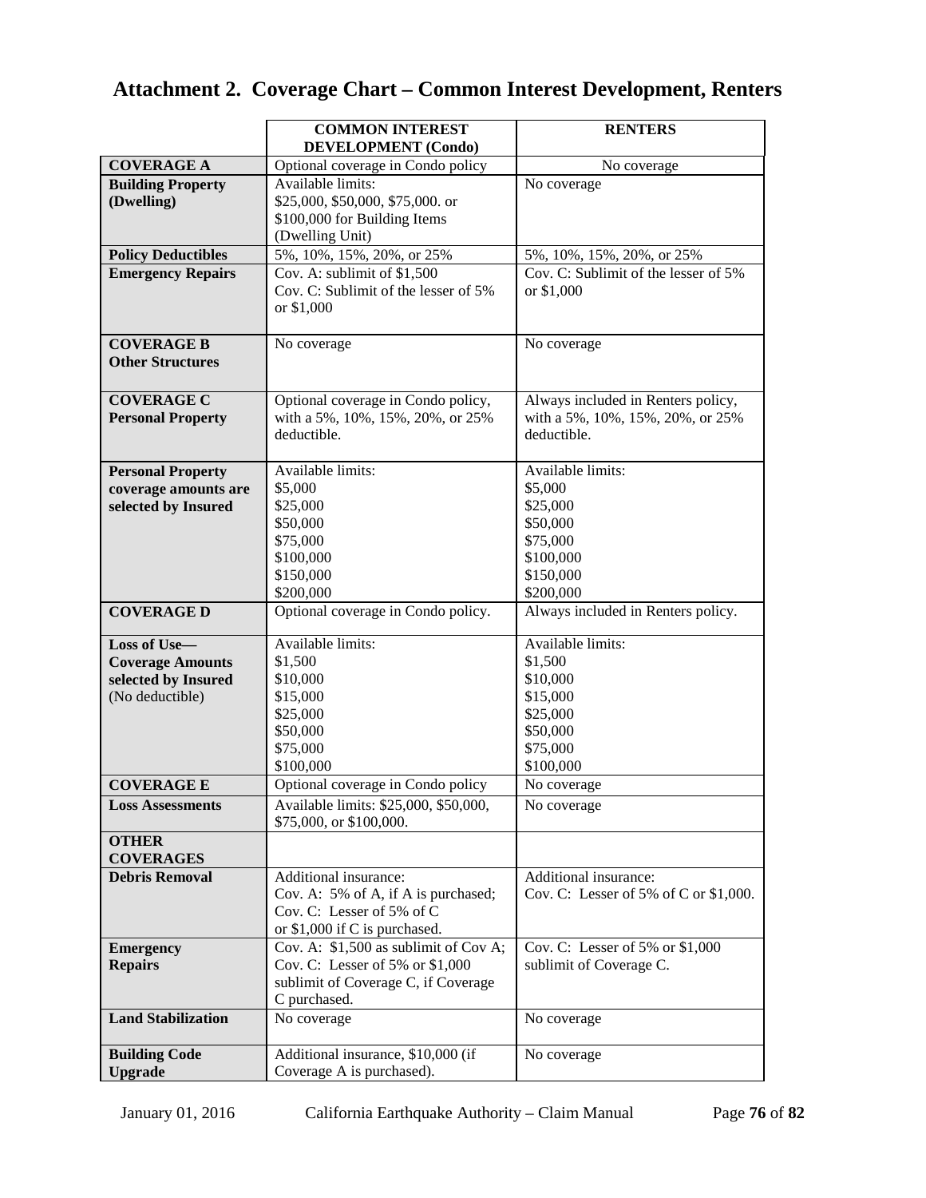# Attachment 2. Coverage Chart – Common Interest Development, Renters

| | COMMON INTEREST DEVELOPMENT (Condo) | RENTERS |
|---|---|---|
| **COVERAGE A** | Optional coverage in Condo policy | No coverage |
| **Building Property (Dwelling)** | Available limits: $25,000, $50,000, $75,000. or $100,000 for Building Items (Dwelling Unit) | No coverage |
| **Policy Deductibles** | 5%, 10%, 15%, 20%, or 25% | 5%, 10%, 15%, 20%, or 25% |
| **Emergency Repairs** | Cov. A: sublimit of $1,500<br>Cov. C: Sublimit of the lesser of 5% or $1,000 | Cov. C: Sublimit of the lesser of 5% or $1,000 |
| **COVERAGE B Other Structures** | No coverage | No coverage |
| **COVERAGE C Personal Property** | Optional coverage in Condo policy, with a 5%, 10%, 15%, 20%, or 25% deductible. | Always included in Renters policy, with a 5%, 10%, 15%, 20%, or 25% deductible. |
| **Personal Property coverage amounts are selected by Insured** | Available limits:<br>$5,000<br>$25,000<br>$50,000<br>$75,000<br>$100,000<br>$150,000<br>$200,000 | Available limits:<br>$5,000<br>$25,000<br>$50,000<br>$75,000<br>$100,000<br>$150,000<br>$200,000 |
| **COVERAGE D** | Optional coverage in Condo policy. | Always included in Renters policy. |
| **Loss of Use— Coverage Amounts selected by Insured** (No deductible) | Available limits:<br>$1,500<br>$10,000<br>$15,000<br>$25,000<br>$50,000<br>$75,000<br>$100,000 | Available limits:<br>$1,500<br>$10,000<br>$15,000<br>$25,000<br>$50,000<br>$75,000<br>$100,000 |
| **COVERAGE E** | Optional coverage in Condo policy | No coverage |
| **Loss Assessments** | Available limits: $25,000, $50,000, $75,000, or $100,000. | No coverage |
| **OTHER COVERAGES** | | |
| **Debris Removal** | Additional insurance:<br>Cov. A: 5% of A, if A is purchased;<br>Cov. C: Lesser of 5% of C or $1,000 if C is purchased. | Additional insurance:<br>Cov. C: Lesser of 5% of C or $1,000. |
| **Emergency Repairs** | Cov. A: $1,500 as sublimit of Cov A;<br>Cov. C: Lesser of 5% or $1,000 sublimit of Coverage C, if Coverage C purchased. | Cov. C: Lesser of 5% or $1,000 sublimit of Coverage C. |
| **Land Stabilization** | No coverage | No coverage |
| **Building Code Upgrade** | Additional insurance, $10,000 (if Coverage A is purchased). | No coverage |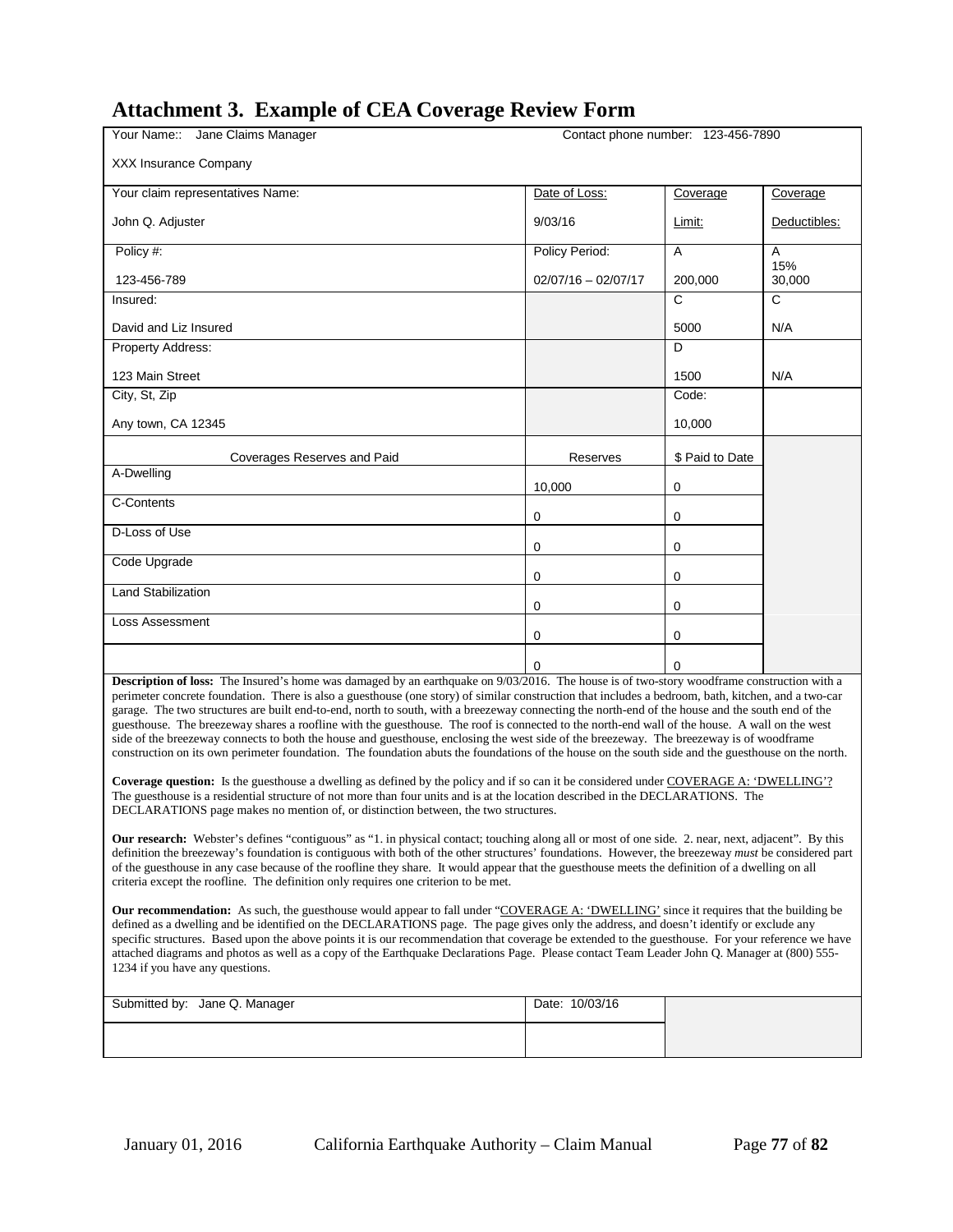# Attachment 3. Example of CEA Coverage Review Form

| Your Name:: Jane Claims Manager<br><br>XXX Insurance Company | Contact phone number: 123-456-7890 | | |
|---|---|---|---|
| Your claim representatives Name:<br><br>John Q. Adjuster | Date of Loss:<br><br>9/03/16 | Coverage<br><br>Limit: | Coverage<br><br>Deductibles: |
| Policy #:<br><br>123-456-789 | Policy Period:<br><br>02/07/16 – 02/07/17 | A<br><br>200,000 | A<br>15%<br>30,000 |
| Insured:<br><br>David and Liz Insured | | C<br><br>5000 | C<br><br>N/A |
| Property Address:<br><br>123 Main Street | | D<br><br>1500 | N/A |
| City, St, Zip<br><br>Any town, CA 12345 | | Code:<br><br>10,000 | |

| Coverages Reserves and Paid | Reserves | $ Paid to Date |
|---|---|---|
| A-Dwelling | 10,000 | 0 |
| C-Contents | 0 | 0 |
| D-Loss of Use | 0 | 0 |
| Code Upgrade | 0 | 0 |
| Land Stabilization | 0 | 0 |
| Loss Assessment | 0 | 0 |
| | 0 | 0 |

**Description of loss:** The Insured's home was damaged by an earthquake on 9/03/2016. The house is of two-story woodframe construction with a perimeter concrete foundation. There is also a guesthouse (one story) of similar construction that includes a bedroom, bath, kitchen, and a two-car garage. The two structures are built end-to-end, north to south, with a breezeway connecting the north-end of the house and the south end of the guesthouse. The breezeway shares a roofline with the guesthouse. The roof is connected to the north-end wall of the house. A wall on the west side of the breezeway connects to both the house and guesthouse, enclosing the west side of the breezeway. The breezeway is of woodframe construction on its own perimeter foundation. The foundation abuts the foundations of the house on the south side and the guesthouse on the north.

**Coverage question:** Is the guesthouse a dwelling as defined by the policy and if so can it be considered under COVERAGE A: 'DWELLING'? The guesthouse is a residential structure of not more than four units and is at the location described in the DECLARATIONS. The DECLARATIONS page makes no mention of, or distinction between, the two structures.

**Our research:** Webster's defines "contiguous" as "1. in physical contact; touching along all or most of one side. 2. near, next, adjacent". By this definition the breezeway's foundation is contiguous with both of the other structures' foundations. However, the breezeway *must* be considered part of the guesthouse in any case because of the roofline they share. It would appear that the guesthouse meets the definition of a dwelling on all criteria except the roofline. The definition only requires one criterion to be met.

**Our recommendation:** As such, the guesthouse would appear to fall under "COVERAGE A: 'DWELLING' since it requires that the building be defined as a dwelling and be identified on the DECLARATIONS page. The page gives only the address, and doesn't identify or exclude any specific structures. Based upon the above points it is our recommendation that coverage be extended to the guesthouse. For your reference we have attached diagrams and photos as well as a copy of the Earthquake Declarations Page. Please contact Team Leader John Q. Manager at (800) 555-1234 if you have any questions.

| Submitted by: Jane Q. Manager | Date: 10/03/16 | |
|---|---|---|
| | | |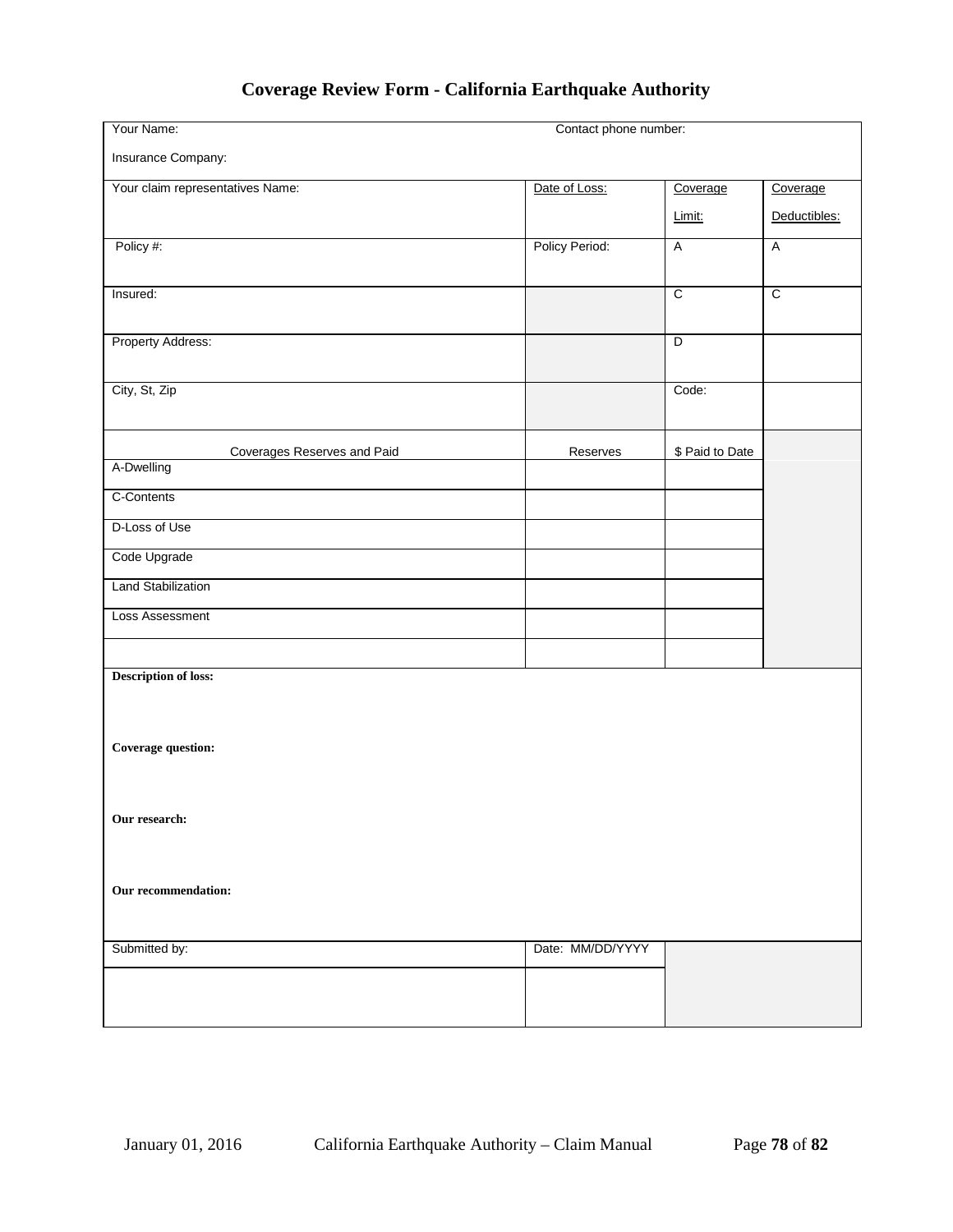# Coverage Review Form - California Earthquake Authority

| Your Name: | Contact phone number: | | |
|---|---|---|---|
| Insurance Company: | | | |
| Your claim representatives Name: | Date of Loss: | Coverage Limit: | Coverage Deductibles: |
| Policy #: | Policy Period: | A | A |
| Insured: | | C | C |
| Property Address: | | D | |
| City, St, Zip | | Code: | |

| Coverages Reserves and Paid | Reserves | $ Paid to Date |
|---|---|---|
| A-Dwelling | | |
| C-Contents | | |
| D-Loss of Use | | |
| Code Upgrade | | |
| Land Stabilization | | |
| Loss Assessment | | |
| | | |

**Description of loss:**

**Coverage question:**

**Our research:**

**Our recommendation:**

| Submitted by: | Date: MM/DD/YYYY |
|---|---|
| | |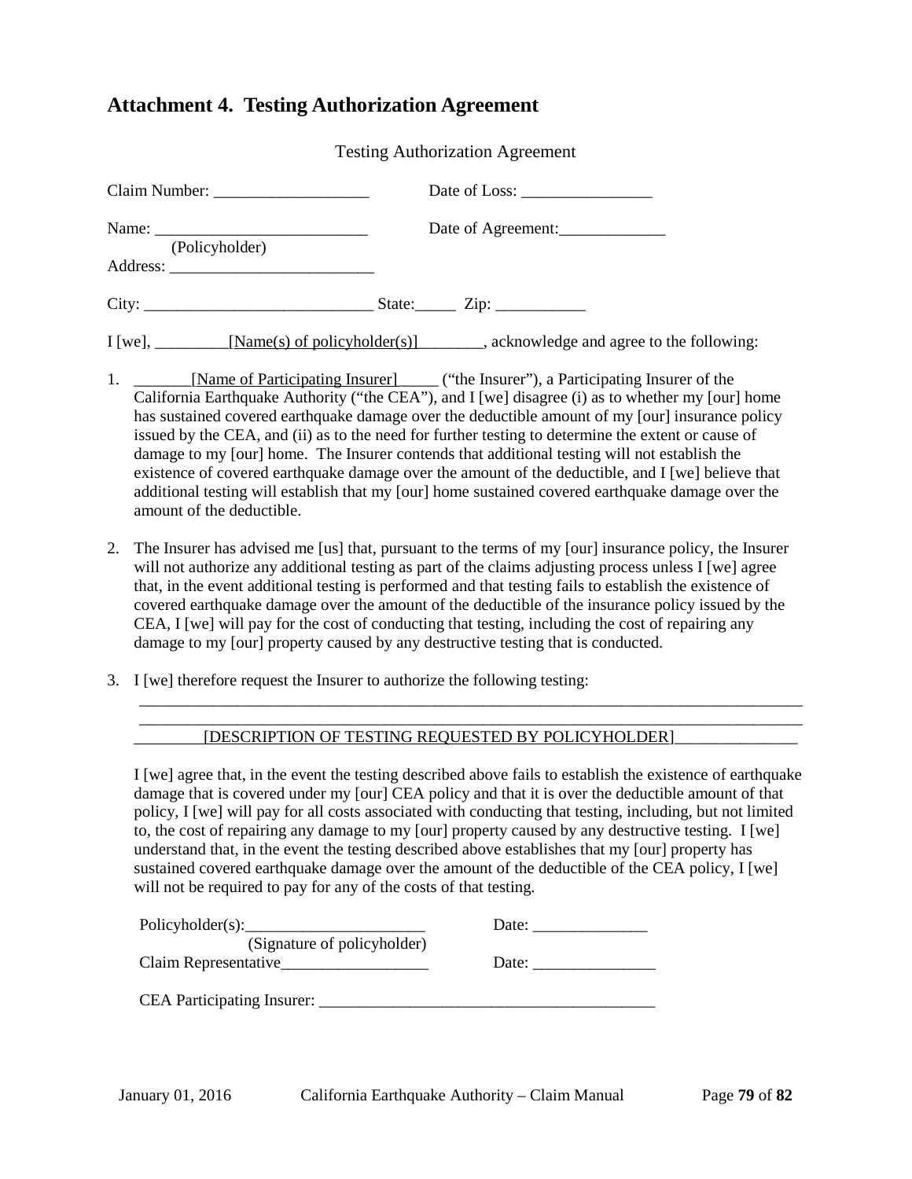## Attachment 4. Testing Authorization Agreement

Testing Authorization Agreement

Claim Number: ___________________ Date of Loss: ________________

Name: ___________________________ Date of Agreement:_____________
(Policyholder)

Address: _________________________

City: ____________________________ State:_____ Zip: ___________

I [we], _________[Name(s) of policyholder(s)]________, acknowledge and agree to the following:

1. _______[Name of Participating Insurer]_____ ("the Insurer"), a Participating Insurer of the California Earthquake Authority ("the CEA"), and I [we] disagree (i) as to whether my [our] home has sustained covered earthquake damage over the deductible amount of my [our] insurance policy issued by the CEA, and (ii) as to the need for further testing to determine the extent or cause of damage to my [our] home. The Insurer contends that additional testing will not establish the existence of covered earthquake damage over the amount of the deductible, and I [we] believe that additional testing will establish that my [our] home sustained covered earthquake damage over the amount of the deductible.

2. The Insurer has advised me [us] that, pursuant to the terms of my [our] insurance policy, the Insurer will not authorize any additional testing as part of the claims adjusting process unless I [we] agree that, in the event additional testing is performed and that testing fails to establish the existence of covered earthquake damage over the amount of the deductible of the insurance policy issued by the CEA, I [we] will pay for the cost of conducting that testing, including the cost of repairing any damage to my [our] property caused by any destructive testing that is conducted.

3. I [we] therefore request the Insurer to authorize the following testing:
_____________________________________________________________________________________
_____________________________________________________________________________________
________[DESCRIPTION OF TESTING REQUESTED BY POLICYHOLDER]_______________

   I [we] agree that, in the event the testing described above fails to establish the existence of earthquake damage that is covered under my [our] CEA policy and that it is over the deductible amount of that policy, I [we] will pay for all costs associated with conducting that testing, including, but not limited to, the cost of repairing any damage to my [our] property caused by any destructive testing. I [we] understand that, in the event the testing described above establishes that my [our] property has sustained covered earthquake damage over the amount of the deductible of the CEA policy, I [we] will not be required to pay for any of the costs of that testing.

Policyholder(s):______________________ Date: ______________
(Signature of policyholder)

Claim Representative__________________ Date: _______________

CEA Participating Insurer: __________________________________________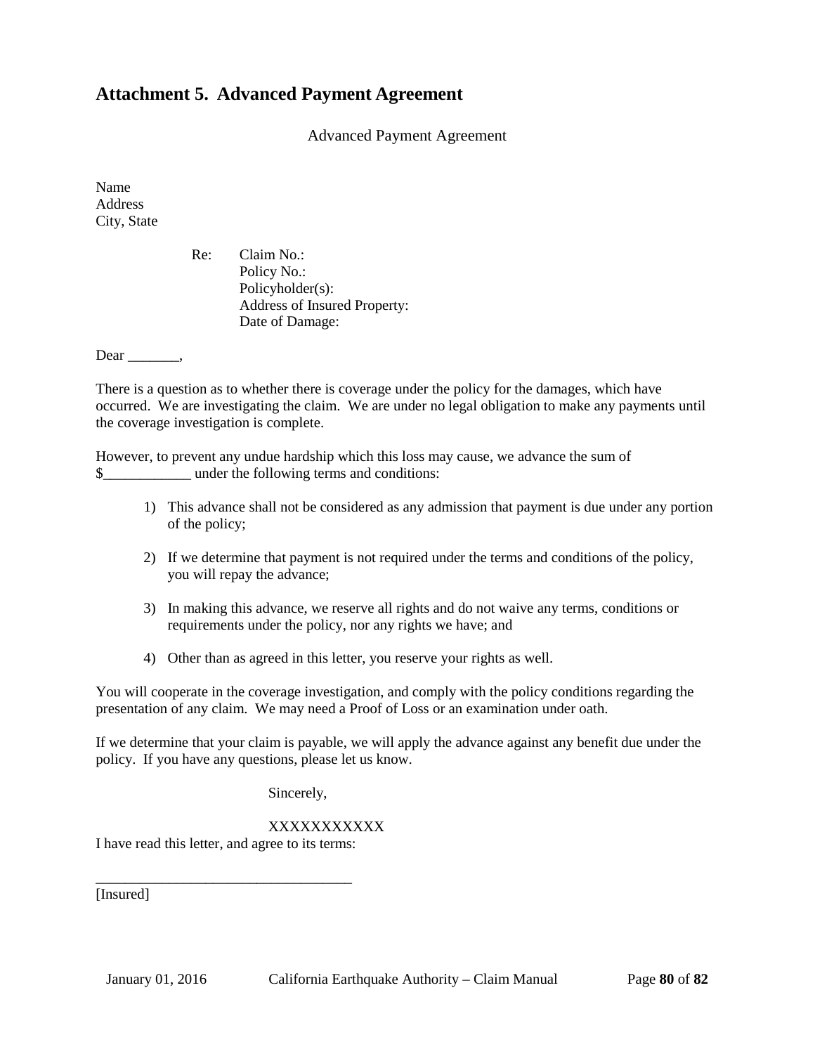## Attachment 5. Advanced Payment Agreement

Advanced Payment Agreement

Name
Address
City, State

Re: Claim No.:
Policy No.:
Policyholder(s):
Address of Insured Property:
Date of Damage:

Dear _______,

There is a question as to whether there is coverage under the policy for the damages, which have occurred. We are investigating the claim. We are under no legal obligation to make any payments until the coverage investigation is complete.

However, to prevent any undue hardship which this loss may cause, we advance the sum of $____________ under the following terms and conditions:

1) This advance shall not be considered as any admission that payment is due under any portion of the policy;

2) If we determine that payment is not required under the terms and conditions of the policy, you will repay the advance;

3) In making this advance, we reserve all rights and do not waive any terms, conditions or requirements under the policy, nor any rights we have; and

4) Other than as agreed in this letter, you reserve your rights as well.

You will cooperate in the coverage investigation, and comply with the policy conditions regarding the presentation of any claim. We may need a Proof of Loss or an examination under oath.

If we determine that your claim is payable, we will apply the advance against any benefit due under the policy. If you have any questions, please let us know.

Sincerely,

XXXXXXXXXXX

I have read this letter, and agree to its terms:

___________________________________
[Insured]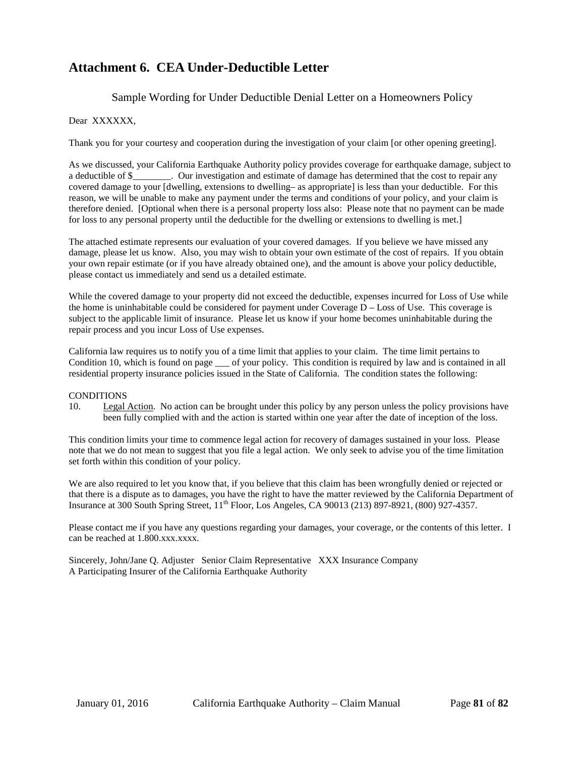## Attachment 6. CEA Under-Deductible Letter

Sample Wording for Under Deductible Denial Letter on a Homeowners Policy

Dear XXXXXX,

Thank you for your courtesy and cooperation during the investigation of your claim [or other opening greeting].

As we discussed, your California Earthquake Authority policy provides coverage for earthquake damage, subject to a deductible of $________. Our investigation and estimate of damage has determined that the cost to repair any covered damage to your [dwelling, extensions to dwelling– as appropriate] is less than your deductible. For this reason, we will be unable to make any payment under the terms and conditions of your policy, and your claim is therefore denied. [Optional when there is a personal property loss also: Please note that no payment can be made for loss to any personal property until the deductible for the dwelling or extensions to dwelling is met.]

The attached estimate represents our evaluation of your covered damages. If you believe we have missed any damage, please let us know. Also, you may wish to obtain your own estimate of the cost of repairs. If you obtain your own repair estimate (or if you have already obtained one), and the amount is above your policy deductible, please contact us immediately and send us a detailed estimate.

While the covered damage to your property did not exceed the deductible, expenses incurred for Loss of Use while the home is uninhabitable could be considered for payment under Coverage D – Loss of Use. This coverage is subject to the applicable limit of insurance. Please let us know if your home becomes uninhabitable during the repair process and you incur Loss of Use expenses.

California law requires us to notify you of a time limit that applies to your claim. The time limit pertains to Condition 10, which is found on page ___ of your policy. This condition is required by law and is contained in all residential property insurance policies issued in the State of California. The condition states the following:

CONDITIONS

10. Legal Action. No action can be brought under this policy by any person unless the policy provisions have been fully complied with and the action is started within one year after the date of inception of the loss.

This condition limits your time to commence legal action for recovery of damages sustained in your loss. Please note that we do not mean to suggest that you file a legal action. We only seek to advise you of the time limitation set forth within this condition of your policy.

We are also required to let you know that, if you believe that this claim has been wrongfully denied or rejected or that there is a dispute as to damages, you have the right to have the matter reviewed by the California Department of Insurance at 300 South Spring Street, 11th Floor, Los Angeles, CA 90013 (213) 897-8921, (800) 927-4357.

Please contact me if you have any questions regarding your damages, your coverage, or the contents of this letter. I can be reached at 1.800.xxx.xxxx.

Sincerely, John/Jane Q. Adjuster Senior Claim Representative XXX Insurance Company
A Participating Insurer of the California Earthquake Authority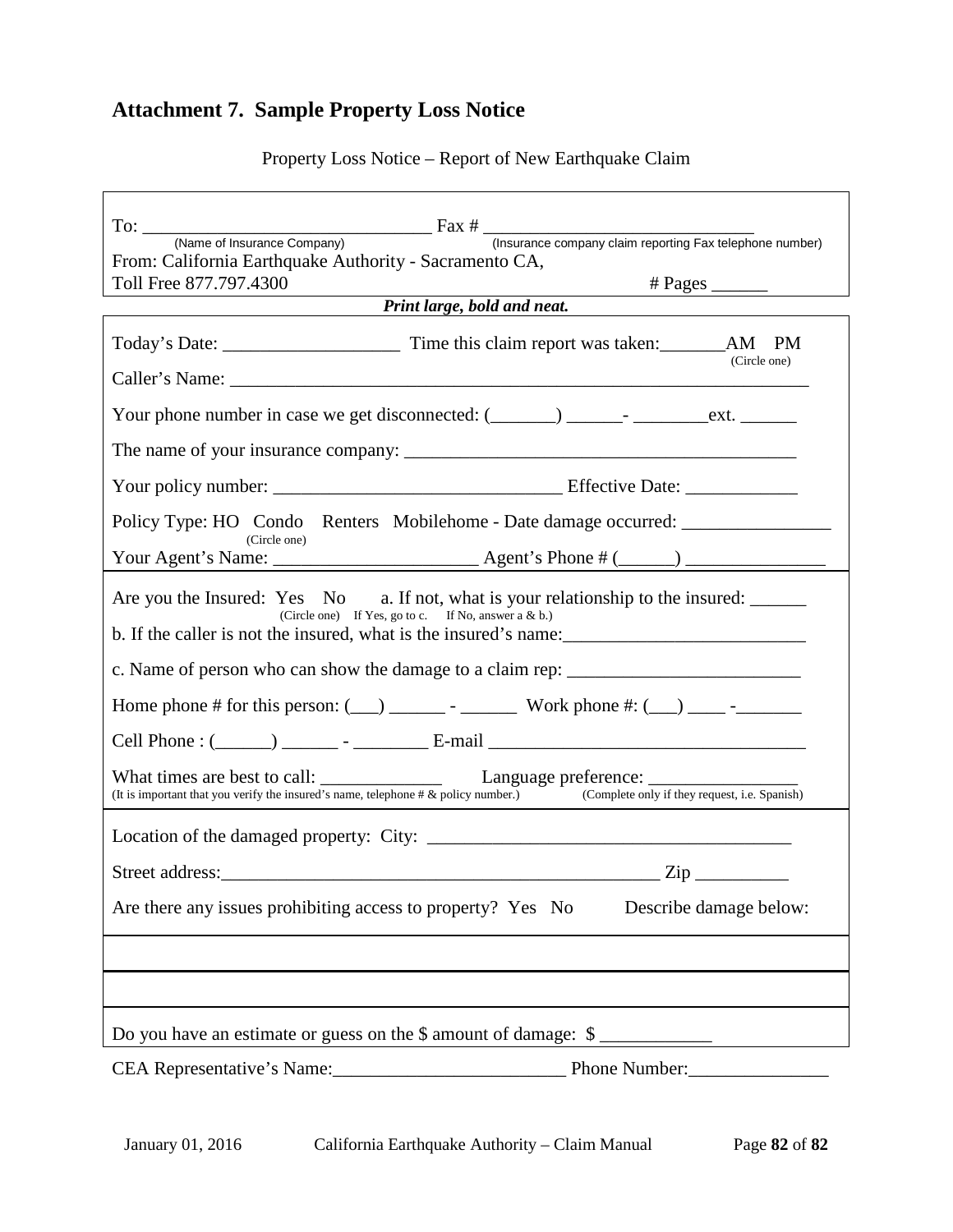## Attachment 7. Sample Property Loss Notice

Property Loss Notice – Report of New Earthquake Claim

To: ______________________________ Fax # ____________________________
(Name of Insurance Company) (Insurance company claim reporting Fax telephone number)
From: California Earthquake Authority - Sacramento CA,
Toll Free 877.797.4300 # Pages ______

***Print large, bold and neat.***

Today's Date: ___________________ Time this claim report was taken:_______AM PM
(Circle one)

Caller's Name: ______________________________________________________________

Your phone number in case we get disconnected: (_______) ______- ________ext. ______

The name of your insurance company: _________________________________________

Your policy number: ______________________________ Effective Date: ____________

Policy Type: HO Condo Renters Mobilehome - Date damage occurred: ________________
(Circle one)

Your Agent's Name: _____________________ Agent's Phone # (______) _______________

Are you the Insured: Yes No a. If not, what is your relationship to the insured: ______
(Circle one) If Yes, go to c. If No, answer a & b.)

b. If the caller is not the insured, what is the insured's name:__________________________

c. Name of person who can show the damage to a claim rep: _________________________

Home phone # for this person: (___) ______ - ______ Work phone #: (___) ____ -_______

Cell Phone : (______) ______ - ________ E-mail __________________________________

What times are best to call: _____________ Language preference: ________________
(It is important that you verify the insured's name, telephone # & policy number.) (Complete only if they request, i.e. Spanish)

Location of the damaged property: City: ______________________________________

Street address:_________________________________________________ Zip __________

Are there any issues prohibiting access to property? Yes No Describe damage below:

________________________________________________________________________________

________________________________________________________________________________

Do you have an estimate or guess on the $ amount of damage: $ ___________

CEA Representative's Name:_________________________ Phone Number:_______________